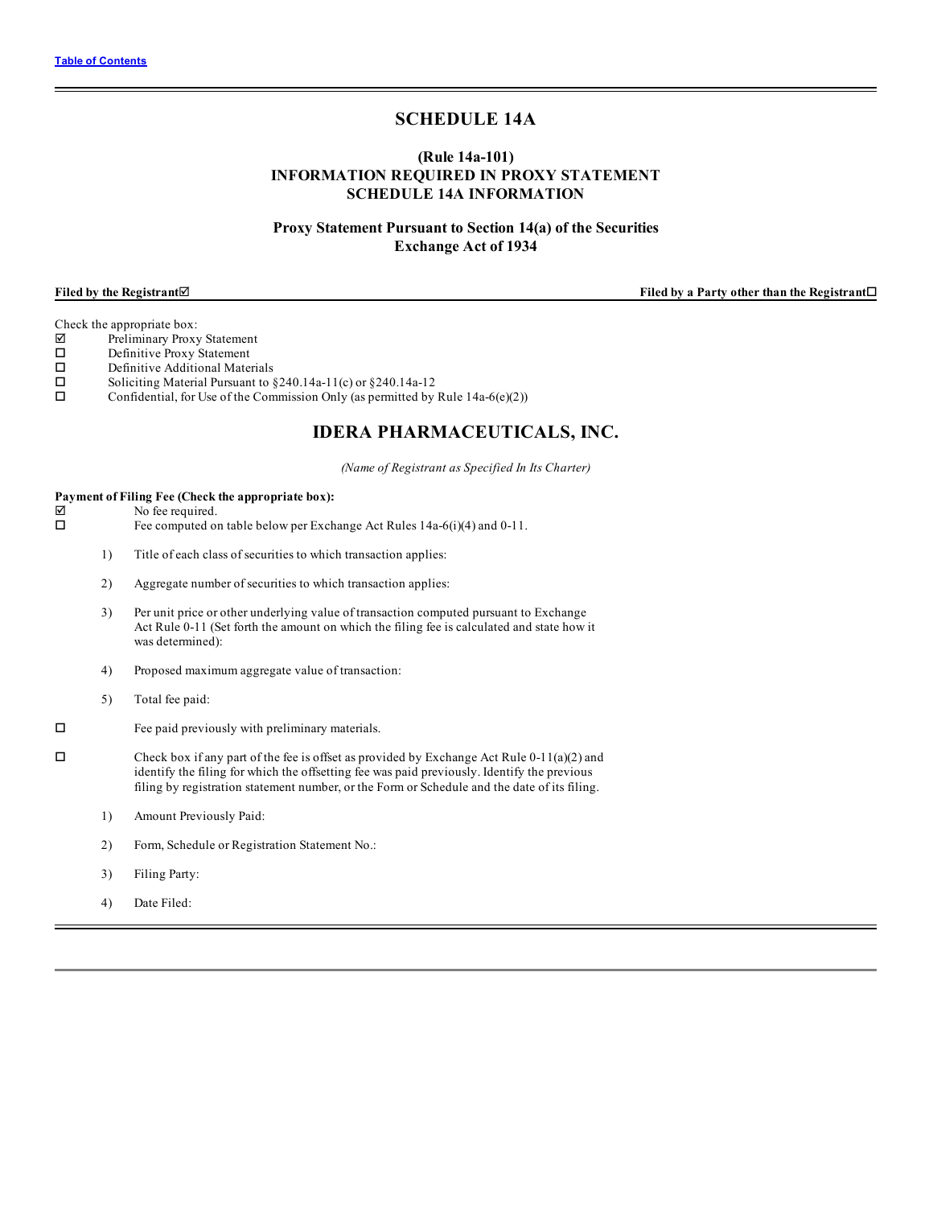Table of Contents

# SCHEDULE 14A

### (Rule 14a-101)
### INFORMATION REQUIRED IN PROXY STATEMENT
### SCHEDULE 14A INFORMATION

### Proxy Statement Pursuant to Section 14(a) of the Securities Exchange Act of 1934

**Filed by the Registrant**☑ **Filed by a Party other than the Registrant**☐

Check the appropriate box:

☑ Preliminary Proxy Statement
☐ Definitive Proxy Statement
☐ Definitive Additional Materials
☐ Soliciting Material Pursuant to §240.14a-11(c) or §240.14a-12
☐ Confidential, for Use of the Commission Only (as permitted by Rule 14a-6(e)(2))

## IDERA PHARMACEUTICALS, INC.

*(Name of Registrant as Specified In Its Charter)*

**Payment of Filing Fee (Check the appropriate box):**

☑ No fee required.
☐ Fee computed on table below per Exchange Act Rules 14a-6(i)(4) and 0-11.

1) Title of each class of securities to which transaction applies:

2) Aggregate number of securities to which transaction applies:

3) Per unit price or other underlying value of transaction computed pursuant to Exchange Act Rule 0-11 (Set forth the amount on which the filing fee is calculated and state how it was determined):

4) Proposed maximum aggregate value of transaction:

5) Total fee paid:

☐ Fee paid previously with preliminary materials.

☐ Check box if any part of the fee is offset as provided by Exchange Act Rule 0-11(a)(2) and identify the filing for which the offsetting fee was paid previously. Identify the previous filing by registration statement number, or the Form or Schedule and the date of its filing.

1) Amount Previously Paid:

2) Form, Schedule or Registration Statement No.:

3) Filing Party:

4) Date Filed: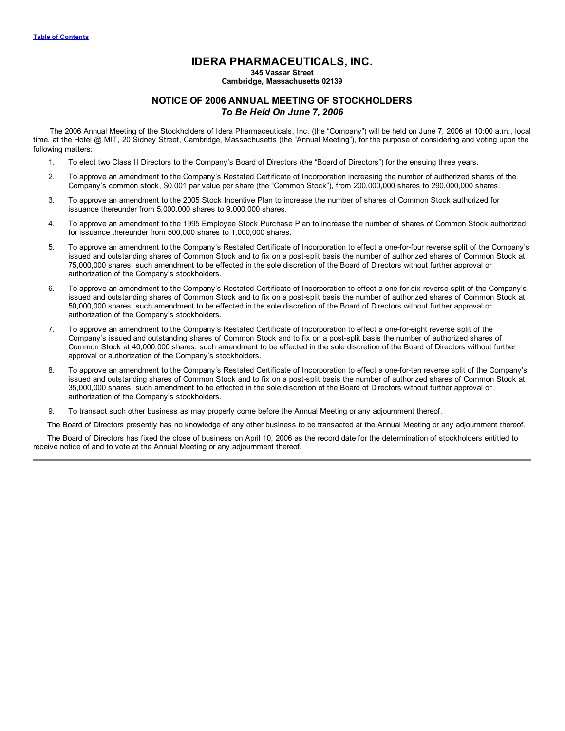# IDERA PHARMACEUTICALS, INC.

**345 Vassar Street**
**Cambridge, Massachusetts 02139**

## NOTICE OF 2006 ANNUAL MEETING OF STOCKHOLDERS
*To Be Held On June 7, 2006*

The 2006 Annual Meeting of the Stockholders of Idera Pharmaceuticals, Inc. (the "Company") will be held on June 7, 2006 at 10:00 a.m., local time, at the Hotel @ MIT, 20 Sidney Street, Cambridge, Massachusetts (the "Annual Meeting"), for the purpose of considering and voting upon the following matters:

1. To elect two Class II Directors to the Company's Board of Directors (the "Board of Directors") for the ensuing three years.
2. To approve an amendment to the Company's Restated Certificate of Incorporation increasing the number of authorized shares of the Company's common stock, $0.001 par value per share (the "Common Stock"), from 200,000,000 shares to 290,000,000 shares.
3. To approve an amendment to the 2005 Stock Incentive Plan to increase the number of shares of Common Stock authorized for issuance thereunder from 5,000,000 shares to 9,000,000 shares.
4. To approve an amendment to the 1995 Employee Stock Purchase Plan to increase the number of shares of Common Stock authorized for issuance thereunder from 500,000 shares to 1,000,000 shares.
5. To approve an amendment to the Company's Restated Certificate of Incorporation to effect a one-for-four reverse split of the Company's issued and outstanding shares of Common Stock and to fix on a post-split basis the number of authorized shares of Common Stock at 75,000,000 shares, such amendment to be effected in the sole discretion of the Board of Directors without further approval or authorization of the Company's stockholders.
6. To approve an amendment to the Company's Restated Certificate of Incorporation to effect a one-for-six reverse split of the Company's issued and outstanding shares of Common Stock and to fix on a post-split basis the number of authorized shares of Common Stock at 50,000,000 shares, such amendment to be effected in the sole discretion of the Board of Directors without further approval or authorization of the Company's stockholders.
7. To approve an amendment to the Company's Restated Certificate of Incorporation to effect a one-for-eight reverse split of the Company's issued and outstanding shares of Common Stock and to fix on a post-split basis the number of authorized shares of Common Stock at 40,000,000 shares, such amendment to be effected in the sole discretion of the Board of Directors without further approval or authorization of the Company's stockholders.
8. To approve an amendment to the Company's Restated Certificate of Incorporation to effect a one-for-ten reverse split of the Company's issued and outstanding shares of Common Stock and to fix on a post-split basis the number of authorized shares of Common Stock at 35,000,000 shares, such amendment to be effected in the sole discretion of the Board of Directors without further approval or authorization of the Company's stockholders.
9. To transact such other business as may properly come before the Annual Meeting or any adjournment thereof.

The Board of Directors presently has no knowledge of any other business to be transacted at the Annual Meeting or any adjournment thereof.

The Board of Directors has fixed the close of business on April 10, 2006 as the record date for the determination of stockholders entitled to receive notice of and to vote at the Annual Meeting or any adjournment thereof.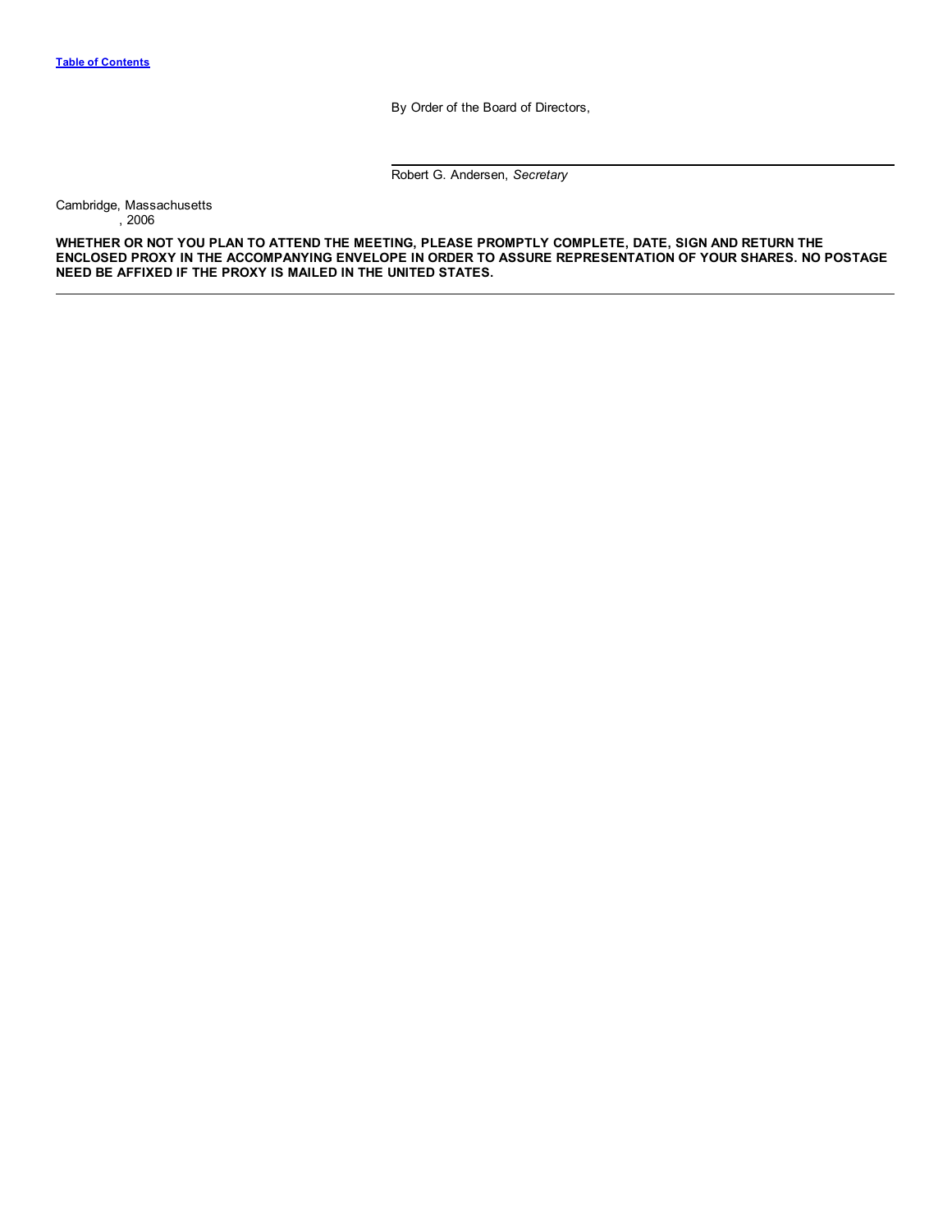By Order of the Board of Directors,

Robert G. Andersen, *Secretary*

Cambridge, Massachusetts
, 2006

**WHETHER OR NOT YOU PLAN TO ATTEND THE MEETING, PLEASE PROMPTLY COMPLETE, DATE, SIGN AND RETURN THE ENCLOSED PROXY IN THE ACCOMPANYING ENVELOPE IN ORDER TO ASSURE REPRESENTATION OF YOUR SHARES. NO POSTAGE NEED BE AFFIXED IF THE PROXY IS MAILED IN THE UNITED STATES.**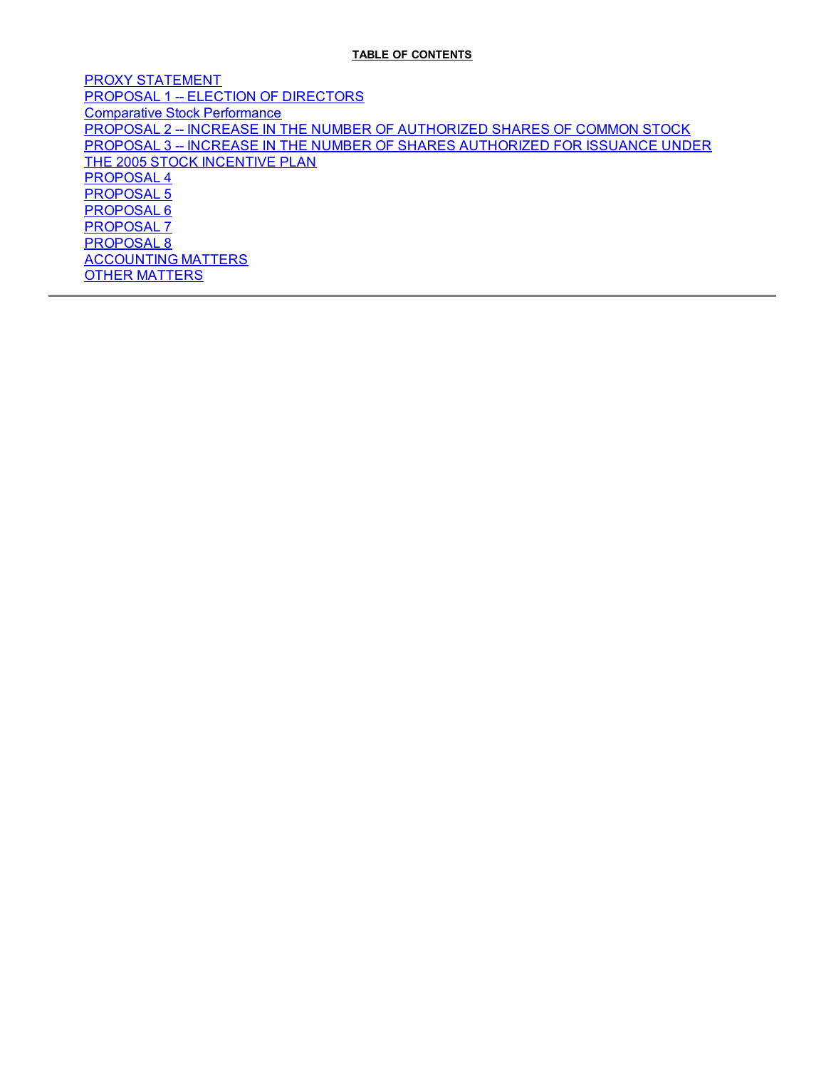**TABLE OF CONTENTS**

PROXY STATEMENT
PROPOSAL 1 -- ELECTION OF DIRECTORS
Comparative Stock Performance
PROPOSAL 2 -- INCREASE IN THE NUMBER OF AUTHORIZED SHARES OF COMMON STOCK
PROPOSAL 3 -- INCREASE IN THE NUMBER OF SHARES AUTHORIZED FOR ISSUANCE UNDER THE 2005 STOCK INCENTIVE PLAN
PROPOSAL 4
PROPOSAL 5
PROPOSAL 6
PROPOSAL 7
PROPOSAL 8
ACCOUNTING MATTERS
OTHER MATTERS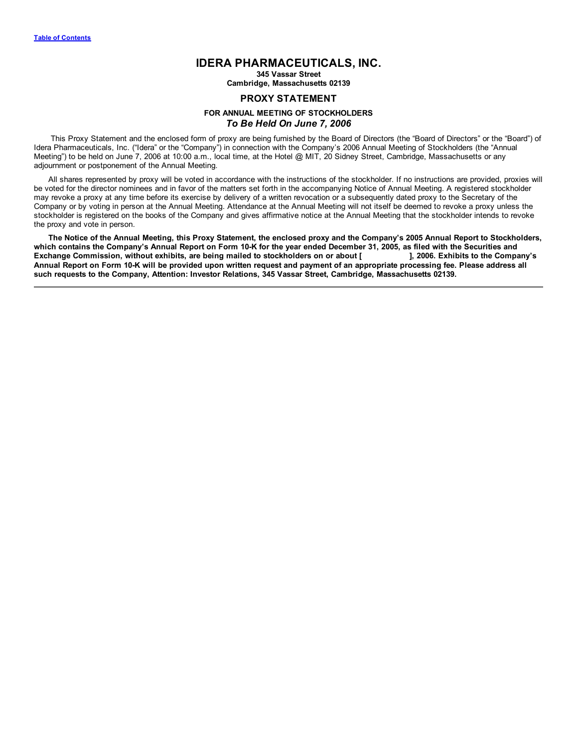[Table of Contents](#)

# IDERA PHARMACEUTICALS, INC.

**345 Vassar Street**
**Cambridge, Massachusetts 02139**

## PROXY STATEMENT

### FOR ANNUAL MEETING OF STOCKHOLDERS
*To Be Held On June 7, 2006*

This Proxy Statement and the enclosed form of proxy are being furnished by the Board of Directors (the "Board of Directors" or the "Board") of Idera Pharmaceuticals, Inc. ("Idera" or the "Company") in connection with the Company's 2006 Annual Meeting of Stockholders (the "Annual Meeting") to be held on June 7, 2006 at 10:00 a.m., local time, at the Hotel @ MIT, 20 Sidney Street, Cambridge, Massachusetts or any adjournment or postponement of the Annual Meeting.

All shares represented by proxy will be voted in accordance with the instructions of the stockholder. If no instructions are provided, proxies will be voted for the director nominees and in favor of the matters set forth in the accompanying Notice of Annual Meeting. A registered stockholder may revoke a proxy at any time before its exercise by delivery of a written revocation or a subsequently dated proxy to the Secretary of the Company or by voting in person at the Annual Meeting. Attendance at the Annual Meeting will not itself be deemed to revoke a proxy unless the stockholder is registered on the books of the Company and gives affirmative notice at the Annual Meeting that the stockholder intends to revoke the proxy and vote in person.

**The Notice of the Annual Meeting, this Proxy Statement, the enclosed proxy and the Company's 2005 Annual Report to Stockholders, which contains the Company's Annual Report on Form 10-K for the year ended December 31, 2005, as filed with the Securities and Exchange Commission, without exhibits, are being mailed to stockholders on or about [ ], 2006. Exhibits to the Company's Annual Report on Form 10-K will be provided upon written request and payment of an appropriate processing fee. Please address all such requests to the Company, Attention: Investor Relations, 345 Vassar Street, Cambridge, Massachusetts 02139.**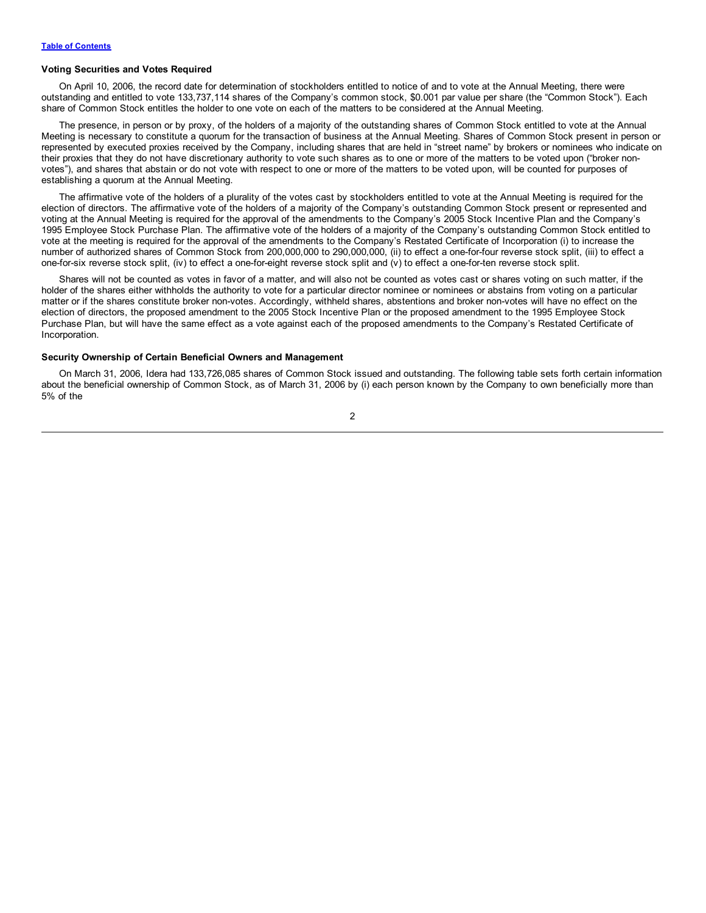### Voting Securities and Votes Required

On April 10, 2006, the record date for determination of stockholders entitled to notice of and to vote at the Annual Meeting, there were outstanding and entitled to vote 133,737,114 shares of the Company's common stock, $0.001 par value per share (the "Common Stock"). Each share of Common Stock entitles the holder to one vote on each of the matters to be considered at the Annual Meeting.

The presence, in person or by proxy, of the holders of a majority of the outstanding shares of Common Stock entitled to vote at the Annual Meeting is necessary to constitute a quorum for the transaction of business at the Annual Meeting. Shares of Common Stock present in person or represented by executed proxies received by the Company, including shares that are held in "street name" by brokers or nominees who indicate on their proxies that they do not have discretionary authority to vote such shares as to one or more of the matters to be voted upon ("broker non-votes"), and shares that abstain or do not vote with respect to one or more of the matters to be voted upon, will be counted for purposes of establishing a quorum at the Annual Meeting.

The affirmative vote of the holders of a plurality of the votes cast by stockholders entitled to vote at the Annual Meeting is required for the election of directors. The affirmative vote of the holders of a majority of the Company's outstanding Common Stock present or represented and voting at the Annual Meeting is required for the approval of the amendments to the Company's 2005 Stock Incentive Plan and the Company's 1995 Employee Stock Purchase Plan. The affirmative vote of the holders of a majority of the Company's outstanding Common Stock entitled to vote at the meeting is required for the approval of the amendments to the Company's Restated Certificate of Incorporation (i) to increase the number of authorized shares of Common Stock from 200,000,000 to 290,000,000, (ii) to effect a one-for-four reverse stock split, (iii) to effect a one-for-six reverse stock split, (iv) to effect a one-for-eight reverse stock split and (v) to effect a one-for-ten reverse stock split.

Shares will not be counted as votes in favor of a matter, and will also not be counted as votes cast or shares voting on such matter, if the holder of the shares either withholds the authority to vote for a particular director nominee or nominees or abstains from voting on a particular matter or if the shares constitute broker non-votes. Accordingly, withheld shares, abstentions and broker non-votes will have no effect on the election of directors, the proposed amendment to the 2005 Stock Incentive Plan or the proposed amendment to the 1995 Employee Stock Purchase Plan, but will have the same effect as a vote against each of the proposed amendments to the Company's Restated Certificate of Incorporation.

### Security Ownership of Certain Beneficial Owners and Management

On March 31, 2006, Idera had 133,726,085 shares of Common Stock issued and outstanding. The following table sets forth certain information about the beneficial ownership of Common Stock, as of March 31, 2006 by (i) each person known by the Company to own beneficially more than 5% of the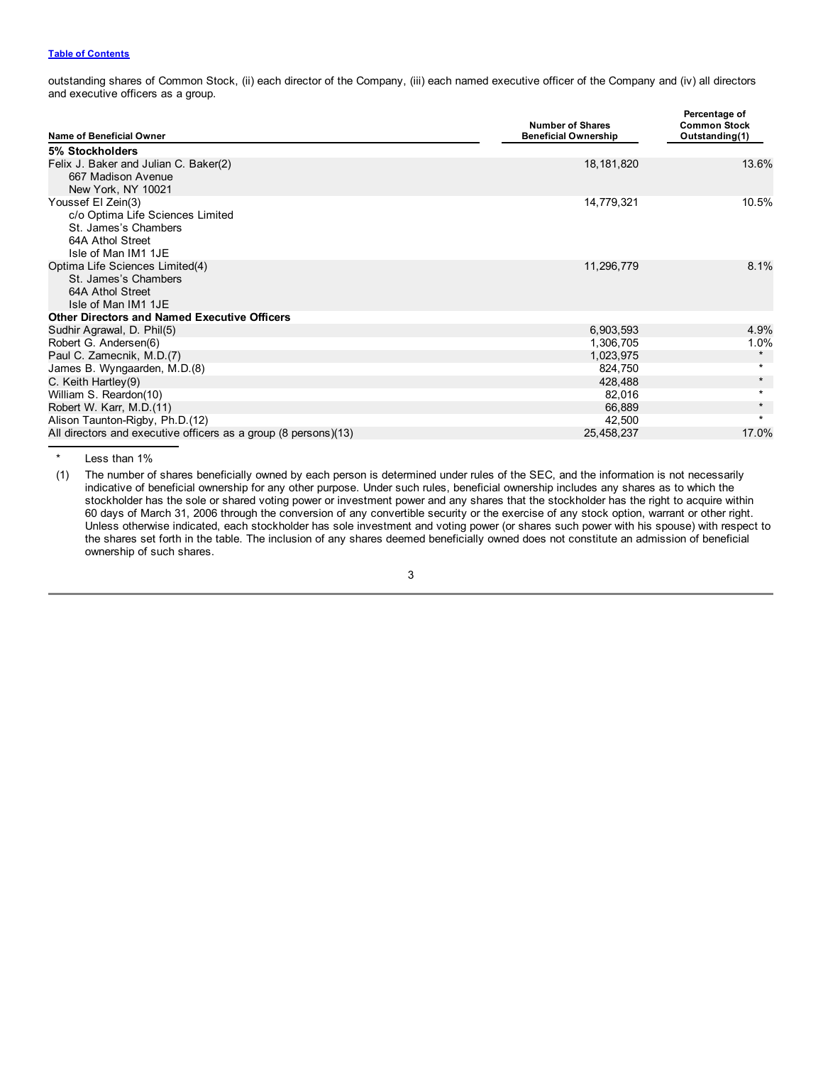outstanding shares of Common Stock, (ii) each director of the Company, (iii) each named executive officer of the Company and (iv) all directors and executive officers as a group.

| Name of Beneficial Owner | Number of Shares Beneficial Ownership | Percentage of Common Stock Outstanding(1) |
|---|---|---|
| **5% Stockholders** | | |
| Felix J. Baker and Julian C. Baker(2)<br>667 Madison Avenue<br>New York, NY 10021 | 18,181,820 | 13.6% |
| Youssef El Zein(3)<br>c/o Optima Life Sciences Limited<br>St. James's Chambers<br>64A Athol Street<br>Isle of Man IM1 1JE | 14,779,321 | 10.5% |
| Optima Life Sciences Limited(4)<br>St. James's Chambers<br>64A Athol Street<br>Isle of Man IM1 1JE | 11,296,779 | 8.1% |
| **Other Directors and Named Executive Officers** | | |
| Sudhir Agrawal, D. Phil(5) | 6,903,593 | 4.9% |
| Robert G. Andersen(6) | 1,306,705 | 1.0% |
| Paul C. Zamecnik, M.D.(7) | 1,023,975 | * |
| James B. Wyngaarden, M.D.(8) | 824,750 | * |
| C. Keith Hartley(9) | 428,488 | * |
| William S. Reardon(10) | 82,016 | * |
| Robert W. Karr, M.D.(11) | 66,889 | * |
| Alison Taunton-Rigby, Ph.D.(12) | 42,500 | * |
| All directors and executive officers as a group (8 persons)(13) | 25,458,237 | 17.0% |

\* Less than 1%

(1) The number of shares beneficially owned by each person is determined under rules of the SEC, and the information is not necessarily indicative of beneficial ownership for any other purpose. Under such rules, beneficial ownership includes any shares as to which the stockholder has the sole or shared voting power or investment power and any shares that the stockholder has the right to acquire within 60 days of March 31, 2006 through the conversion of any convertible security or the exercise of any stock option, warrant or other right. Unless otherwise indicated, each stockholder has sole investment and voting power (or shares such power with his spouse) with respect to the shares set forth in the table. The inclusion of any shares deemed beneficially owned does not constitute an admission of beneficial ownership of such shares.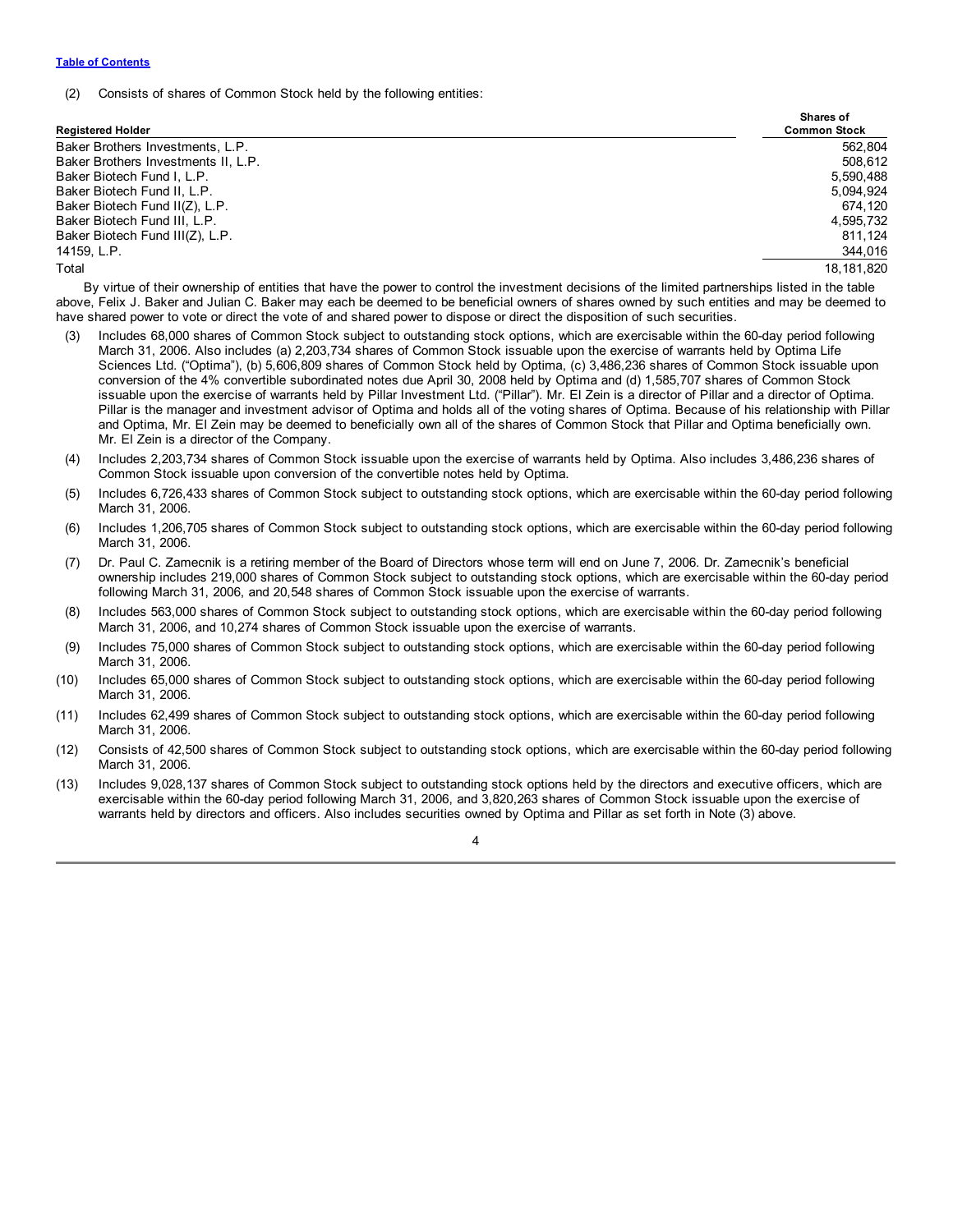(2) Consists of shares of Common Stock held by the following entities:

| Registered Holder | Shares of Common Stock |
|---|---|
| Baker Brothers Investments, L.P. | 562,804 |
| Baker Brothers Investments II, L.P. | 508,612 |
| Baker Biotech Fund I, L.P. | 5,590,488 |
| Baker Biotech Fund II, L.P. | 5,094,924 |
| Baker Biotech Fund II(Z), L.P. | 674,120 |
| Baker Biotech Fund III, L.P. | 4,595,732 |
| Baker Biotech Fund III(Z), L.P. | 811,124 |
| 14159, L.P. | 344,016 |
| Total | 18,181,820 |

By virtue of their ownership of entities that have the power to control the investment decisions of the limited partnerships listed in the table above, Felix J. Baker and Julian C. Baker may each be deemed to be beneficial owners of shares owned by such entities and may be deemed to have shared power to vote or direct the vote of and shared power to dispose or direct the disposition of such securities.

(3) Includes 68,000 shares of Common Stock subject to outstanding stock options, which are exercisable within the 60-day period following March 31, 2006. Also includes (a) 2,203,734 shares of Common Stock issuable upon the exercise of warrants held by Optima Life Sciences Ltd. ("Optima"), (b) 5,606,809 shares of Common Stock held by Optima, (c) 3,486,236 shares of Common Stock issuable upon conversion of the 4% convertible subordinated notes due April 30, 2008 held by Optima and (d) 1,585,707 shares of Common Stock issuable upon the exercise of warrants held by Pillar Investment Ltd. ("Pillar"). Mr. El Zein is a director of Pillar and a director of Optima. Pillar is the manager and investment advisor of Optima and holds all of the voting shares of Optima. Because of his relationship with Pillar and Optima, Mr. El Zein may be deemed to beneficially own all of the shares of Common Stock that Pillar and Optima beneficially own. Mr. El Zein is a director of the Company.

(4) Includes 2,203,734 shares of Common Stock issuable upon the exercise of warrants held by Optima. Also includes 3,486,236 shares of Common Stock issuable upon conversion of the convertible notes held by Optima.

(5) Includes 6,726,433 shares of Common Stock subject to outstanding stock options, which are exercisable within the 60-day period following March 31, 2006.

(6) Includes 1,206,705 shares of Common Stock subject to outstanding stock options, which are exercisable within the 60-day period following March 31, 2006.

(7) Dr. Paul C. Zamecnik is a retiring member of the Board of Directors whose term will end on June 7, 2006. Dr. Zamecnik's beneficial ownership includes 219,000 shares of Common Stock subject to outstanding stock options, which are exercisable within the 60-day period following March 31, 2006, and 20,548 shares of Common Stock issuable upon the exercise of warrants.

(8) Includes 563,000 shares of Common Stock subject to outstanding stock options, which are exercisable within the 60-day period following March 31, 2006, and 10,274 shares of Common Stock issuable upon the exercise of warrants.

(9) Includes 75,000 shares of Common Stock subject to outstanding stock options, which are exercisable within the 60-day period following March 31, 2006.

(10) Includes 65,000 shares of Common Stock subject to outstanding stock options, which are exercisable within the 60-day period following March 31, 2006.

(11) Includes 62,499 shares of Common Stock subject to outstanding stock options, which are exercisable within the 60-day period following March 31, 2006.

(12) Consists of 42,500 shares of Common Stock subject to outstanding stock options, which are exercisable within the 60-day period following March 31, 2006.

(13) Includes 9,028,137 shares of Common Stock subject to outstanding stock options held by the directors and executive officers, which are exercisable within the 60-day period following March 31, 2006, and 3,820,263 shares of Common Stock issuable upon the exercise of warrants held by directors and officers. Also includes securities owned by Optima and Pillar as set forth in Note (3) above.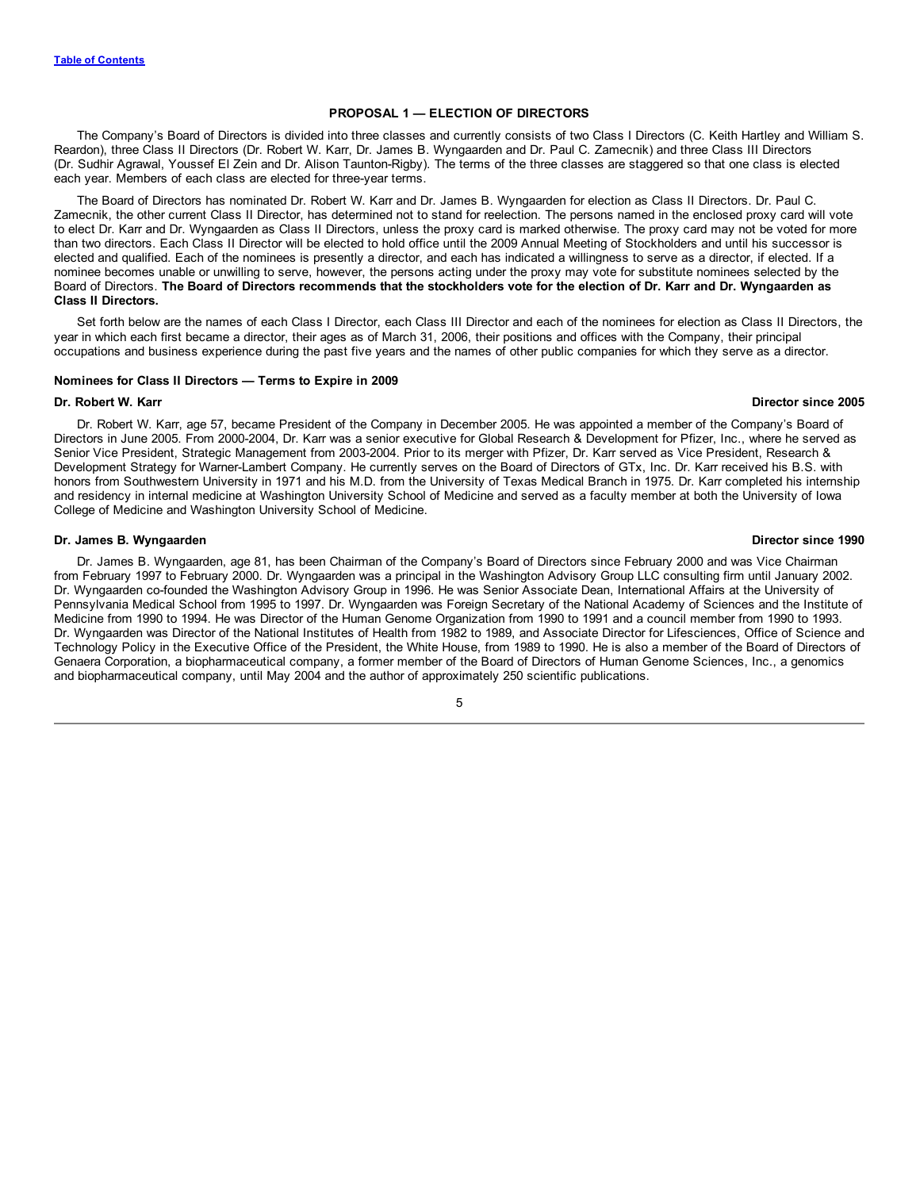## PROPOSAL 1 — ELECTION OF DIRECTORS

The Company's Board of Directors is divided into three classes and currently consists of two Class I Directors (C. Keith Hartley and William S. Reardon), three Class II Directors (Dr. Robert W. Karr, Dr. James B. Wyngaarden and Dr. Paul C. Zamecnik) and three Class III Directors (Dr. Sudhir Agrawal, Youssef El Zein and Dr. Alison Taunton-Rigby). The terms of the three classes are staggered so that one class is elected each year. Members of each class are elected for three-year terms.

The Board of Directors has nominated Dr. Robert W. Karr and Dr. James B. Wyngaarden for election as Class II Directors. Dr. Paul C. Zamecnik, the other current Class II Director, has determined not to stand for reelection. The persons named in the enclosed proxy card will vote to elect Dr. Karr and Dr. Wyngaarden as Class II Directors, unless the proxy card is marked otherwise. The proxy card may not be voted for more than two directors. Each Class II Director will be elected to hold office until the 2009 Annual Meeting of Stockholders and until his successor is elected and qualified. Each of the nominees is presently a director, and each has indicated a willingness to serve as a director, if elected. If a nominee becomes unable or unwilling to serve, however, the persons acting under the proxy may vote for substitute nominees selected by the Board of Directors. **The Board of Directors recommends that the stockholders vote for the election of Dr. Karr and Dr. Wyngaarden as Class II Directors.**

Set forth below are the names of each Class I Director, each Class III Director and each of the nominees for election as Class II Directors, the year in which each first became a director, their ages as of March 31, 2006, their positions and offices with the Company, their principal occupations and business experience during the past five years and the names of other public companies for which they serve as a director.

### Nominees for Class II Directors — Terms to Expire in 2009

**Dr. Robert W. Karr** — **Director since 2005**

Dr. Robert W. Karr, age 57, became President of the Company in December 2005. He was appointed a member of the Company's Board of Directors in June 2005. From 2000-2004, Dr. Karr was a senior executive for Global Research & Development for Pfizer, Inc., where he served as Senior Vice President, Strategic Management from 2003-2004. Prior to its merger with Pfizer, Dr. Karr served as Vice President, Research & Development Strategy for Warner-Lambert Company. He currently serves on the Board of Directors of GTx, Inc. Dr. Karr received his B.S. with honors from Southwestern University in 1971 and his M.D. from the University of Texas Medical Branch in 1975. Dr. Karr completed his internship and residency in internal medicine at Washington University School of Medicine and served as a faculty member at both the University of Iowa College of Medicine and Washington University School of Medicine.

**Dr. James B. Wyngaarden** — **Director since 1990**

Dr. James B. Wyngaarden, age 81, has been Chairman of the Company's Board of Directors since February 2000 and was Vice Chairman from February 1997 to February 2000. Dr. Wyngaarden was a principal in the Washington Advisory Group LLC consulting firm until January 2002. Dr. Wyngaarden co-founded the Washington Advisory Group in 1996. He was Senior Associate Dean, International Affairs at the University of Pennsylvania Medical School from 1995 to 1997. Dr. Wyngaarden was Foreign Secretary of the National Academy of Sciences and the Institute of Medicine from 1990 to 1994. He was Director of the Human Genome Organization from 1990 to 1991 and a council member from 1990 to 1993. Dr. Wyngaarden was Director of the National Institutes of Health from 1982 to 1989, and Associate Director for Lifesciences, Office of Science and Technology Policy in the Executive Office of the President, the White House, from 1989 to 1990. He is also a member of the Board of Directors of Genaera Corporation, a biopharmaceutical company, a former member of the Board of Directors of Human Genome Sciences, Inc., a genomics and biopharmaceutical company, until May 2004 and the author of approximately 250 scientific publications.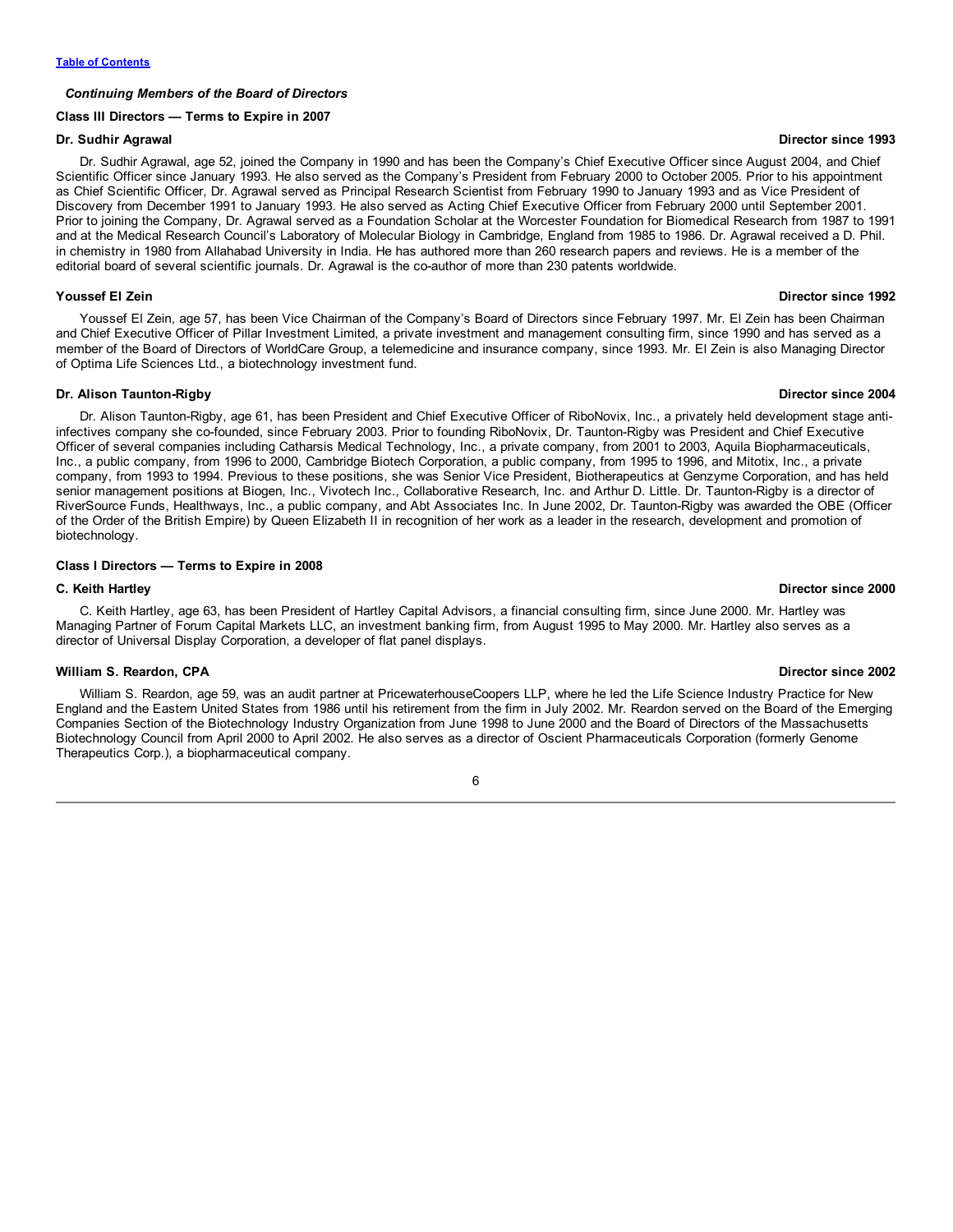*Continuing Members of the Board of Directors*

**Class III Directors — Terms to Expire in 2007**

**Dr. Sudhir Agrawal** **Director since 1993**

Dr. Sudhir Agrawal, age 52, joined the Company in 1990 and has been the Company's Chief Executive Officer since August 2004, and Chief Scientific Officer since January 1993. He also served as the Company's President from February 2000 to October 2005. Prior to his appointment as Chief Scientific Officer, Dr. Agrawal served as Principal Research Scientist from February 1990 to January 1993 and as Vice President of Discovery from December 1991 to January 1993. He also served as Acting Chief Executive Officer from February 2000 until September 2001. Prior to joining the Company, Dr. Agrawal served as a Foundation Scholar at the Worcester Foundation for Biomedical Research from 1987 to 1991 and at the Medical Research Council's Laboratory of Molecular Biology in Cambridge, England from 1985 to 1986. Dr. Agrawal received a D. Phil. in chemistry in 1980 from Allahabad University in India. He has authored more than 260 research papers and reviews. He is a member of the editorial board of several scientific journals. Dr. Agrawal is the co-author of more than 230 patents worldwide.

**Youssef El Zein** **Director since 1992**

Youssef El Zein, age 57, has been Vice Chairman of the Company's Board of Directors since February 1997. Mr. El Zein has been Chairman and Chief Executive Officer of Pillar Investment Limited, a private investment and management consulting firm, since 1990 and has served as a member of the Board of Directors of WorldCare Group, a telemedicine and insurance company, since 1993. Mr. El Zein is also Managing Director of Optima Life Sciences Ltd., a biotechnology investment fund.

**Dr. Alison Taunton-Rigby** **Director since 2004**

Dr. Alison Taunton-Rigby, age 61, has been President and Chief Executive Officer of RiboNovix, Inc., a privately held development stage anti-infectives company she co-founded, since February 2003. Prior to founding RiboNovix, Dr. Taunton-Rigby was President and Chief Executive Officer of several companies including Catharsis Medical Technology, Inc., a private company, from 2001 to 2003, Aquila Biopharmaceuticals, Inc., a public company, from 1996 to 2000, Cambridge Biotech Corporation, a public company, from 1995 to 1996, and Mitotix, Inc., a private company, from 1993 to 1994. Previous to these positions, she was Senior Vice President, Biotherapeutics at Genzyme Corporation, and has held senior management positions at Biogen, Inc., Vivotech Inc., Collaborative Research, Inc. and Arthur D. Little. Dr. Taunton-Rigby is a director of RiverSource Funds, Healthways, Inc., a public company, and Abt Associates Inc. In June 2002, Dr. Taunton-Rigby was awarded the OBE (Officer of the Order of the British Empire) by Queen Elizabeth II in recognition of her work as a leader in the research, development and promotion of biotechnology.

**Class I Directors — Terms to Expire in 2008**

**C. Keith Hartley** **Director since 2000**

C. Keith Hartley, age 63, has been President of Hartley Capital Advisors, a financial consulting firm, since June 2000. Mr. Hartley was Managing Partner of Forum Capital Markets LLC, an investment banking firm, from August 1995 to May 2000. Mr. Hartley also serves as a director of Universal Display Corporation, a developer of flat panel displays.

**William S. Reardon, CPA** **Director since 2002**

William S. Reardon, age 59, was an audit partner at PricewaterhouseCoopers LLP, where he led the Life Science Industry Practice for New England and the Eastern United States from 1986 until his retirement from the firm in July 2002. Mr. Reardon served on the Board of the Emerging Companies Section of the Biotechnology Industry Organization from June 1998 to June 2000 and the Board of Directors of the Massachusetts Biotechnology Council from April 2000 to April 2002. He also serves as a director of Oscient Pharmaceuticals Corporation (formerly Genome Therapeutics Corp.), a biopharmaceutical company.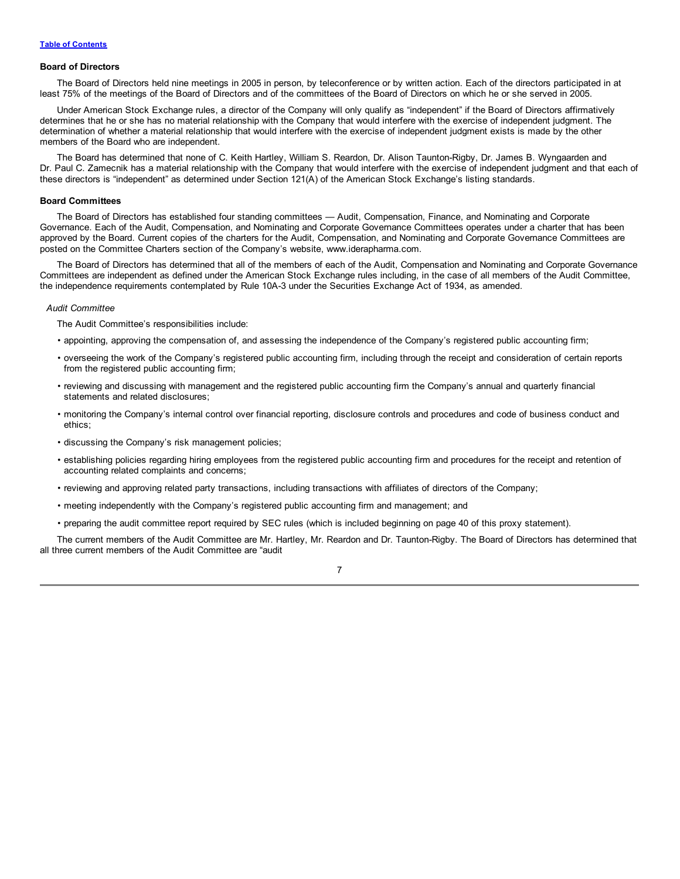[Table of Contents](#)

### Board of Directors

The Board of Directors held nine meetings in 2005 in person, by teleconference or by written action. Each of the directors participated in at least 75% of the meetings of the Board of Directors and of the committees of the Board of Directors on which he or she served in 2005.

Under American Stock Exchange rules, a director of the Company will only qualify as "independent" if the Board of Directors affirmatively determines that he or she has no material relationship with the Company that would interfere with the exercise of independent judgment. The determination of whether a material relationship that would interfere with the exercise of independent judgment exists is made by the other members of the Board who are independent.

The Board has determined that none of C. Keith Hartley, William S. Reardon, Dr. Alison Taunton-Rigby, Dr. James B. Wyngaarden and Dr. Paul C. Zamecnik has a material relationship with the Company that would interfere with the exercise of independent judgment and that each of these directors is "independent" as determined under Section 121(A) of the American Stock Exchange's listing standards.

### Board Committees

The Board of Directors has established four standing committees — Audit, Compensation, Finance, and Nominating and Corporate Governance. Each of the Audit, Compensation, and Nominating and Corporate Governance Committees operates under a charter that has been approved by the Board. Current copies of the charters for the Audit, Compensation, and Nominating and Corporate Governance Committees are posted on the Committee Charters section of the Company's website, www.iderapharma.com.

The Board of Directors has determined that all of the members of each of the Audit, Compensation and Nominating and Corporate Governance Committees are independent as defined under the American Stock Exchange rules including, in the case of all members of the Audit Committee, the independence requirements contemplated by Rule 10A-3 under the Securities Exchange Act of 1934, as amended.

*Audit Committee*

The Audit Committee's responsibilities include:

- appointing, approving the compensation of, and assessing the independence of the Company's registered public accounting firm;
- overseeing the work of the Company's registered public accounting firm, including through the receipt and consideration of certain reports from the registered public accounting firm;
- reviewing and discussing with management and the registered public accounting firm the Company's annual and quarterly financial statements and related disclosures;
- monitoring the Company's internal control over financial reporting, disclosure controls and procedures and code of business conduct and ethics;
- discussing the Company's risk management policies;
- establishing policies regarding hiring employees from the registered public accounting firm and procedures for the receipt and retention of accounting related complaints and concerns;
- reviewing and approving related party transactions, including transactions with affiliates of directors of the Company;
- meeting independently with the Company's registered public accounting firm and management; and
- preparing the audit committee report required by SEC rules (which is included beginning on page 40 of this proxy statement).

The current members of the Audit Committee are Mr. Hartley, Mr. Reardon and Dr. Taunton-Rigby. The Board of Directors has determined that all three current members of the Audit Committee are "audit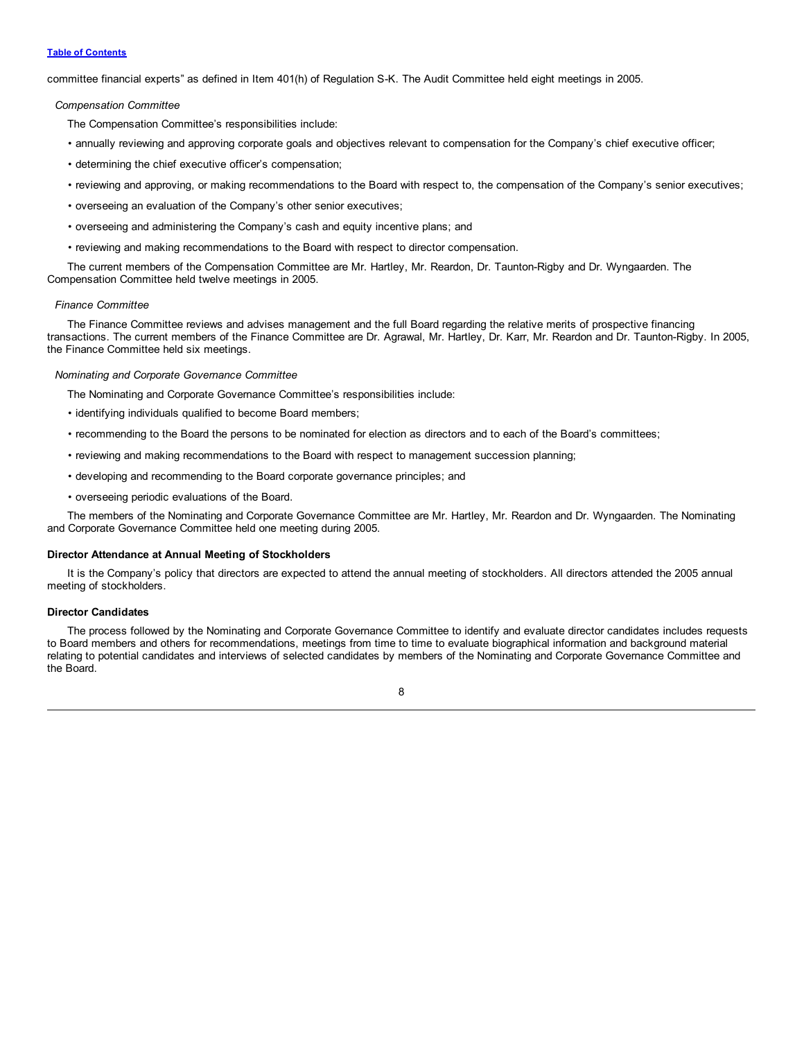committee financial experts" as defined in Item 401(h) of Regulation S-K. The Audit Committee held eight meetings in 2005.

*Compensation Committee*

The Compensation Committee's responsibilities include:

- annually reviewing and approving corporate goals and objectives relevant to compensation for the Company's chief executive officer;
- determining the chief executive officer's compensation;
- reviewing and approving, or making recommendations to the Board with respect to, the compensation of the Company's senior executives;
- overseeing an evaluation of the Company's other senior executives;
- overseeing and administering the Company's cash and equity incentive plans; and
- reviewing and making recommendations to the Board with respect to director compensation.

The current members of the Compensation Committee are Mr. Hartley, Mr. Reardon, Dr. Taunton-Rigby and Dr. Wyngaarden. The Compensation Committee held twelve meetings in 2005.

*Finance Committee*

The Finance Committee reviews and advises management and the full Board regarding the relative merits of prospective financing transactions. The current members of the Finance Committee are Dr. Agrawal, Mr. Hartley, Dr. Karr, Mr. Reardon and Dr. Taunton-Rigby. In 2005, the Finance Committee held six meetings.

*Nominating and Corporate Governance Committee*

The Nominating and Corporate Governance Committee's responsibilities include:

- identifying individuals qualified to become Board members;
- recommending to the Board the persons to be nominated for election as directors and to each of the Board's committees;
- reviewing and making recommendations to the Board with respect to management succession planning;
- developing and recommending to the Board corporate governance principles; and
- overseeing periodic evaluations of the Board.

The members of the Nominating and Corporate Governance Committee are Mr. Hartley, Mr. Reardon and Dr. Wyngaarden. The Nominating and Corporate Governance Committee held one meeting during 2005.

**Director Attendance at Annual Meeting of Stockholders**

It is the Company's policy that directors are expected to attend the annual meeting of stockholders. All directors attended the 2005 annual meeting of stockholders.

**Director Candidates**

The process followed by the Nominating and Corporate Governance Committee to identify and evaluate director candidates includes requests to Board members and others for recommendations, meetings from time to time to evaluate biographical information and background material relating to potential candidates and interviews of selected candidates by members of the Nominating and Corporate Governance Committee and the Board.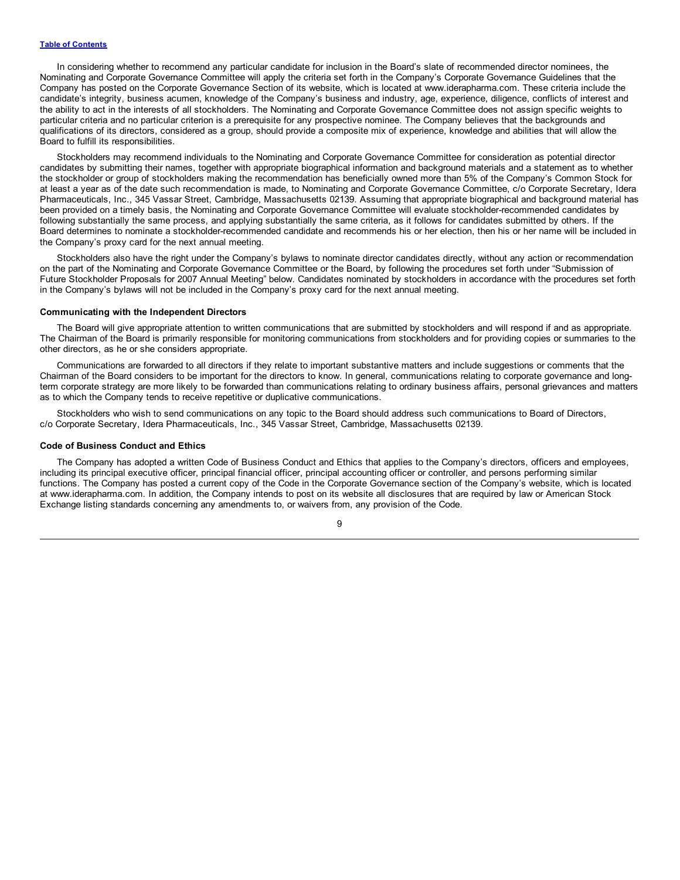In considering whether to recommend any particular candidate for inclusion in the Board's slate of recommended director nominees, the Nominating and Corporate Governance Committee will apply the criteria set forth in the Company's Corporate Governance Guidelines that the Company has posted on the Corporate Governance Section of its website, which is located at www.iderapharma.com. These criteria include the candidate's integrity, business acumen, knowledge of the Company's business and industry, age, experience, diligence, conflicts of interest and the ability to act in the interests of all stockholders. The Nominating and Corporate Governance Committee does not assign specific weights to particular criteria and no particular criterion is a prerequisite for any prospective nominee. The Company believes that the backgrounds and qualifications of its directors, considered as a group, should provide a composite mix of experience, knowledge and abilities that will allow the Board to fulfill its responsibilities.

Stockholders may recommend individuals to the Nominating and Corporate Governance Committee for consideration as potential director candidates by submitting their names, together with appropriate biographical information and background materials and a statement as to whether the stockholder or group of stockholders making the recommendation has beneficially owned more than 5% of the Company's Common Stock for at least a year as of the date such recommendation is made, to Nominating and Corporate Governance Committee, c/o Corporate Secretary, Idera Pharmaceuticals, Inc., 345 Vassar Street, Cambridge, Massachusetts 02139. Assuming that appropriate biographical and background material has been provided on a timely basis, the Nominating and Corporate Governance Committee will evaluate stockholder-recommended candidates by following substantially the same process, and applying substantially the same criteria, as it follows for candidates submitted by others. If the Board determines to nominate a stockholder-recommended candidate and recommends his or her election, then his or her name will be included in the Company's proxy card for the next annual meeting.

Stockholders also have the right under the Company's bylaws to nominate director candidates directly, without any action or recommendation on the part of the Nominating and Corporate Governance Committee or the Board, by following the procedures set forth under "Submission of Future Stockholder Proposals for 2007 Annual Meeting" below. Candidates nominated by stockholders in accordance with the procedures set forth in the Company's bylaws will not be included in the Company's proxy card for the next annual meeting.

**Communicating with the Independent Directors**

The Board will give appropriate attention to written communications that are submitted by stockholders and will respond if and as appropriate. The Chairman of the Board is primarily responsible for monitoring communications from stockholders and for providing copies or summaries to the other directors, as he or she considers appropriate.

Communications are forwarded to all directors if they relate to important substantive matters and include suggestions or comments that the Chairman of the Board considers to be important for the directors to know. In general, communications relating to corporate governance and long-term corporate strategy are more likely to be forwarded than communications relating to ordinary business affairs, personal grievances and matters as to which the Company tends to receive repetitive or duplicative communications.

Stockholders who wish to send communications on any topic to the Board should address such communications to Board of Directors, c/o Corporate Secretary, Idera Pharmaceuticals, Inc., 345 Vassar Street, Cambridge, Massachusetts 02139.

**Code of Business Conduct and Ethics**

The Company has adopted a written Code of Business Conduct and Ethics that applies to the Company's directors, officers and employees, including its principal executive officer, principal financial officer, principal accounting officer or controller, and persons performing similar functions. The Company has posted a current copy of the Code in the Corporate Governance section of the Company's website, which is located at www.iderapharma.com. In addition, the Company intends to post on its website all disclosures that are required by law or American Stock Exchange listing standards concerning any amendments to, or waivers from, any provision of the Code.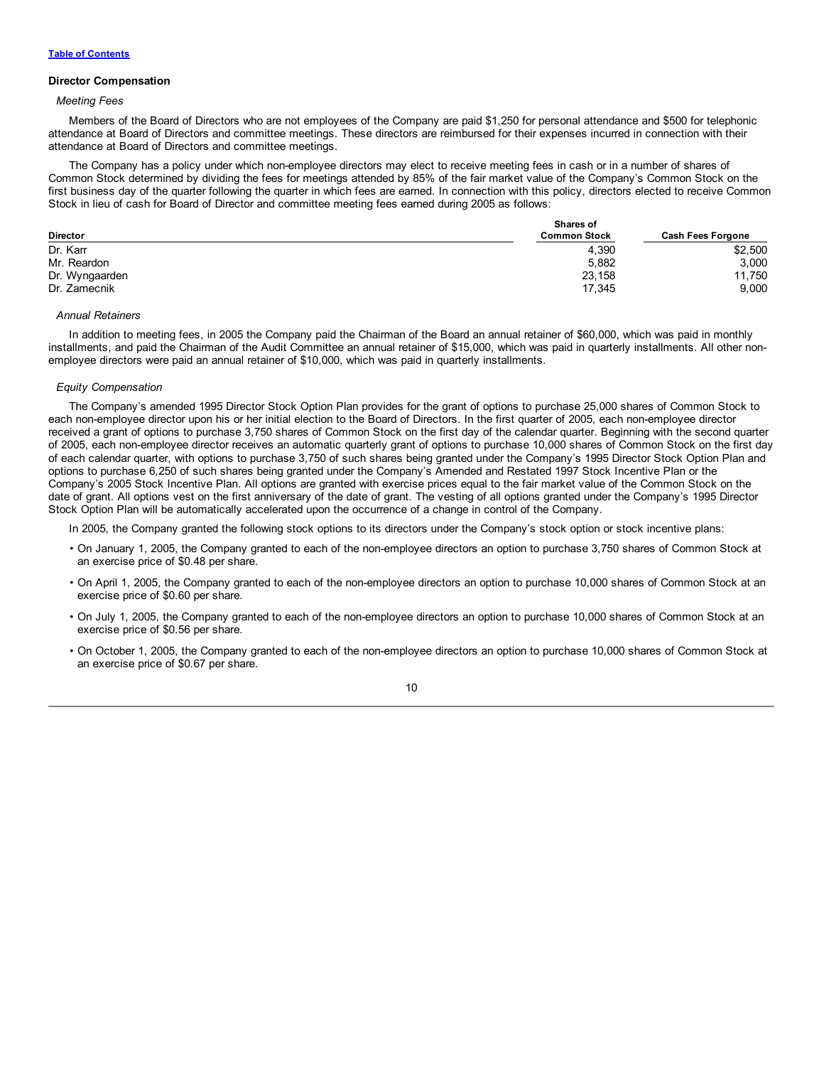Table of Contents

### Director Compensation

*Meeting Fees*

Members of the Board of Directors who are not employees of the Company are paid $1,250 for personal attendance and $500 for telephonic attendance at Board of Directors and committee meetings. These directors are reimbursed for their expenses incurred in connection with their attendance at Board of Directors and committee meetings.

The Company has a policy under which non-employee directors may elect to receive meeting fees in cash or in a number of shares of Common Stock determined by dividing the fees for meetings attended by 85% of the fair market value of the Company's Common Stock on the first business day of the quarter following the quarter in which fees are earned. In connection with this policy, directors elected to receive Common Stock in lieu of cash for Board of Director and committee meeting fees earned during 2005 as follows:

| Director | Shares of Common Stock | Cash Fees Forgone |
|---|---|---|
| Dr. Karr | 4,390 | $2,500 |
| Mr. Reardon | 5,882 | 3,000 |
| Dr. Wyngaarden | 23,158 | 11,750 |
| Dr. Zamecnik | 17,345 | 9,000 |

*Annual Retainers*

In addition to meeting fees, in 2005 the Company paid the Chairman of the Board an annual retainer of $60,000, which was paid in monthly installments, and paid the Chairman of the Audit Committee an annual retainer of $15,000, which was paid in quarterly installments. All other non-employee directors were paid an annual retainer of $10,000, which was paid in quarterly installments.

*Equity Compensation*

The Company's amended 1995 Director Stock Option Plan provides for the grant of options to purchase 25,000 shares of Common Stock to each non-employee director upon his or her initial election to the Board of Directors. In the first quarter of 2005, each non-employee director received a grant of options to purchase 3,750 shares of Common Stock on the first day of the calendar quarter. Beginning with the second quarter of 2005, each non-employee director receives an automatic quarterly grant of options to purchase 10,000 shares of Common Stock on the first day of each calendar quarter, with options to purchase 3,750 of such shares being granted under the Company's 1995 Director Stock Option Plan and options to purchase 6,250 of such shares being granted under the Company's Amended and Restated 1997 Stock Incentive Plan or the Company's 2005 Stock Incentive Plan. All options are granted with exercise prices equal to the fair market value of the Common Stock on the date of grant. All options vest on the first anniversary of the date of grant. The vesting of all options granted under the Company's 1995 Director Stock Option Plan will be automatically accelerated upon the occurrence of a change in control of the Company.

In 2005, the Company granted the following stock options to its directors under the Company's stock option or stock incentive plans:

- On January 1, 2005, the Company granted to each of the non-employee directors an option to purchase 3,750 shares of Common Stock at an exercise price of $0.48 per share.
- On April 1, 2005, the Company granted to each of the non-employee directors an option to purchase 10,000 shares of Common Stock at an exercise price of $0.60 per share.
- On July 1, 2005, the Company granted to each of the non-employee directors an option to purchase 10,000 shares of Common Stock at an exercise price of $0.56 per share.
- On October 1, 2005, the Company granted to each of the non-employee directors an option to purchase 10,000 shares of Common Stock at an exercise price of $0.67 per share.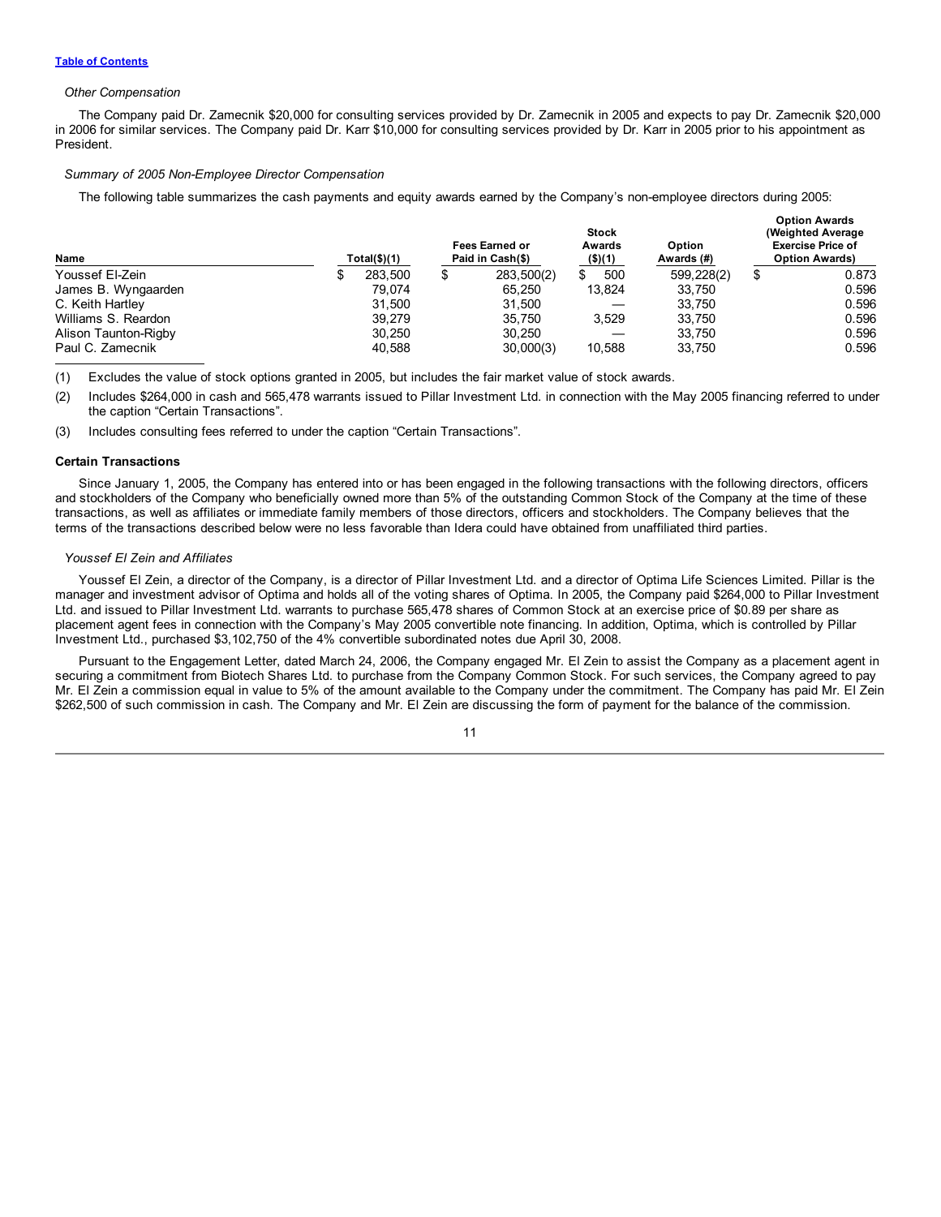*Other Compensation*

The Company paid Dr. Zamecnik $20,000 for consulting services provided by Dr. Zamecnik in 2005 and expects to pay Dr. Zamecnik $20,000 in 2006 for similar services. The Company paid Dr. Karr $10,000 for consulting services provided by Dr. Karr in 2005 prior to his appointment as President.

*Summary of 2005 Non-Employee Director Compensation*

The following table summarizes the cash payments and equity awards earned by the Company's non-employee directors during 2005:

| Name | Total($)(1) | Fees Earned or Paid in Cash($) | Stock Awards ($)(1) | Option Awards (#) | Option Awards (Weighted Average Exercise Price of Option Awards) |
|---|---|---|---|---|---|
| Youssef El-Zein | $ 283,500 | $ 283,500(2) | $ 500 | 599,228(2) | $ 0.873 |
| James B. Wyngaarden | 79,074 | 65,250 | 13,824 | 33,750 | 0.596 |
| C. Keith Hartley | 31,500 | 31,500 | — | 33,750 | 0.596 |
| Williams S. Reardon | 39,279 | 35,750 | 3,529 | 33,750 | 0.596 |
| Alison Taunton-Rigby | 30,250 | 30,250 | — | 33,750 | 0.596 |
| Paul C. Zamecnik | 40,588 | 30,000(3) | 10,588 | 33,750 | 0.596 |

(1) Excludes the value of stock options granted in 2005, but includes the fair market value of stock awards.

(2) Includes $264,000 in cash and 565,478 warrants issued to Pillar Investment Ltd. in connection with the May 2005 financing referred to under the caption "Certain Transactions".

(3) Includes consulting fees referred to under the caption "Certain Transactions".

**Certain Transactions**

Since January 1, 2005, the Company has entered into or has been engaged in the following transactions with the following directors, officers and stockholders of the Company who beneficially owned more than 5% of the outstanding Common Stock of the Company at the time of these transactions, as well as affiliates or immediate family members of those directors, officers and stockholders. The Company believes that the terms of the transactions described below were no less favorable than Idera could have obtained from unaffiliated third parties.

*Youssef El Zein and Affiliates*

Youssef El Zein, a director of the Company, is a director of Pillar Investment Ltd. and a director of Optima Life Sciences Limited. Pillar is the manager and investment advisor of Optima and holds all of the voting shares of Optima. In 2005, the Company paid $264,000 to Pillar Investment Ltd. and issued to Pillar Investment Ltd. warrants to purchase 565,478 shares of Common Stock at an exercise price of $0.89 per share as placement agent fees in connection with the Company's May 2005 convertible note financing. In addition, Optima, which is controlled by Pillar Investment Ltd., purchased $3,102,750 of the 4% convertible subordinated notes due April 30, 2008.

Pursuant to the Engagement Letter, dated March 24, 2006, the Company engaged Mr. El Zein to assist the Company as a placement agent in securing a commitment from Biotech Shares Ltd. to purchase from the Company Common Stock. For such services, the Company agreed to pay Mr. El Zein a commission equal in value to 5% of the amount available to the Company under the commitment. The Company has paid Mr. El Zein $262,500 of such commission in cash. The Company and Mr. El Zein are discussing the form of payment for the balance of the commission.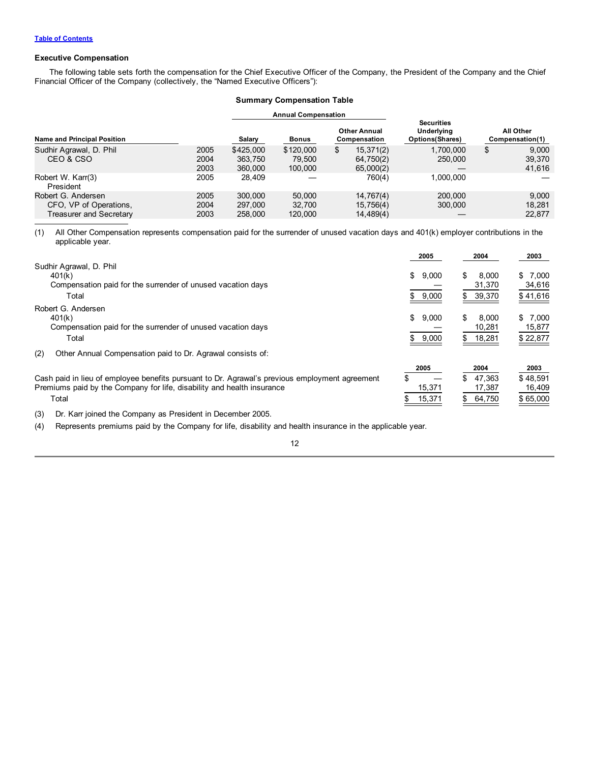[Table of Contents](#)

### Executive Compensation

The following table sets forth the compensation for the Chief Executive Officer of the Company, the President of the Company and the Chief Financial Officer of the Company (collectively, the "Named Executive Officers"):

**Summary Compensation Table**

| | | Annual Compensation | | | | |
|---|---|---|---|---|---|---|
| Name and Principal Position | | Salary | Bonus | Other Annual Compensation | Securities Underlying Options(Shares) | All Other Compensation(1) |
| Sudhir Agrawal, D. Phil | 2005 | $425,000 | $120,000 | $ 15,371(2) | 1,700,000 | $ 9,000 |
| CEO & CSO | 2004 | 363,750 | 79,500 | 64,750(2) | 250,000 | 39,370 |
| | 2003 | 360,000 | 100,000 | 65,000(2) | — | 41,616 |
| Robert W. Karr(3) President | 2005 | 28,409 | — | 760(4) | 1,000,000 | — |
| Robert G. Andersen | 2005 | 300,000 | 50,000 | 14,767(4) | 200,000 | 9,000 |
| CFO, VP of Operations, | 2004 | 297,000 | 32,700 | 15,756(4) | 300,000 | 18,281 |
| Treasurer and Secretary | 2003 | 258,000 | 120,000 | 14,489(4) | — | 22,877 |

(1) All Other Compensation represents compensation paid for the surrender of unused vacation days and 401(k) employer contributions in the applicable year.

| | 2005 | 2004 | 2003 |
|---|---|---|---|
| Sudhir Agrawal, D. Phil | | | |
| 401(k) | $ 9,000 | $ 8,000 | $ 7,000 |
| Compensation paid for the surrender of unused vacation days | — | 31,370 | 34,616 |
| Total | $ 9,000 | $ 39,370 | $ 41,616 |
| Robert G. Andersen | | | |
| 401(k) | $ 9,000 | $ 8,000 | $ 7,000 |
| Compensation paid for the surrender of unused vacation days | — | 10,281 | 15,877 |
| Total | $ 9,000 | $ 18,281 | $ 22,877 |

(2) Other Annual Compensation paid to Dr. Agrawal consists of:

| | 2005 | 2004 | 2003 |
|---|---|---|---|
| Cash paid in lieu of employee benefits pursuant to Dr. Agrawal's previous employment agreement | $ — | $ 47,363 | $ 48,591 |
| Premiums paid by the Company for life, disability and health insurance | 15,371 | 17,387 | 16,409 |
| Total | $ 15,371 | $ 64,750 | $ 65,000 |

(3) Dr. Karr joined the Company as President in December 2005.

(4) Represents premiums paid by the Company for life, disability and health insurance in the applicable year.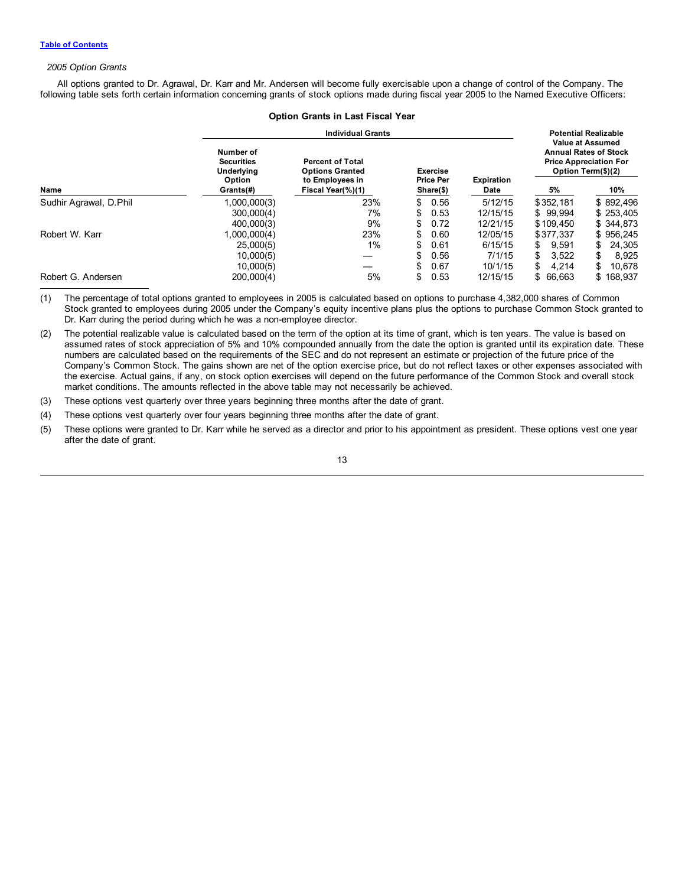*2005 Option Grants*

All options granted to Dr. Agrawal, Dr. Karr and Mr. Andersen will become fully exercisable upon a change of control of the Company. The following table sets forth certain information concerning grants of stock options made during fiscal year 2005 to the Named Executive Officers:

**Option Grants in Last Fiscal Year**

| | Individual Grants | | | | Potential Realizable Value at Assumed Annual Rates of Stock Price Appreciation For Option Term($)(2) | |
|---|---|---|---|---|---|---|
| Name | Number of Securities Underlying Option Grants(#) | Percent of Total Options Granted to Employees in Fiscal Year(%)(1) | Exercise Price Per Share($) | Expiration Date | 5% | 10% |
| Sudhir Agrawal, D.Phil | 1,000,000(3) | 23% | $ 0.56 | 5/12/15 | $352,181 | $ 892,496 |
| | 300,000(4) | 7% | $ 0.53 | 12/15/15 | $ 99,994 | $ 253,405 |
| | 400,000(3) | 9% | $ 0.72 | 12/21/15 | $109,450 | $ 344,873 |
| Robert W. Karr | 1,000,000(4) | 23% | $ 0.60 | 12/05/15 | $377,337 | $ 956,245 |
| | 25,000(5) | 1% | $ 0.61 | 6/15/15 | $ 9,591 | $ 24,305 |
| | 10,000(5) | — | $ 0.56 | 7/1/15 | $ 3,522 | $ 8,925 |
| | 10,000(5) | — | $ 0.67 | 10/1/15 | $ 4,214 | $ 10,678 |
| Robert G. Andersen | 200,000(4) | 5% | $ 0.53 | 12/15/15 | $ 66,663 | $ 168,937 |

(1) The percentage of total options granted to employees in 2005 is calculated based on options to purchase 4,382,000 shares of Common Stock granted to employees during 2005 under the Company's equity incentive plans plus the options to purchase Common Stock granted to Dr. Karr during the period during which he was a non-employee director.

(2) The potential realizable value is calculated based on the term of the option at its time of grant, which is ten years. The value is based on assumed rates of stock appreciation of 5% and 10% compounded annually from the date the option is granted until its expiration date. These numbers are calculated based on the requirements of the SEC and do not represent an estimate or projection of the future price of the Company's Common Stock. The gains shown are net of the option exercise price, but do not reflect taxes or other expenses associated with the exercise. Actual gains, if any, on stock option exercises will depend on the future performance of the Common Stock and overall stock market conditions. The amounts reflected in the above table may not necessarily be achieved.

(3) These options vest quarterly over three years beginning three months after the date of grant.

(4) These options vest quarterly over four years beginning three months after the date of grant.

(5) These options were granted to Dr. Karr while he served as a director and prior to his appointment as president. These options vest one year after the date of grant.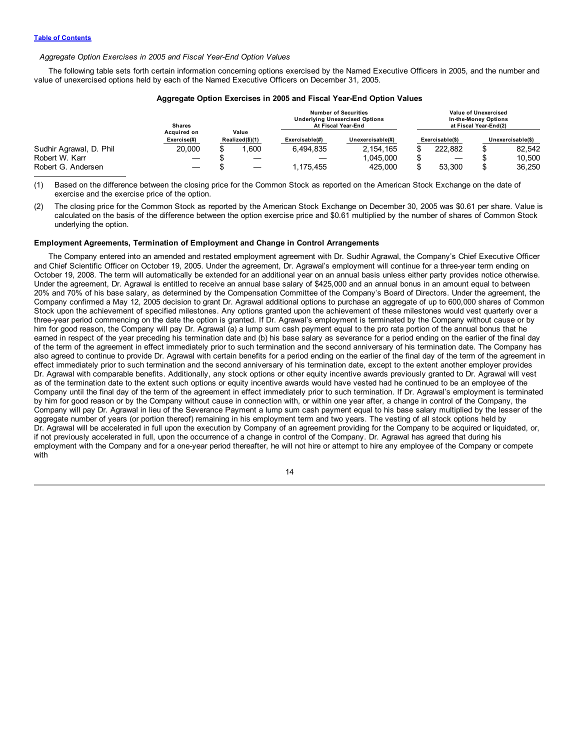[Table of Contents](#)

*Aggregate Option Exercises in 2005 and Fiscal Year-End Option Values*

The following table sets forth certain information concerning options exercised by the Named Executive Officers in 2005, and the number and value of unexercised options held by each of the Named Executive Officers on December 31, 2005.

**Aggregate Option Exercises in 2005 and Fiscal Year-End Option Values**

| | Shares Acquired on Exercise(#) | Value Realized($)(1) | Number of Securities Underlying Unexercised Options At Fiscal Year-End | | Value of Unexercised In-the-Money Options at Fiscal Year-End(2) | |
|---|---|---|---|---|---|---|
| | | | Exercisable(#) | Unexercisable(#) | Exercisable($) | Unexercisable($) |
| Sudhir Agrawal, D. Phil | 20,000 | $ 1,600 | 6,494,835 | 2,154,165 | $ 222,882 | $ 82,542 |
| Robert W. Karr | — | $ — | — | 1,045,000 | $ — | $ 10,500 |
| Robert G. Andersen | — | $ — | 1,175,455 | 425,000 | $ 53,300 | $ 36,250 |

(1) Based on the difference between the closing price for the Common Stock as reported on the American Stock Exchange on the date of exercise and the exercise price of the option.

(2) The closing price for the Common Stock as reported by the American Stock Exchange on December 30, 2005 was $0.61 per share. Value is calculated on the basis of the difference between the option exercise price and $0.61 multiplied by the number of shares of Common Stock underlying the option.

**Employment Agreements, Termination of Employment and Change in Control Arrangements**

The Company entered into an amended and restated employment agreement with Dr. Sudhir Agrawal, the Company's Chief Executive Officer and Chief Scientific Officer on October 19, 2005. Under the agreement, Dr. Agrawal's employment will continue for a three-year term ending on October 19, 2008. The term will automatically be extended for an additional year on an annual basis unless either party provides notice otherwise. Under the agreement, Dr. Agrawal is entitled to receive an annual base salary of $425,000 and an annual bonus in an amount equal to between 20% and 70% of his base salary, as determined by the Compensation Committee of the Company's Board of Directors. Under the agreement, the Company confirmed a May 12, 2005 decision to grant Dr. Agrawal additional options to purchase an aggregate of up to 600,000 shares of Common Stock upon the achievement of specified milestones. Any options granted upon the achievement of these milestones would vest quarterly over a three-year period commencing on the date the option is granted. If Dr. Agrawal's employment is terminated by the Company without cause or by him for good reason, the Company will pay Dr. Agrawal (a) a lump sum cash payment equal to the pro rata portion of the annual bonus that he earned in respect of the year preceding his termination date and (b) his base salary as severance for a period ending on the earlier of the final day of the term of the agreement in effect immediately prior to such termination and the second anniversary of his termination date. The Company has also agreed to continue to provide Dr. Agrawal with certain benefits for a period ending on the earlier of the final day of the term of the agreement in effect immediately prior to such termination and the second anniversary of his termination date, except to the extent another employer provides Dr. Agrawal with comparable benefits. Additionally, any stock options or other equity incentive awards previously granted to Dr. Agrawal will vest as of the termination date to the extent such options or equity incentive awards would have vested had he continued to be an employee of the Company until the final day of the term of the agreement in effect immediately prior to such termination. If Dr. Agrawal's employment is terminated by him for good reason or by the Company without cause in connection with, or within one year after, a change in control of the Company, the Company will pay Dr. Agrawal in lieu of the Severance Payment a lump sum cash payment equal to his base salary multiplied by the lesser of the aggregate number of years (or portion thereof) remaining in his employment term and two years. The vesting of all stock options held by Dr. Agrawal will be accelerated in full upon the execution by Company of an agreement providing for the Company to be acquired or liquidated, or, if not previously accelerated in full, upon the occurrence of a change in control of the Company. Dr. Agrawal has agreed that during his employment with the Company and for a one-year period thereafter, he will not hire or attempt to hire any employee of the Company or compete with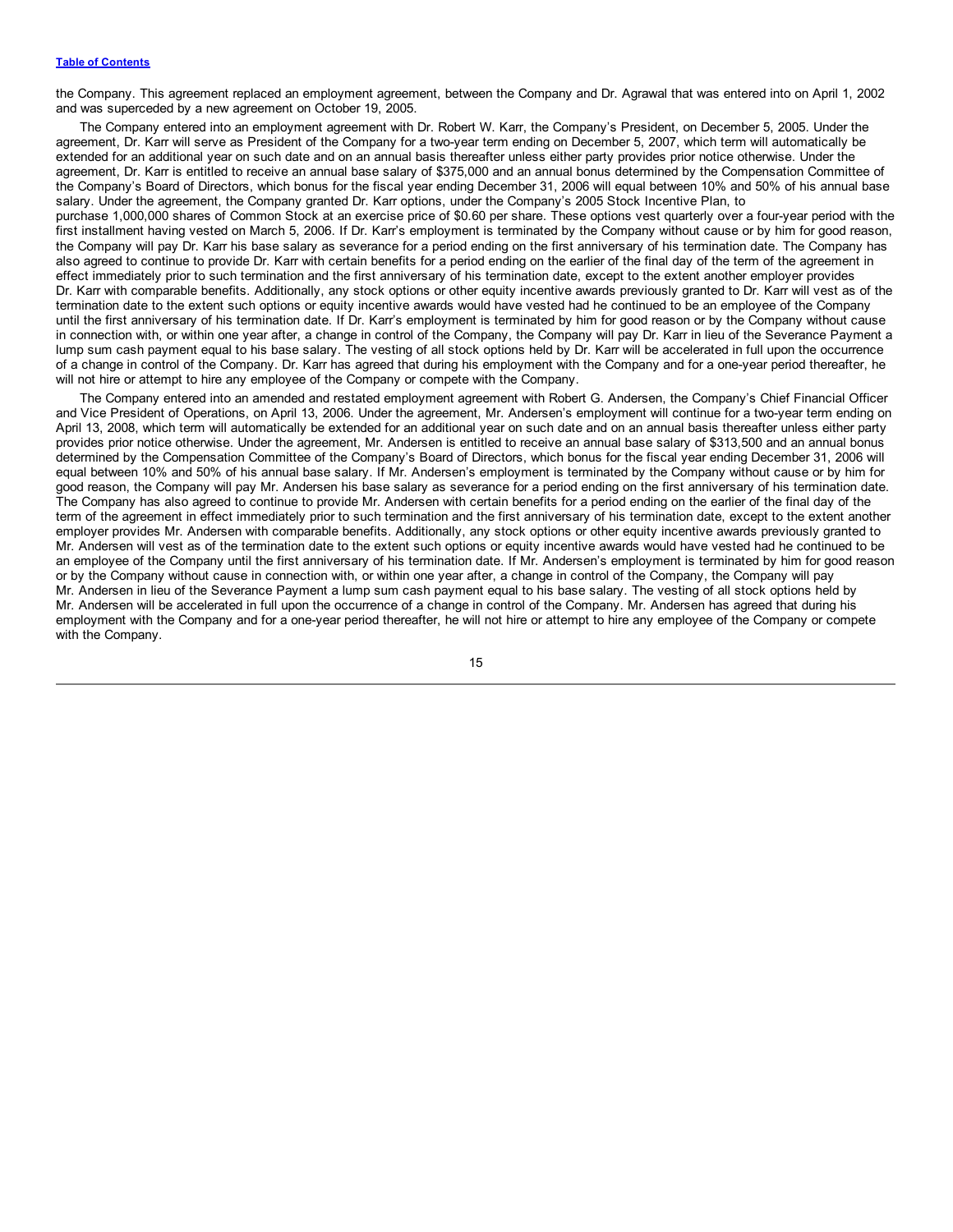the Company. This agreement replaced an employment agreement, between the Company and Dr. Agrawal that was entered into on April 1, 2002 and was superceded by a new agreement on October 19, 2005.

The Company entered into an employment agreement with Dr. Robert W. Karr, the Company's President, on December 5, 2005. Under the agreement, Dr. Karr will serve as President of the Company for a two-year term ending on December 5, 2007, which term will automatically be extended for an additional year on such date and on an annual basis thereafter unless either party provides prior notice otherwise. Under the agreement, Dr. Karr is entitled to receive an annual base salary of $375,000 and an annual bonus determined by the Compensation Committee of the Company's Board of Directors, which bonus for the fiscal year ending December 31, 2006 will equal between 10% and 50% of his annual base salary. Under the agreement, the Company granted Dr. Karr options, under the Company's 2005 Stock Incentive Plan, to purchase 1,000,000 shares of Common Stock at an exercise price of $0.60 per share. These options vest quarterly over a four-year period with the first installment having vested on March 5, 2006. If Dr. Karr's employment is terminated by the Company without cause or by him for good reason, the Company will pay Dr. Karr his base salary as severance for a period ending on the first anniversary of his termination date. The Company has also agreed to continue to provide Dr. Karr with certain benefits for a period ending on the earlier of the final day of the term of the agreement in effect immediately prior to such termination and the first anniversary of his termination date, except to the extent another employer provides Dr. Karr with comparable benefits. Additionally, any stock options or other equity incentive awards previously granted to Dr. Karr will vest as of the termination date to the extent such options or equity incentive awards would have vested had he continued to be an employee of the Company until the first anniversary of his termination date. If Dr. Karr's employment is terminated by him for good reason or by the Company without cause in connection with, or within one year after, a change in control of the Company, the Company will pay Dr. Karr in lieu of the Severance Payment a lump sum cash payment equal to his base salary. The vesting of all stock options held by Dr. Karr will be accelerated in full upon the occurrence of a change in control of the Company. Dr. Karr has agreed that during his employment with the Company and for a one-year period thereafter, he will not hire or attempt to hire any employee of the Company or compete with the Company.

The Company entered into an amended and restated employment agreement with Robert G. Andersen, the Company's Chief Financial Officer and Vice President of Operations, on April 13, 2006. Under the agreement, Mr. Andersen's employment will continue for a two-year term ending on April 13, 2008, which term will automatically be extended for an additional year on such date and on an annual basis thereafter unless either party provides prior notice otherwise. Under the agreement, Mr. Andersen is entitled to receive an annual base salary of $313,500 and an annual bonus determined by the Compensation Committee of the Company's Board of Directors, which bonus for the fiscal year ending December 31, 2006 will equal between 10% and 50% of his annual base salary. If Mr. Andersen's employment is terminated by the Company without cause or by him for good reason, the Company will pay Mr. Andersen his base salary as severance for a period ending on the first anniversary of his termination date. The Company has also agreed to continue to provide Mr. Andersen with certain benefits for a period ending on the earlier of the final day of the term of the agreement in effect immediately prior to such termination and the first anniversary of his termination date, except to the extent another employer provides Mr. Andersen with comparable benefits. Additionally, any stock options or other equity incentive awards previously granted to Mr. Andersen will vest as of the termination date to the extent such options or equity incentive awards would have vested had he continued to be an employee of the Company until the first anniversary of his termination date. If Mr. Andersen's employment is terminated by him for good reason or by the Company without cause in connection with, or within one year after, a change in control of the Company, the Company will pay Mr. Andersen in lieu of the Severance Payment a lump sum cash payment equal to his base salary. The vesting of all stock options held by Mr. Andersen will be accelerated in full upon the occurrence of a change in control of the Company. Mr. Andersen has agreed that during his employment with the Company and for a one-year period thereafter, he will not hire or attempt to hire any employee of the Company or compete with the Company.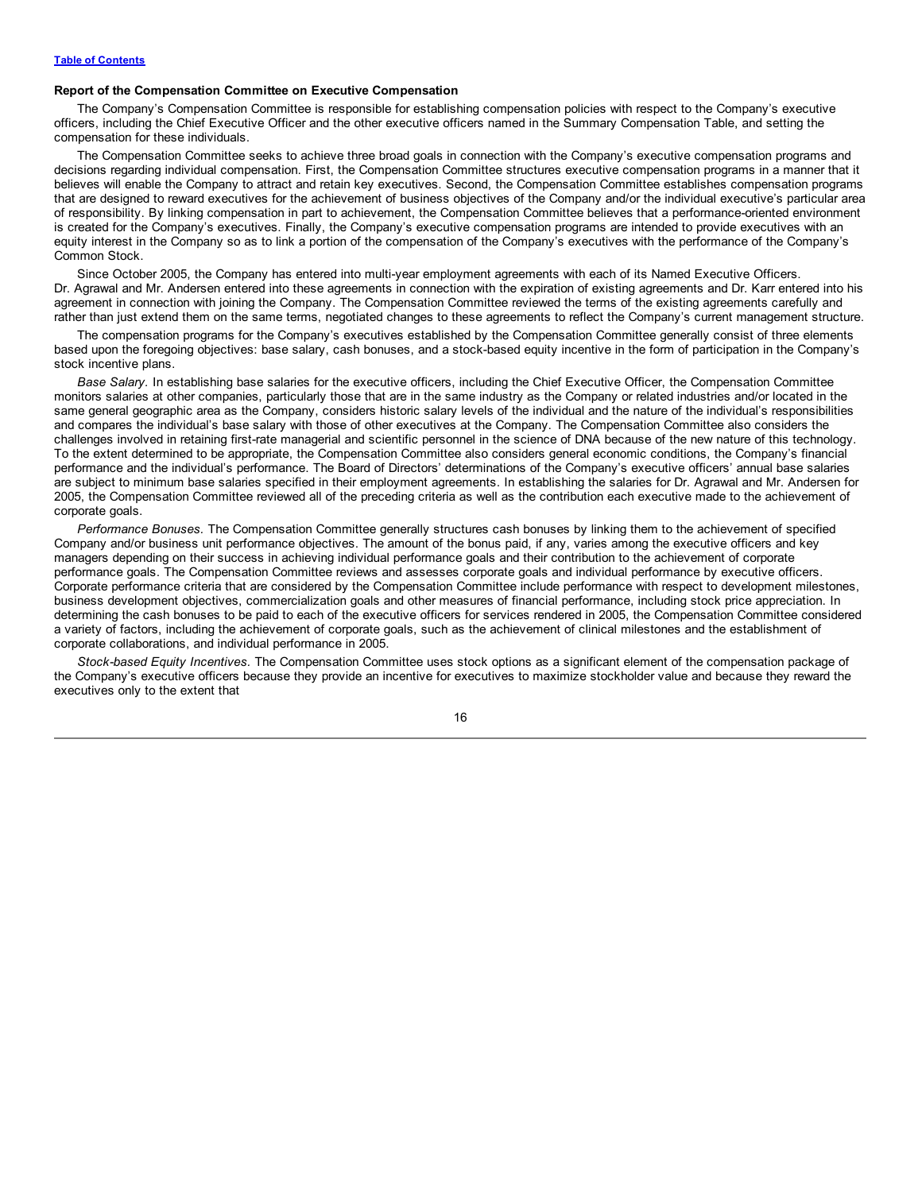### Report of the Compensation Committee on Executive Compensation

The Company's Compensation Committee is responsible for establishing compensation policies with respect to the Company's executive officers, including the Chief Executive Officer and the other executive officers named in the Summary Compensation Table, and setting the compensation for these individuals.

The Compensation Committee seeks to achieve three broad goals in connection with the Company's executive compensation programs and decisions regarding individual compensation. First, the Compensation Committee structures executive compensation programs in a manner that it believes will enable the Company to attract and retain key executives. Second, the Compensation Committee establishes compensation programs that are designed to reward executives for the achievement of business objectives of the Company and/or the individual executive's particular area of responsibility. By linking compensation in part to achievement, the Compensation Committee believes that a performance-oriented environment is created for the Company's executives. Finally, the Company's executive compensation programs are intended to provide executives with an equity interest in the Company so as to link a portion of the compensation of the Company's executives with the performance of the Company's Common Stock.

Since October 2005, the Company has entered into multi-year employment agreements with each of its Named Executive Officers. Dr. Agrawal and Mr. Andersen entered into these agreements in connection with the expiration of existing agreements and Dr. Karr entered into his agreement in connection with joining the Company. The Compensation Committee reviewed the terms of the existing agreements carefully and rather than just extend them on the same terms, negotiated changes to these agreements to reflect the Company's current management structure.

The compensation programs for the Company's executives established by the Compensation Committee generally consist of three elements based upon the foregoing objectives: base salary, cash bonuses, and a stock-based equity incentive in the form of participation in the Company's stock incentive plans.

*Base Salary.* In establishing base salaries for the executive officers, including the Chief Executive Officer, the Compensation Committee monitors salaries at other companies, particularly those that are in the same industry as the Company or related industries and/or located in the same general geographic area as the Company, considers historic salary levels of the individual and the nature of the individual's responsibilities and compares the individual's base salary with those of other executives at the Company. The Compensation Committee also considers the challenges involved in retaining first-rate managerial and scientific personnel in the science of DNA because of the new nature of this technology. To the extent determined to be appropriate, the Compensation Committee also considers general economic conditions, the Company's financial performance and the individual's performance. The Board of Directors' determinations of the Company's executive officers' annual base salaries are subject to minimum base salaries specified in their employment agreements. In establishing the salaries for Dr. Agrawal and Mr. Andersen for 2005, the Compensation Committee reviewed all of the preceding criteria as well as the contribution each executive made to the achievement of corporate goals.

*Performance Bonuses.* The Compensation Committee generally structures cash bonuses by linking them to the achievement of specified Company and/or business unit performance objectives. The amount of the bonus paid, if any, varies among the executive officers and key managers depending on their success in achieving individual performance goals and their contribution to the achievement of corporate performance goals. The Compensation Committee reviews and assesses corporate goals and individual performance by executive officers. Corporate performance criteria that are considered by the Compensation Committee include performance with respect to development milestones, business development objectives, commercialization goals and other measures of financial performance, including stock price appreciation. In determining the cash bonuses to be paid to each of the executive officers for services rendered in 2005, the Compensation Committee considered a variety of factors, including the achievement of corporate goals, such as the achievement of clinical milestones and the establishment of corporate collaborations, and individual performance in 2005.

*Stock-based Equity Incentives.* The Compensation Committee uses stock options as a significant element of the compensation package of the Company's executive officers because they provide an incentive for executives to maximize stockholder value and because they reward the executives only to the extent that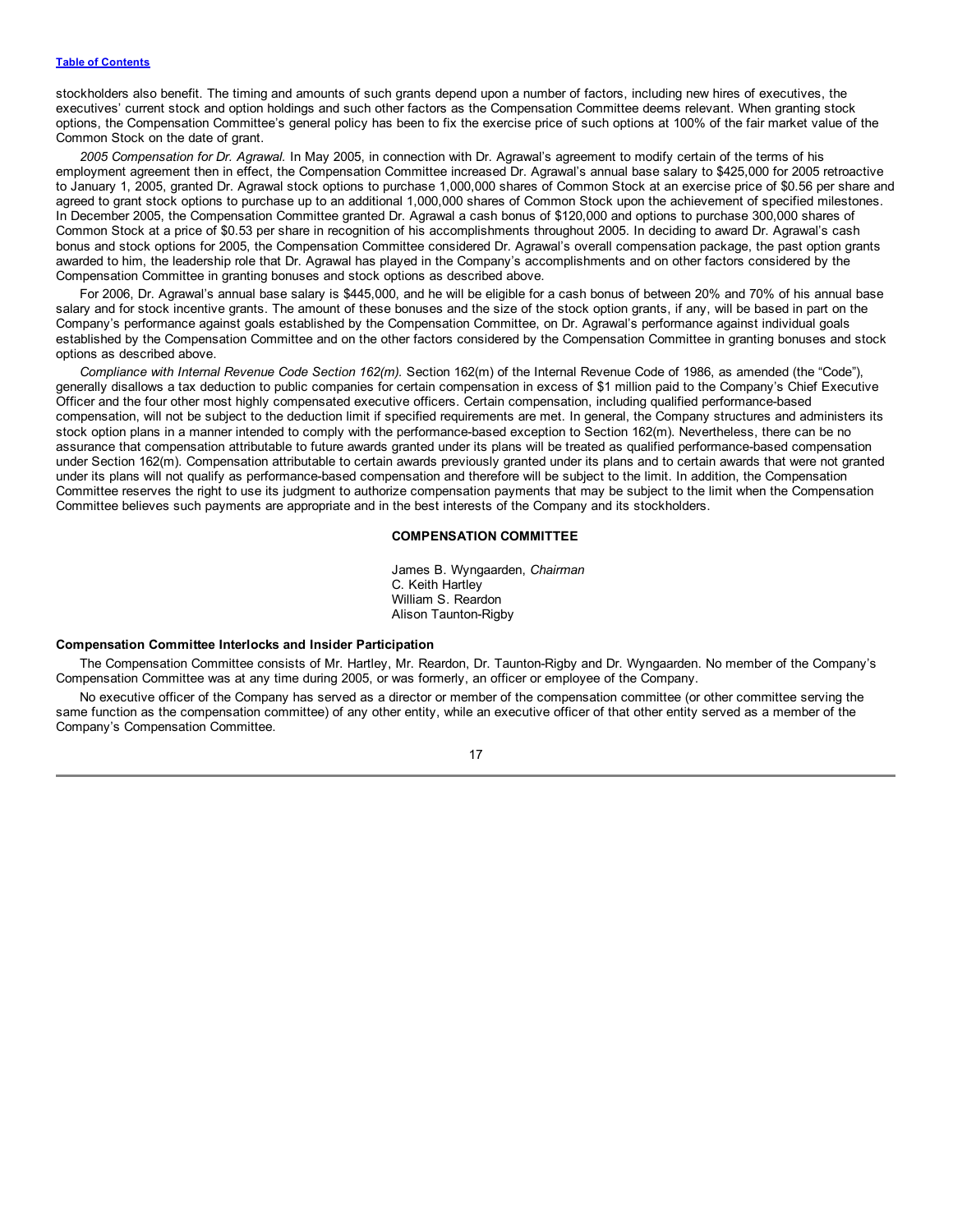stockholders also benefit. The timing and amounts of such grants depend upon a number of factors, including new hires of executives, the executives' current stock and option holdings and such other factors as the Compensation Committee deems relevant. When granting stock options, the Compensation Committee's general policy has been to fix the exercise price of such options at 100% of the fair market value of the Common Stock on the date of grant.

*2005 Compensation for Dr. Agrawal.* In May 2005, in connection with Dr. Agrawal's agreement to modify certain of the terms of his employment agreement then in effect, the Compensation Committee increased Dr. Agrawal's annual base salary to $425,000 for 2005 retroactive to January 1, 2005, granted Dr. Agrawal stock options to purchase 1,000,000 shares of Common Stock at an exercise price of $0.56 per share and agreed to grant stock options to purchase up to an additional 1,000,000 shares of Common Stock upon the achievement of specified milestones. In December 2005, the Compensation Committee granted Dr. Agrawal a cash bonus of $120,000 and options to purchase 300,000 shares of Common Stock at a price of $0.53 per share in recognition of his accomplishments throughout 2005. In deciding to award Dr. Agrawal's cash bonus and stock options for 2005, the Compensation Committee considered Dr. Agrawal's overall compensation package, the past option grants awarded to him, the leadership role that Dr. Agrawal has played in the Company's accomplishments and on other factors considered by the Compensation Committee in granting bonuses and stock options as described above.

For 2006, Dr. Agrawal's annual base salary is $445,000, and he will be eligible for a cash bonus of between 20% and 70% of his annual base salary and for stock incentive grants. The amount of these bonuses and the size of the stock option grants, if any, will be based in part on the Company's performance against goals established by the Compensation Committee, on Dr. Agrawal's performance against individual goals established by the Compensation Committee and on the other factors considered by the Compensation Committee in granting bonuses and stock options as described above.

*Compliance with Internal Revenue Code Section 162(m).* Section 162(m) of the Internal Revenue Code of 1986, as amended (the "Code"), generally disallows a tax deduction to public companies for certain compensation in excess of $1 million paid to the Company's Chief Executive Officer and the four other most highly compensated executive officers. Certain compensation, including qualified performance-based compensation, will not be subject to the deduction limit if specified requirements are met. In general, the Company structures and administers its stock option plans in a manner intended to comply with the performance-based exception to Section 162(m). Nevertheless, there can be no assurance that compensation attributable to future awards granted under its plans will be treated as qualified performance-based compensation under Section 162(m). Compensation attributable to certain awards previously granted under its plans and to certain awards that were not granted under its plans will not qualify as performance-based compensation and therefore will be subject to the limit. In addition, the Compensation Committee reserves the right to use its judgment to authorize compensation payments that may be subject to the limit when the Compensation Committee believes such payments are appropriate and in the best interests of the Company and its stockholders.

**COMPENSATION COMMITTEE**

James B. Wyngaarden, *Chairman*
C. Keith Hartley
William S. Reardon
Alison Taunton-Rigby

### Compensation Committee Interlocks and Insider Participation

The Compensation Committee consists of Mr. Hartley, Mr. Reardon, Dr. Taunton-Rigby and Dr. Wyngaarden. No member of the Company's Compensation Committee was at any time during 2005, or was formerly, an officer or employee of the Company.

No executive officer of the Company has served as a director or member of the compensation committee (or other committee serving the same function as the compensation committee) of any other entity, while an executive officer of that other entity served as a member of the Company's Compensation Committee.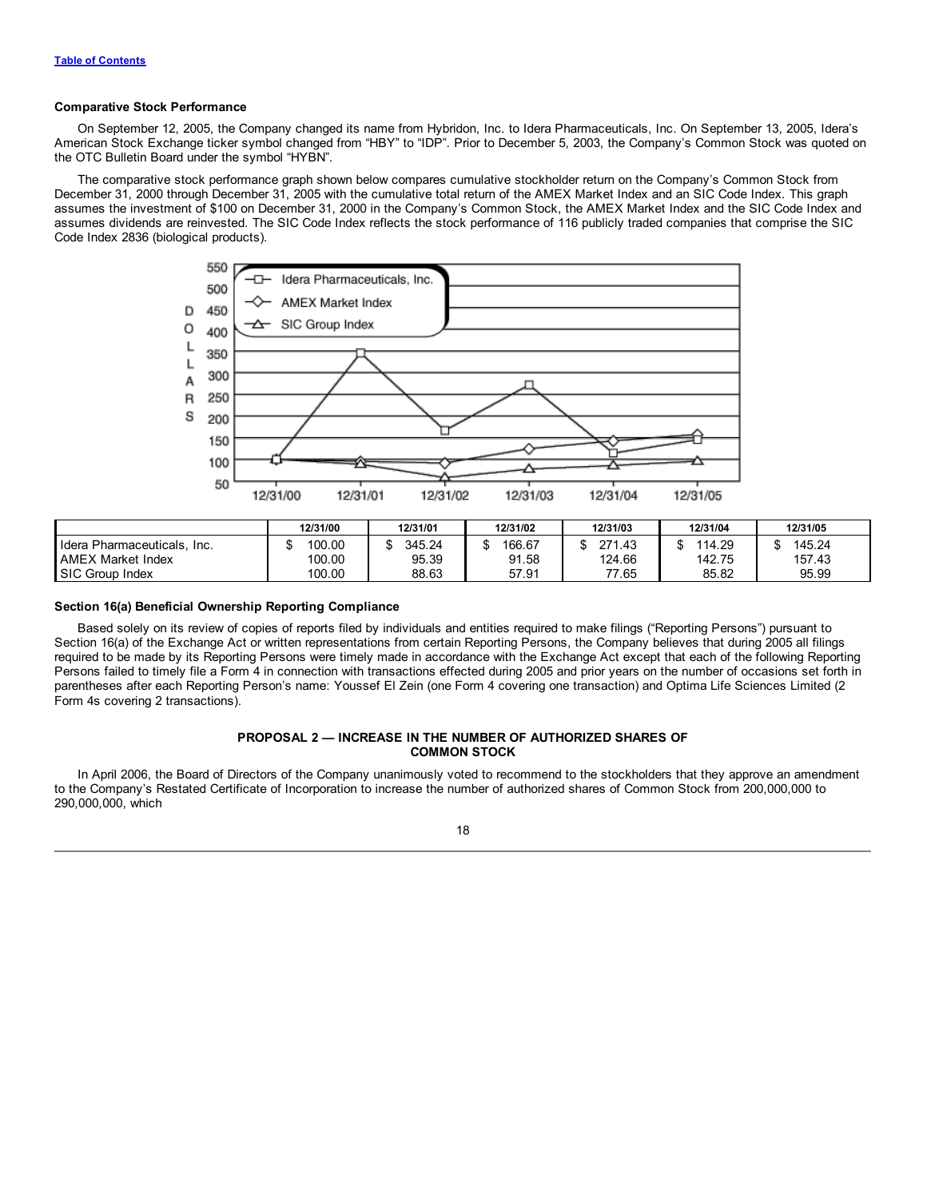Table of Contents

**Comparative Stock Performance**

On September 12, 2005, the Company changed its name from Hybridon, Inc. to Idera Pharmaceuticals, Inc. On September 13, 2005, Idera's American Stock Exchange ticker symbol changed from "HBY" to "IDP". Prior to December 5, 2003, the Company's Common Stock was quoted on the OTC Bulletin Board under the symbol "HYBN".

The comparative stock performance graph shown below compares cumulative stockholder return on the Company's Common Stock from December 31, 2000 through December 31, 2005 with the cumulative total return of the AMEX Market Index and an SIC Code Index. This graph assumes the investment of $100 on December 31, 2000 in the Company's Common Stock, the AMEX Market Index and the SIC Code Index and assumes dividends are reinvested. The SIC Code Index reflects the stock performance of 116 publicly traded companies that comprise the SIC Code Index 2836 (biological products).

|  | 12/31/00 | 12/31/01 | 12/31/02 | 12/31/03 | 12/31/04 | 12/31/05 |
|---|---|---|---|---|---|---|
| Idera Pharmaceuticals, Inc. | $ 100.00 | $ 345.24 | $ 166.67 | $ 271.43 | $ 114.29 | $ 145.24 |
| AMEX Market Index | 100.00 | 95.39 | 91.58 | 124.66 | 142.75 | 157.43 |
| SIC Group Index | 100.00 | 88.63 | 57.91 | 77.65 | 85.82 | 95.99 |

**Section 16(a) Beneficial Ownership Reporting Compliance**

Based solely on its review of copies of reports filed by individuals and entities required to make filings ("Reporting Persons") pursuant to Section 16(a) of the Exchange Act or written representations from certain Reporting Persons, the Company believes that during 2005 all filings required to be made by its Reporting Persons were timely made in accordance with the Exchange Act except that each of the following Reporting Persons failed to timely file a Form 4 in connection with transactions effected during 2005 and prior years on the number of occasions set forth in parentheses after each Reporting Person's name: Youssef El Zein (one Form 4 covering one transaction) and Optima Life Sciences Limited (2 Form 4s covering 2 transactions).

**PROPOSAL 2 — INCREASE IN THE NUMBER OF AUTHORIZED SHARES OF COMMON STOCK**

In April 2006, the Board of Directors of the Company unanimously voted to recommend to the stockholders that they approve an amendment to the Company's Restated Certificate of Incorporation to increase the number of authorized shares of Common Stock from 200,000,000 to 290,000,000, which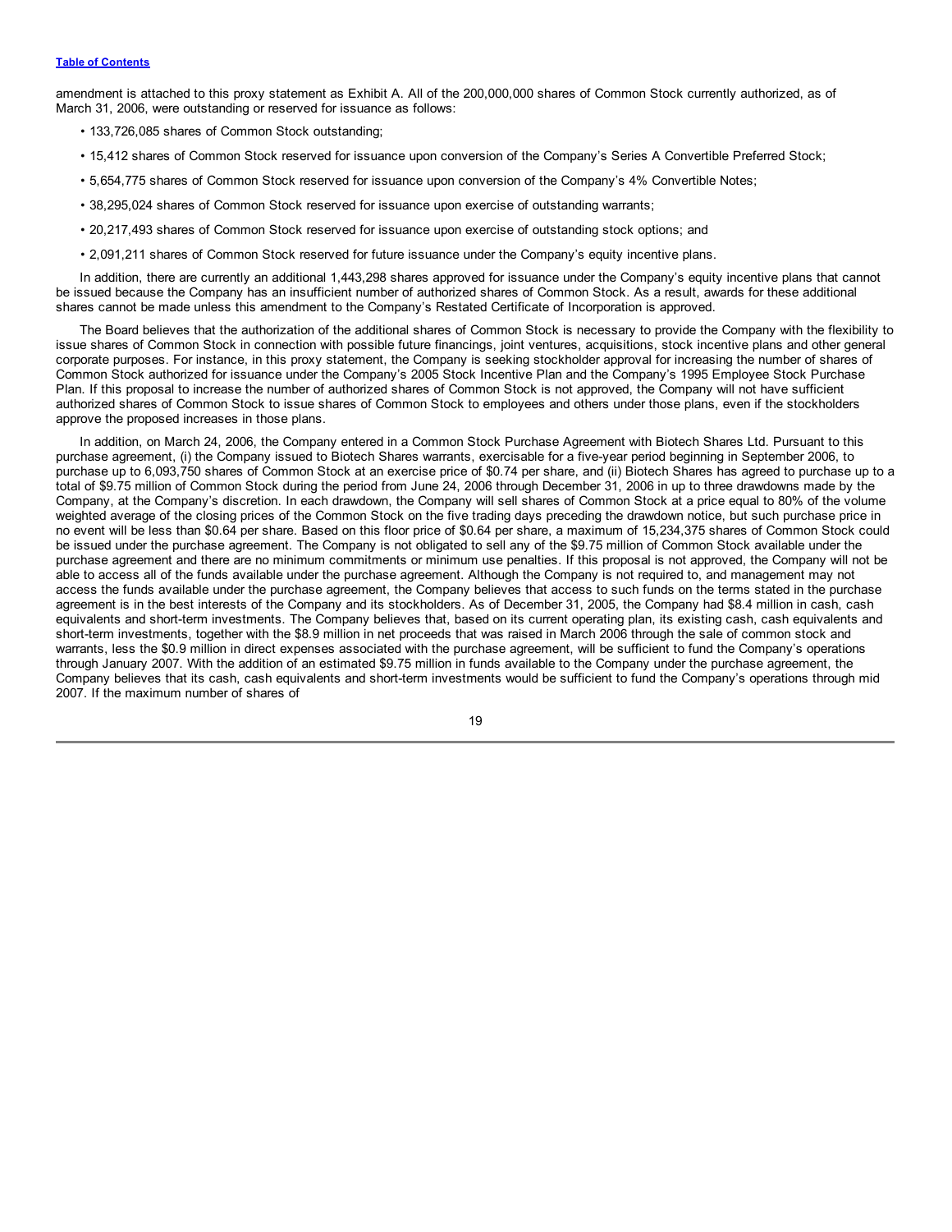amendment is attached to this proxy statement as Exhibit A. All of the 200,000,000 shares of Common Stock currently authorized, as of March 31, 2006, were outstanding or reserved for issuance as follows:

- 133,726,085 shares of Common Stock outstanding;
- 15,412 shares of Common Stock reserved for issuance upon conversion of the Company's Series A Convertible Preferred Stock;
- 5,654,775 shares of Common Stock reserved for issuance upon conversion of the Company's 4% Convertible Notes;
- 38,295,024 shares of Common Stock reserved for issuance upon exercise of outstanding warrants;
- 20,217,493 shares of Common Stock reserved for issuance upon exercise of outstanding stock options; and
- 2,091,211 shares of Common Stock reserved for future issuance under the Company's equity incentive plans.

In addition, there are currently an additional 1,443,298 shares approved for issuance under the Company's equity incentive plans that cannot be issued because the Company has an insufficient number of authorized shares of Common Stock. As a result, awards for these additional shares cannot be made unless this amendment to the Company's Restated Certificate of Incorporation is approved.

The Board believes that the authorization of the additional shares of Common Stock is necessary to provide the Company with the flexibility to issue shares of Common Stock in connection with possible future financings, joint ventures, acquisitions, stock incentive plans and other general corporate purposes. For instance, in this proxy statement, the Company is seeking stockholder approval for increasing the number of shares of Common Stock authorized for issuance under the Company's 2005 Stock Incentive Plan and the Company's 1995 Employee Stock Purchase Plan. If this proposal to increase the number of authorized shares of Common Stock is not approved, the Company will not have sufficient authorized shares of Common Stock to issue shares of Common Stock to employees and others under those plans, even if the stockholders approve the proposed increases in those plans.

In addition, on March 24, 2006, the Company entered in a Common Stock Purchase Agreement with Biotech Shares Ltd. Pursuant to this purchase agreement, (i) the Company issued to Biotech Shares warrants, exercisable for a five-year period beginning in September 2006, to purchase up to 6,093,750 shares of Common Stock at an exercise price of $0.74 per share, and (ii) Biotech Shares has agreed to purchase up to a total of $9.75 million of Common Stock during the period from June 24, 2006 through December 31, 2006 in up to three drawdowns made by the Company, at the Company's discretion. In each drawdown, the Company will sell shares of Common Stock at a price equal to 80% of the volume weighted average of the closing prices of the Common Stock on the five trading days preceding the drawdown notice, but such purchase price in no event will be less than $0.64 per share. Based on this floor price of $0.64 per share, a maximum of 15,234,375 shares of Common Stock could be issued under the purchase agreement. The Company is not obligated to sell any of the $9.75 million of Common Stock available under the purchase agreement and there are no minimum commitments or minimum use penalties. If this proposal is not approved, the Company will not be able to access all of the funds available under the purchase agreement. Although the Company is not required to, and management may not access the funds available under the purchase agreement, the Company believes that access to such funds on the terms stated in the purchase agreement is in the best interests of the Company and its stockholders. As of December 31, 2005, the Company had $8.4 million in cash, cash equivalents and short-term investments. The Company believes that, based on its current operating plan, its existing cash, cash equivalents and short-term investments, together with the $8.9 million in net proceeds that was raised in March 2006 through the sale of common stock and warrants, less the $0.9 million in direct expenses associated with the purchase agreement, will be sufficient to fund the Company's operations through January 2007. With the addition of an estimated $9.75 million in funds available to the Company under the purchase agreement, the Company believes that its cash, cash equivalents and short-term investments would be sufficient to fund the Company's operations through mid 2007. If the maximum number of shares of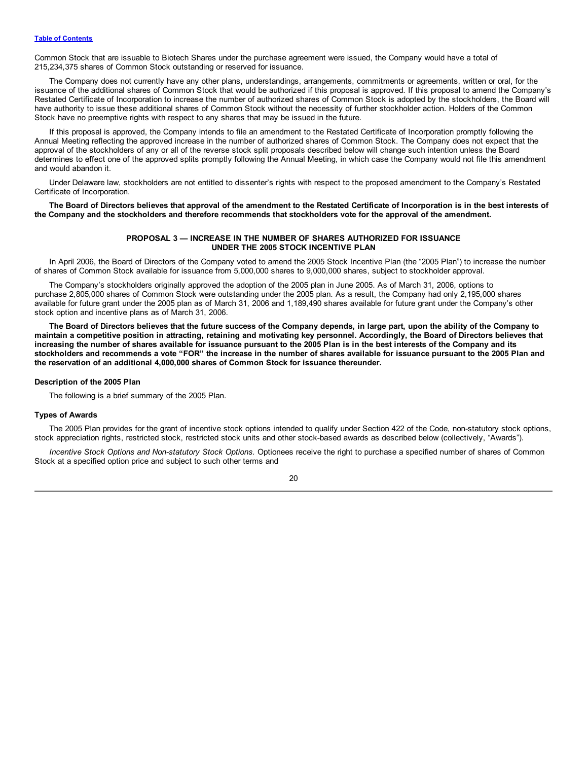Common Stock that are issuable to Biotech Shares under the purchase agreement were issued, the Company would have a total of 215,234,375 shares of Common Stock outstanding or reserved for issuance.

The Company does not currently have any other plans, understandings, arrangements, commitments or agreements, written or oral, for the issuance of the additional shares of Common Stock that would be authorized if this proposal is approved. If this proposal to amend the Company's Restated Certificate of Incorporation to increase the number of authorized shares of Common Stock is adopted by the stockholders, the Board will have authority to issue these additional shares of Common Stock without the necessity of further stockholder action. Holders of the Common Stock have no preemptive rights with respect to any shares that may be issued in the future.

If this proposal is approved, the Company intends to file an amendment to the Restated Certificate of Incorporation promptly following the Annual Meeting reflecting the approved increase in the number of authorized shares of Common Stock. The Company does not expect that the approval of the stockholders of any or all of the reverse stock split proposals described below will change such intention unless the Board determines to effect one of the approved splits promptly following the Annual Meeting, in which case the Company would not file this amendment and would abandon it.

Under Delaware law, stockholders are not entitled to dissenter's rights with respect to the proposed amendment to the Company's Restated Certificate of Incorporation.

**The Board of Directors believes that approval of the amendment to the Restated Certificate of Incorporation is in the best interests of the Company and the stockholders and therefore recommends that stockholders vote for the approval of the amendment.**

## PROPOSAL 3 — INCREASE IN THE NUMBER OF SHARES AUTHORIZED FOR ISSUANCE UNDER THE 2005 STOCK INCENTIVE PLAN

In April 2006, the Board of Directors of the Company voted to amend the 2005 Stock Incentive Plan (the "2005 Plan") to increase the number of shares of Common Stock available for issuance from 5,000,000 shares to 9,000,000 shares, subject to stockholder approval.

The Company's stockholders originally approved the adoption of the 2005 plan in June 2005. As of March 31, 2006, options to purchase 2,805,000 shares of Common Stock were outstanding under the 2005 plan. As a result, the Company had only 2,195,000 shares available for future grant under the 2005 plan as of March 31, 2006 and 1,189,490 shares available for future grant under the Company's other stock option and incentive plans as of March 31, 2006.

**The Board of Directors believes that the future success of the Company depends, in large part, upon the ability of the Company to maintain a competitive position in attracting, retaining and motivating key personnel. Accordingly, the Board of Directors believes that increasing the number of shares available for issuance pursuant to the 2005 Plan is in the best interests of the Company and its stockholders and recommends a vote "FOR" the increase in the number of shares available for issuance pursuant to the 2005 Plan and the reservation of an additional 4,000,000 shares of Common Stock for issuance thereunder.**

### Description of the 2005 Plan

The following is a brief summary of the 2005 Plan.

### Types of Awards

The 2005 Plan provides for the grant of incentive stock options intended to qualify under Section 422 of the Code, non-statutory stock options, stock appreciation rights, restricted stock, restricted stock units and other stock-based awards as described below (collectively, "Awards").

*Incentive Stock Options and Non-statutory Stock Options.* Optionees receive the right to purchase a specified number of shares of Common Stock at a specified option price and subject to such other terms and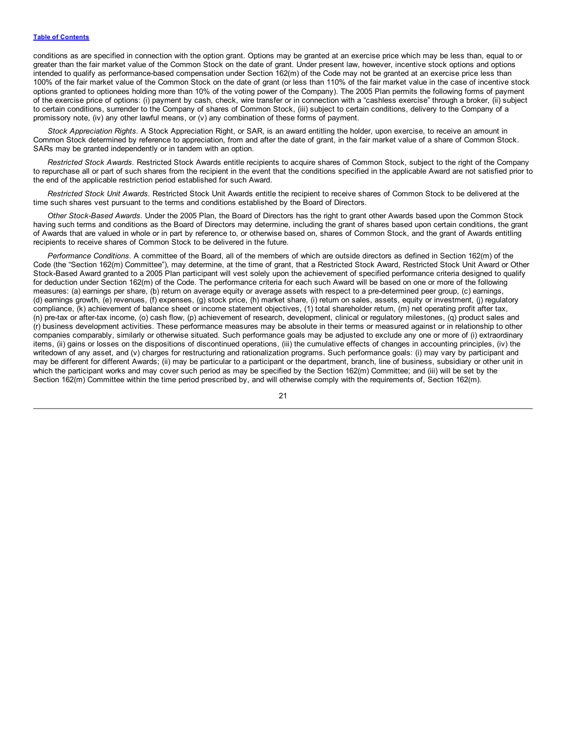conditions as are specified in connection with the option grant. Options may be granted at an exercise price which may be less than, equal to or greater than the fair market value of the Common Stock on the date of grant. Under present law, however, incentive stock options and options intended to qualify as performance-based compensation under Section 162(m) of the Code may not be granted at an exercise price less than 100% of the fair market value of the Common Stock on the date of grant (or less than 110% of the fair market value in the case of incentive stock options granted to optionees holding more than 10% of the voting power of the Company). The 2005 Plan permits the following forms of payment of the exercise price of options: (i) payment by cash, check, wire transfer or in connection with a "cashless exercise" through a broker, (ii) subject to certain conditions, surrender to the Company of shares of Common Stock, (iii) subject to certain conditions, delivery to the Company of a promissory note, (iv) any other lawful means, or (v) any combination of these forms of payment.

*Stock Appreciation Rights.* A Stock Appreciation Right, or SAR, is an award entitling the holder, upon exercise, to receive an amount in Common Stock determined by reference to appreciation, from and after the date of grant, in the fair market value of a share of Common Stock. SARs may be granted independently or in tandem with an option.

*Restricted Stock Awards.* Restricted Stock Awards entitle recipients to acquire shares of Common Stock, subject to the right of the Company to repurchase all or part of such shares from the recipient in the event that the conditions specified in the applicable Award are not satisfied prior to the end of the applicable restriction period established for such Award.

*Restricted Stock Unit Awards.* Restricted Stock Unit Awards entitle the recipient to receive shares of Common Stock to be delivered at the time such shares vest pursuant to the terms and conditions established by the Board of Directors.

*Other Stock-Based Awards.* Under the 2005 Plan, the Board of Directors has the right to grant other Awards based upon the Common Stock having such terms and conditions as the Board of Directors may determine, including the grant of shares based upon certain conditions, the grant of Awards that are valued in whole or in part by reference to, or otherwise based on, shares of Common Stock, and the grant of Awards entitling recipients to receive shares of Common Stock to be delivered in the future.

*Performance Conditions.* A committee of the Board, all of the members of which are outside directors as defined in Section 162(m) of the Code (the "Section 162(m) Committee"), may determine, at the time of grant, that a Restricted Stock Award, Restricted Stock Unit Award or Other Stock-Based Award granted to a 2005 Plan participant will vest solely upon the achievement of specified performance criteria designed to qualify for deduction under Section 162(m) of the Code. The performance criteria for each such Award will be based on one or more of the following measures: (a) earnings per share, (b) return on average equity or average assets with respect to a pre-determined peer group, (c) earnings, (d) earnings growth, (e) revenues, (f) expenses, (g) stock price, (h) market share, (i) return on sales, assets, equity or investment, (j) regulatory compliance, (k) achievement of balance sheet or income statement objectives, (1) total shareholder return, (m) net operating profit after tax, (n) pre-tax or after-tax income, (o) cash flow, (p) achievement of research, development, clinical or regulatory milestones, (q) product sales and (r) business development activities. These performance measures may be absolute in their terms or measured against or in relationship to other companies comparably, similarly or otherwise situated. Such performance goals may be adjusted to exclude any one or more of (i) extraordinary items, (ii) gains or losses on the dispositions of discontinued operations, (iii) the cumulative effects of changes in accounting principles, (iv) the writedown of any asset, and (v) charges for restructuring and rationalization programs. Such performance goals: (i) may vary by participant and may be different for different Awards; (ii) may be particular to a participant or the department, branch, line of business, subsidiary or other unit in which the participant works and may cover such period as may be specified by the Section 162(m) Committee; and (iii) will be set by the Section 162(m) Committee within the time period prescribed by, and will otherwise comply with the requirements of, Section 162(m).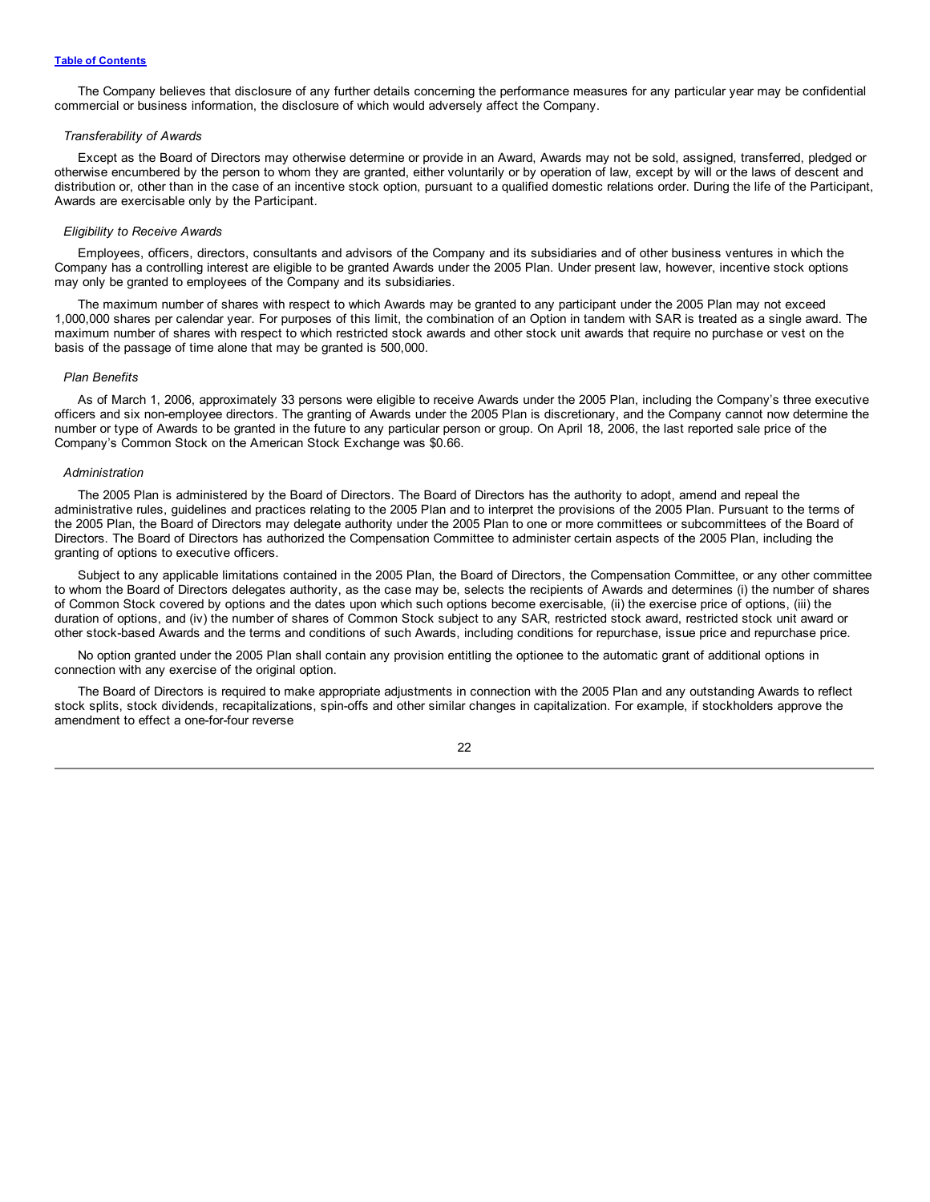The Company believes that disclosure of any further details concerning the performance measures for any particular year may be confidential commercial or business information, the disclosure of which would adversely affect the Company.

*Transferability of Awards*

Except as the Board of Directors may otherwise determine or provide in an Award, Awards may not be sold, assigned, transferred, pledged or otherwise encumbered by the person to whom they are granted, either voluntarily or by operation of law, except by will or the laws of descent and distribution or, other than in the case of an incentive stock option, pursuant to a qualified domestic relations order. During the life of the Participant, Awards are exercisable only by the Participant.

*Eligibility to Receive Awards*

Employees, officers, directors, consultants and advisors of the Company and its subsidiaries and of other business ventures in which the Company has a controlling interest are eligible to be granted Awards under the 2005 Plan. Under present law, however, incentive stock options may only be granted to employees of the Company and its subsidiaries.

The maximum number of shares with respect to which Awards may be granted to any participant under the 2005 Plan may not exceed 1,000,000 shares per calendar year. For purposes of this limit, the combination of an Option in tandem with SAR is treated as a single award. The maximum number of shares with respect to which restricted stock awards and other stock unit awards that require no purchase or vest on the basis of the passage of time alone that may be granted is 500,000.

*Plan Benefits*

As of March 1, 2006, approximately 33 persons were eligible to receive Awards under the 2005 Plan, including the Company's three executive officers and six non-employee directors. The granting of Awards under the 2005 Plan is discretionary, and the Company cannot now determine the number or type of Awards to be granted in the future to any particular person or group. On April 18, 2006, the last reported sale price of the Company's Common Stock on the American Stock Exchange was $0.66.

*Administration*

The 2005 Plan is administered by the Board of Directors. The Board of Directors has the authority to adopt, amend and repeal the administrative rules, guidelines and practices relating to the 2005 Plan and to interpret the provisions of the 2005 Plan. Pursuant to the terms of the 2005 Plan, the Board of Directors may delegate authority under the 2005 Plan to one or more committees or subcommittees of the Board of Directors. The Board of Directors has authorized the Compensation Committee to administer certain aspects of the 2005 Plan, including the granting of options to executive officers.

Subject to any applicable limitations contained in the 2005 Plan, the Board of Directors, the Compensation Committee, or any other committee to whom the Board of Directors delegates authority, as the case may be, selects the recipients of Awards and determines (i) the number of shares of Common Stock covered by options and the dates upon which such options become exercisable, (ii) the exercise price of options, (iii) the duration of options, and (iv) the number of shares of Common Stock subject to any SAR, restricted stock award, restricted stock unit award or other stock-based Awards and the terms and conditions of such Awards, including conditions for repurchase, issue price and repurchase price.

No option granted under the 2005 Plan shall contain any provision entitling the optionee to the automatic grant of additional options in connection with any exercise of the original option.

The Board of Directors is required to make appropriate adjustments in connection with the 2005 Plan and any outstanding Awards to reflect stock splits, stock dividends, recapitalizations, spin-offs and other similar changes in capitalization. For example, if stockholders approve the amendment to effect a one-for-four reverse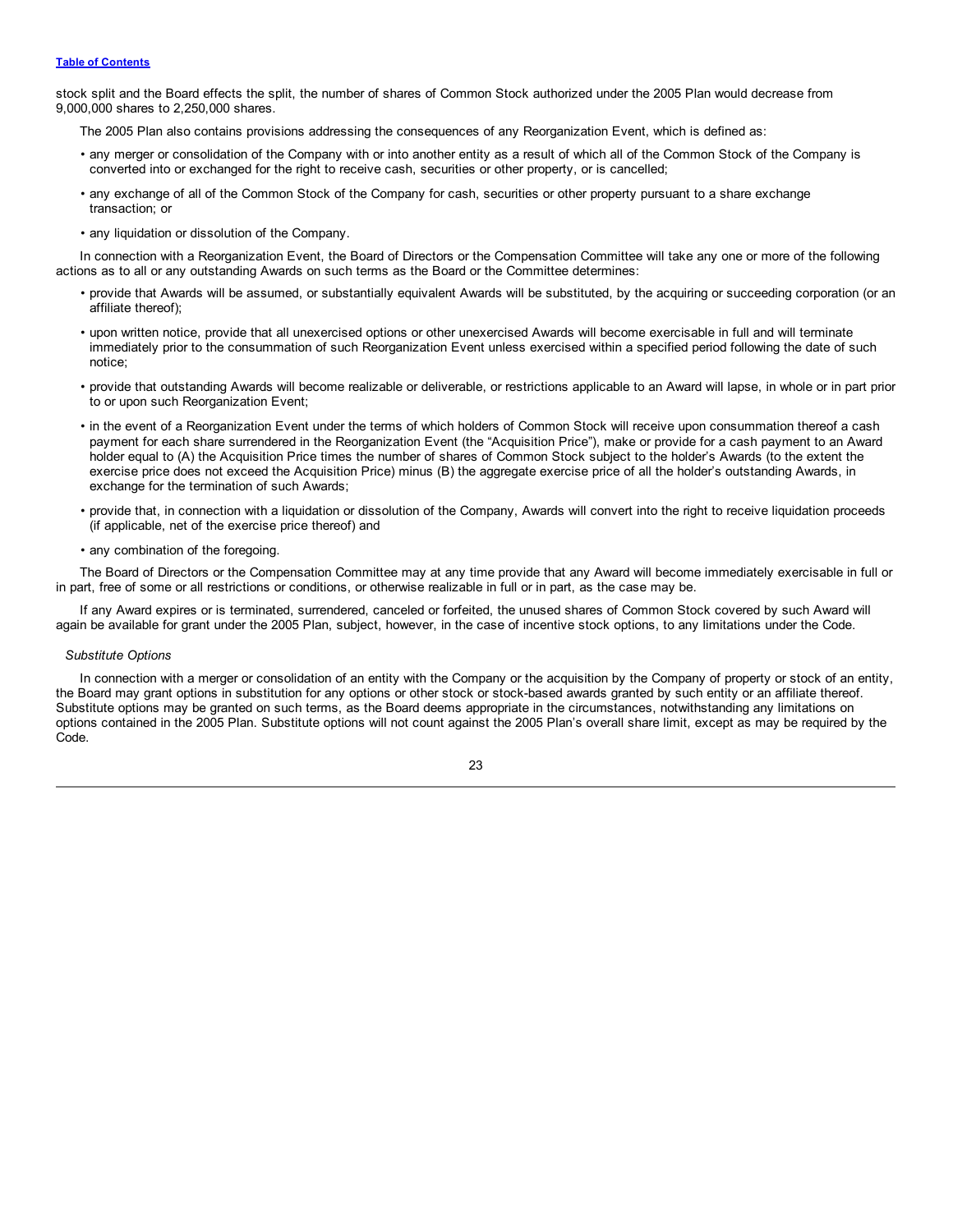stock split and the Board effects the split, the number of shares of Common Stock authorized under the 2005 Plan would decrease from 9,000,000 shares to 2,250,000 shares.

The 2005 Plan also contains provisions addressing the consequences of any Reorganization Event, which is defined as:

- any merger or consolidation of the Company with or into another entity as a result of which all of the Common Stock of the Company is converted into or exchanged for the right to receive cash, securities or other property, or is cancelled;
- any exchange of all of the Common Stock of the Company for cash, securities or other property pursuant to a share exchange transaction; or
- any liquidation or dissolution of the Company.

In connection with a Reorganization Event, the Board of Directors or the Compensation Committee will take any one or more of the following actions as to all or any outstanding Awards on such terms as the Board or the Committee determines:

- provide that Awards will be assumed, or substantially equivalent Awards will be substituted, by the acquiring or succeeding corporation (or an affiliate thereof);
- upon written notice, provide that all unexercised options or other unexercised Awards will become exercisable in full and will terminate immediately prior to the consummation of such Reorganization Event unless exercised within a specified period following the date of such notice;
- provide that outstanding Awards will become realizable or deliverable, or restrictions applicable to an Award will lapse, in whole or in part prior to or upon such Reorganization Event;
- in the event of a Reorganization Event under the terms of which holders of Common Stock will receive upon consummation thereof a cash payment for each share surrendered in the Reorganization Event (the "Acquisition Price"), make or provide for a cash payment to an Award holder equal to (A) the Acquisition Price times the number of shares of Common Stock subject to the holder's Awards (to the extent the exercise price does not exceed the Acquisition Price) minus (B) the aggregate exercise price of all the holder's outstanding Awards, in exchange for the termination of such Awards;
- provide that, in connection with a liquidation or dissolution of the Company, Awards will convert into the right to receive liquidation proceeds (if applicable, net of the exercise price thereof) and
- any combination of the foregoing.

The Board of Directors or the Compensation Committee may at any time provide that any Award will become immediately exercisable in full or in part, free of some or all restrictions or conditions, or otherwise realizable in full or in part, as the case may be.

If any Award expires or is terminated, surrendered, canceled or forfeited, the unused shares of Common Stock covered by such Award will again be available for grant under the 2005 Plan, subject, however, in the case of incentive stock options, to any limitations under the Code.

*Substitute Options*

In connection with a merger or consolidation of an entity with the Company or the acquisition by the Company of property or stock of an entity, the Board may grant options in substitution for any options or other stock or stock-based awards granted by such entity or an affiliate thereof. Substitute options may be granted on such terms, as the Board deems appropriate in the circumstances, notwithstanding any limitations on options contained in the 2005 Plan. Substitute options will not count against the 2005 Plan's overall share limit, except as may be required by the Code.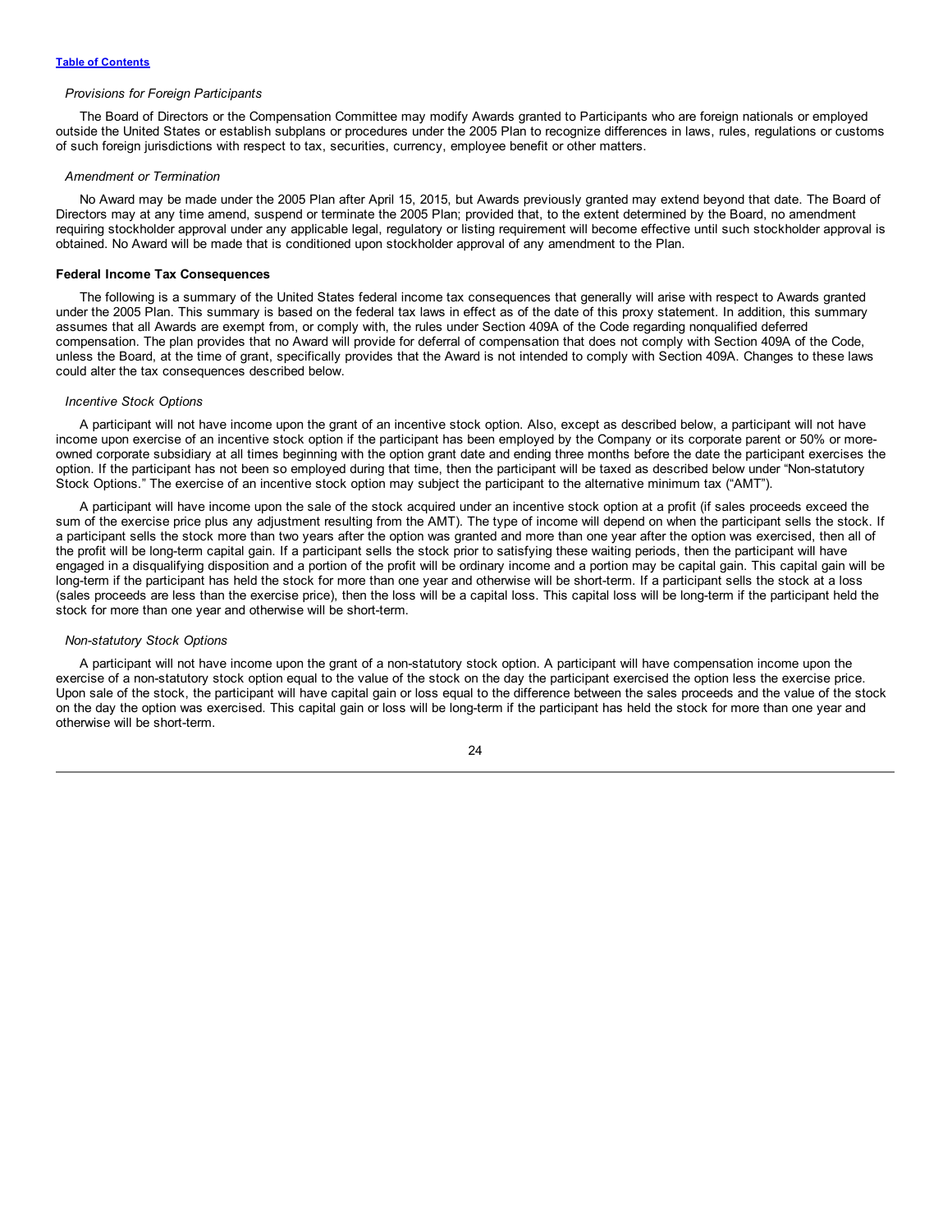*Provisions for Foreign Participants*

The Board of Directors or the Compensation Committee may modify Awards granted to Participants who are foreign nationals or employed outside the United States or establish subplans or procedures under the 2005 Plan to recognize differences in laws, rules, regulations or customs of such foreign jurisdictions with respect to tax, securities, currency, employee benefit or other matters.

*Amendment or Termination*

No Award may be made under the 2005 Plan after April 15, 2015, but Awards previously granted may extend beyond that date. The Board of Directors may at any time amend, suspend or terminate the 2005 Plan; provided that, to the extent determined by the Board, no amendment requiring stockholder approval under any applicable legal, regulatory or listing requirement will become effective until such stockholder approval is obtained. No Award will be made that is conditioned upon stockholder approval of any amendment to the Plan.

**Federal Income Tax Consequences**

The following is a summary of the United States federal income tax consequences that generally will arise with respect to Awards granted under the 2005 Plan. This summary is based on the federal tax laws in effect as of the date of this proxy statement. In addition, this summary assumes that all Awards are exempt from, or comply with, the rules under Section 409A of the Code regarding nonqualified deferred compensation. The plan provides that no Award will provide for deferral of compensation that does not comply with Section 409A of the Code, unless the Board, at the time of grant, specifically provides that the Award is not intended to comply with Section 409A. Changes to these laws could alter the tax consequences described below.

*Incentive Stock Options*

A participant will not have income upon the grant of an incentive stock option. Also, except as described below, a participant will not have income upon exercise of an incentive stock option if the participant has been employed by the Company or its corporate parent or 50% or more-owned corporate subsidiary at all times beginning with the option grant date and ending three months before the date the participant exercises the option. If the participant has not been so employed during that time, then the participant will be taxed as described below under "Non-statutory Stock Options." The exercise of an incentive stock option may subject the participant to the alternative minimum tax ("AMT").

A participant will have income upon the sale of the stock acquired under an incentive stock option at a profit (if sales proceeds exceed the sum of the exercise price plus any adjustment resulting from the AMT). The type of income will depend on when the participant sells the stock. If a participant sells the stock more than two years after the option was granted and more than one year after the option was exercised, then all of the profit will be long-term capital gain. If a participant sells the stock prior to satisfying these waiting periods, then the participant will have engaged in a disqualifying disposition and a portion of the profit will be ordinary income and a portion may be capital gain. This capital gain will be long-term if the participant has held the stock for more than one year and otherwise will be short-term. If a participant sells the stock at a loss (sales proceeds are less than the exercise price), then the loss will be a capital loss. This capital loss will be long-term if the participant held the stock for more than one year and otherwise will be short-term.

*Non-statutory Stock Options*

A participant will not have income upon the grant of a non-statutory stock option. A participant will have compensation income upon the exercise of a non-statutory stock option equal to the value of the stock on the day the participant exercised the option less the exercise price. Upon sale of the stock, the participant will have capital gain or loss equal to the difference between the sales proceeds and the value of the stock on the day the option was exercised. This capital gain or loss will be long-term if the participant has held the stock for more than one year and otherwise will be short-term.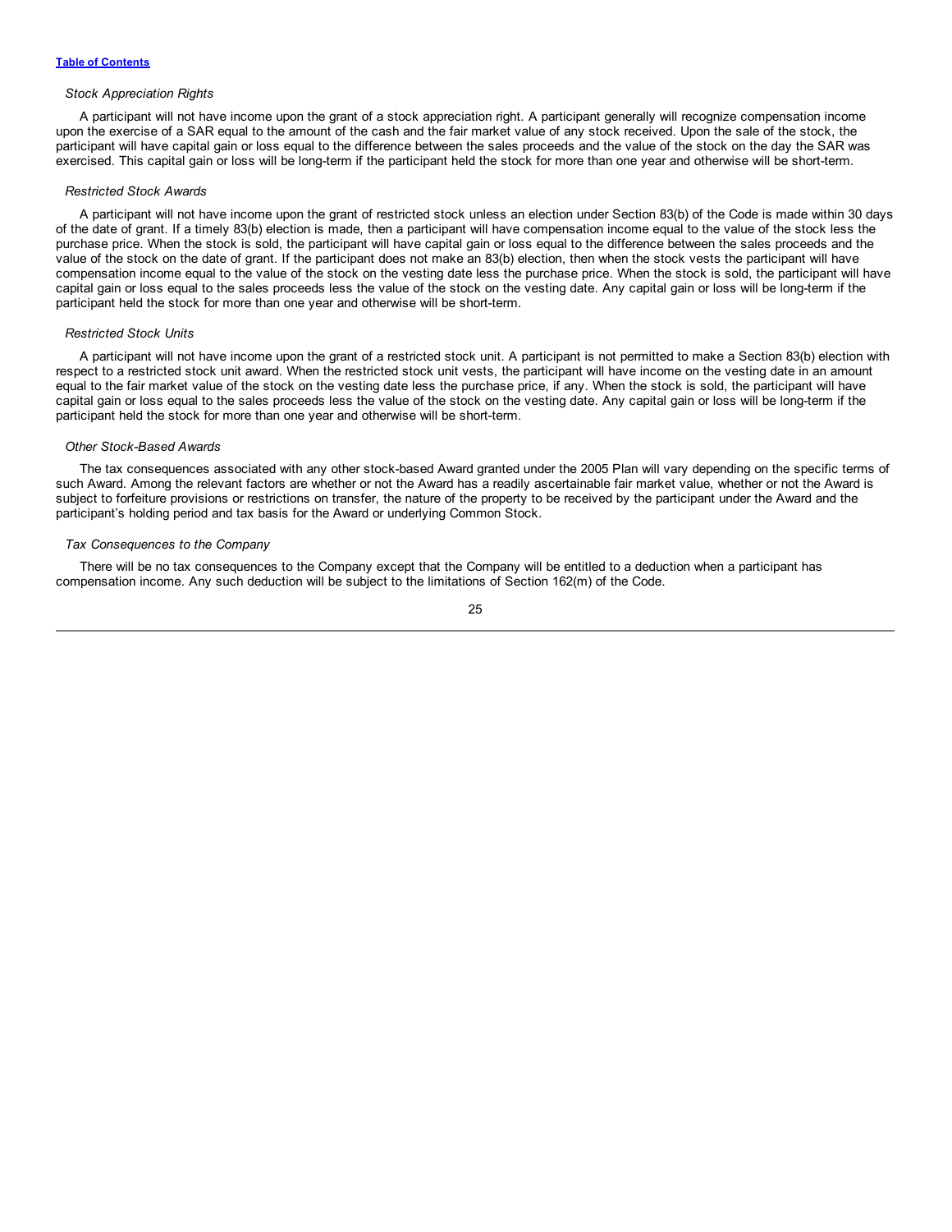*Stock Appreciation Rights*

A participant will not have income upon the grant of a stock appreciation right. A participant generally will recognize compensation income upon the exercise of a SAR equal to the amount of the cash and the fair market value of any stock received. Upon the sale of the stock, the participant will have capital gain or loss equal to the difference between the sales proceeds and the value of the stock on the day the SAR was exercised. This capital gain or loss will be long-term if the participant held the stock for more than one year and otherwise will be short-term.

*Restricted Stock Awards*

A participant will not have income upon the grant of restricted stock unless an election under Section 83(b) of the Code is made within 30 days of the date of grant. If a timely 83(b) election is made, then a participant will have compensation income equal to the value of the stock less the purchase price. When the stock is sold, the participant will have capital gain or loss equal to the difference between the sales proceeds and the value of the stock on the date of grant. If the participant does not make an 83(b) election, then when the stock vests the participant will have compensation income equal to the value of the stock on the vesting date less the purchase price. When the stock is sold, the participant will have capital gain or loss equal to the sales proceeds less the value of the stock on the vesting date. Any capital gain or loss will be long-term if the participant held the stock for more than one year and otherwise will be short-term.

*Restricted Stock Units*

A participant will not have income upon the grant of a restricted stock unit. A participant is not permitted to make a Section 83(b) election with respect to a restricted stock unit award. When the restricted stock unit vests, the participant will have income on the vesting date in an amount equal to the fair market value of the stock on the vesting date less the purchase price, if any. When the stock is sold, the participant will have capital gain or loss equal to the sales proceeds less the value of the stock on the vesting date. Any capital gain or loss will be long-term if the participant held the stock for more than one year and otherwise will be short-term.

*Other Stock-Based Awards*

The tax consequences associated with any other stock-based Award granted under the 2005 Plan will vary depending on the specific terms of such Award. Among the relevant factors are whether or not the Award has a readily ascertainable fair market value, whether or not the Award is subject to forfeiture provisions or restrictions on transfer, the nature of the property to be received by the participant under the Award and the participant's holding period and tax basis for the Award or underlying Common Stock.

*Tax Consequences to the Company*

There will be no tax consequences to the Company except that the Company will be entitled to a deduction when a participant has compensation income. Any such deduction will be subject to the limitations of Section 162(m) of the Code.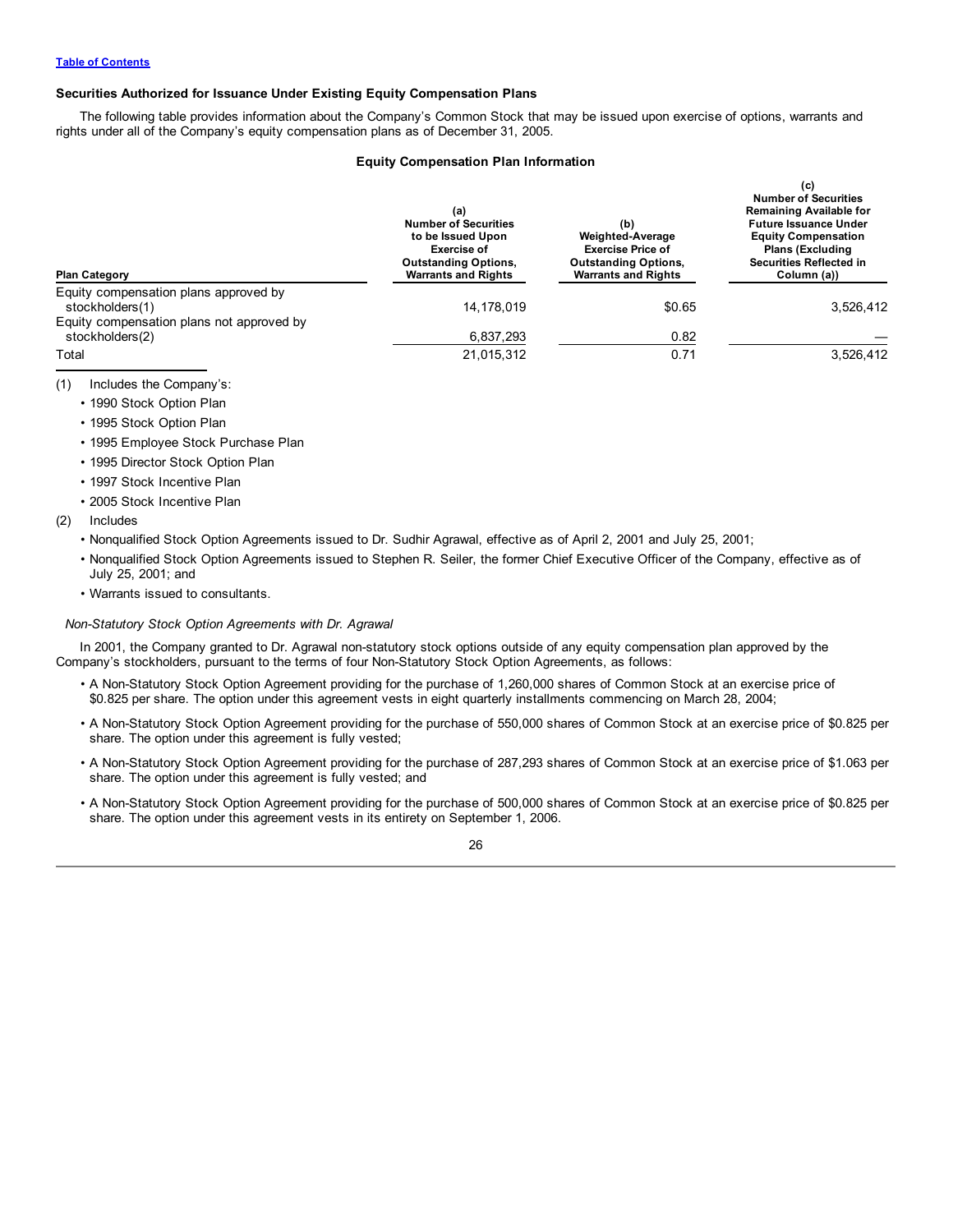Table of Contents

### Securities Authorized for Issuance Under Existing Equity Compensation Plans

The following table provides information about the Company's Common Stock that may be issued upon exercise of options, warrants and rights under all of the Company's equity compensation plans as of December 31, 2005.

#### Equity Compensation Plan Information

| Plan Category | (a) Number of Securities to be Issued Upon Exercise of Outstanding Options, Warrants and Rights | (b) Weighted-Average Exercise Price of Outstanding Options, Warrants and Rights | (c) Number of Securities Remaining Available for Future Issuance Under Equity Compensation Plans (Excluding Securities Reflected in Column (a)) |
|---|---|---|---|
| Equity compensation plans approved by stockholders(1) | 14,178,019 | $0.65 | 3,526,412 |
| Equity compensation plans not approved by stockholders(2) | 6,837,293 | 0.82 | — |
| Total | 21,015,312 | 0.71 | 3,526,412 |

(1) Includes the Company's:

- 1990 Stock Option Plan
- 1995 Stock Option Plan
- 1995 Employee Stock Purchase Plan
- 1995 Director Stock Option Plan
- 1997 Stock Incentive Plan
- 2005 Stock Incentive Plan

(2) Includes

- Nonqualified Stock Option Agreements issued to Dr. Sudhir Agrawal, effective as of April 2, 2001 and July 25, 2001;
- Nonqualified Stock Option Agreements issued to Stephen R. Seiler, the former Chief Executive Officer of the Company, effective as of July 25, 2001; and
- Warrants issued to consultants.

*Non-Statutory Stock Option Agreements with Dr. Agrawal*

In 2001, the Company granted to Dr. Agrawal non-statutory stock options outside of any equity compensation plan approved by the Company's stockholders, pursuant to the terms of four Non-Statutory Stock Option Agreements, as follows:

- A Non-Statutory Stock Option Agreement providing for the purchase of 1,260,000 shares of Common Stock at an exercise price of $0.825 per share. The option under this agreement vests in eight quarterly installments commencing on March 28, 2004;
- A Non-Statutory Stock Option Agreement providing for the purchase of 550,000 shares of Common Stock at an exercise price of $0.825 per share. The option under this agreement is fully vested;
- A Non-Statutory Stock Option Agreement providing for the purchase of 287,293 shares of Common Stock at an exercise price of $1.063 per share. The option under this agreement is fully vested; and
- A Non-Statutory Stock Option Agreement providing for the purchase of 500,000 shares of Common Stock at an exercise price of $0.825 per share. The option under this agreement vests in its entirety on September 1, 2006.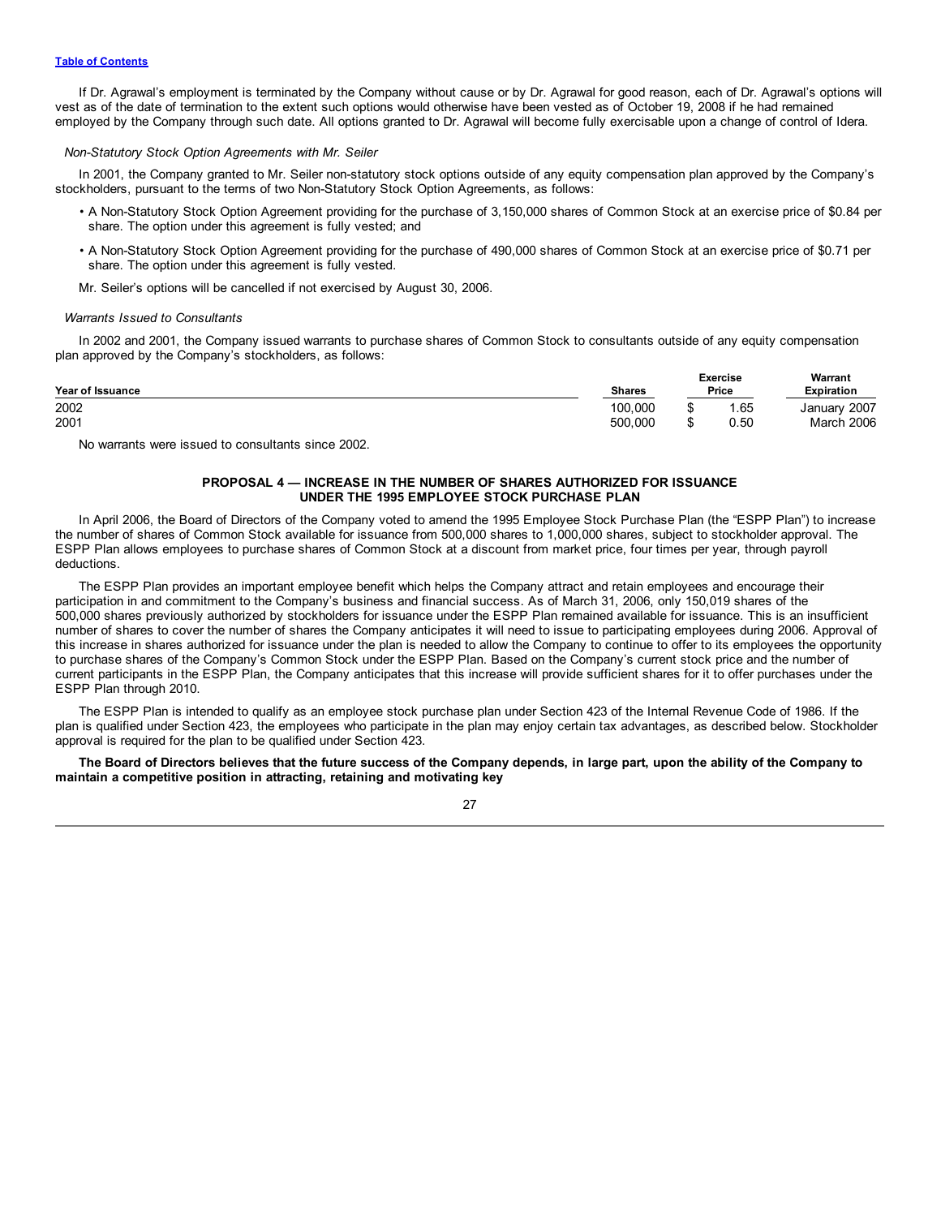If Dr. Agrawal's employment is terminated by the Company without cause or by Dr. Agrawal for good reason, each of Dr. Agrawal's options will vest as of the date of termination to the extent such options would otherwise have been vested as of October 19, 2008 if he had remained employed by the Company through such date. All options granted to Dr. Agrawal will become fully exercisable upon a change of control of Idera.

*Non-Statutory Stock Option Agreements with Mr. Seiler*

In 2001, the Company granted to Mr. Seiler non-statutory stock options outside of any equity compensation plan approved by the Company's stockholders, pursuant to the terms of two Non-Statutory Stock Option Agreements, as follows:

- A Non-Statutory Stock Option Agreement providing for the purchase of 3,150,000 shares of Common Stock at an exercise price of $0.84 per share. The option under this agreement is fully vested; and
- A Non-Statutory Stock Option Agreement providing for the purchase of 490,000 shares of Common Stock at an exercise price of $0.71 per share. The option under this agreement is fully vested.

Mr. Seiler's options will be cancelled if not exercised by August 30, 2006.

*Warrants Issued to Consultants*

In 2002 and 2001, the Company issued warrants to purchase shares of Common Stock to consultants outside of any equity compensation plan approved by the Company's stockholders, as follows:

| Year of Issuance | Shares | Exercise Price | Warrant Expiration |
|---|---|---|---|
| 2002 | 100,000 | $ 1.65 | January 2007 |
| 2001 | 500,000 | $ 0.50 | March 2006 |

No warrants were issued to consultants since 2002.

## PROPOSAL 4 — INCREASE IN THE NUMBER OF SHARES AUTHORIZED FOR ISSUANCE UNDER THE 1995 EMPLOYEE STOCK PURCHASE PLAN

In April 2006, the Board of Directors of the Company voted to amend the 1995 Employee Stock Purchase Plan (the "ESPP Plan") to increase the number of shares of Common Stock available for issuance from 500,000 shares to 1,000,000 shares, subject to stockholder approval. The ESPP Plan allows employees to purchase shares of Common Stock at a discount from market price, four times per year, through payroll deductions.

The ESPP Plan provides an important employee benefit which helps the Company attract and retain employees and encourage their participation in and commitment to the Company's business and financial success. As of March 31, 2006, only 150,019 shares of the 500,000 shares previously authorized by stockholders for issuance under the ESPP Plan remained available for issuance. This is an insufficient number of shares to cover the number of shares the Company anticipates it will need to issue to participating employees during 2006. Approval of this increase in shares authorized for issuance under the plan is needed to allow the Company to continue to offer to its employees the opportunity to purchase shares of the Company's Common Stock under the ESPP Plan. Based on the Company's current stock price and the number of current participants in the ESPP Plan, the Company anticipates that this increase will provide sufficient shares for it to offer purchases under the ESPP Plan through 2010.

The ESPP Plan is intended to qualify as an employee stock purchase plan under Section 423 of the Internal Revenue Code of 1986. If the plan is qualified under Section 423, the employees who participate in the plan may enjoy certain tax advantages, as described below. Stockholder approval is required for the plan to be qualified under Section 423.

**The Board of Directors believes that the future success of the Company depends, in large part, upon the ability of the Company to maintain a competitive position in attracting, retaining and motivating key**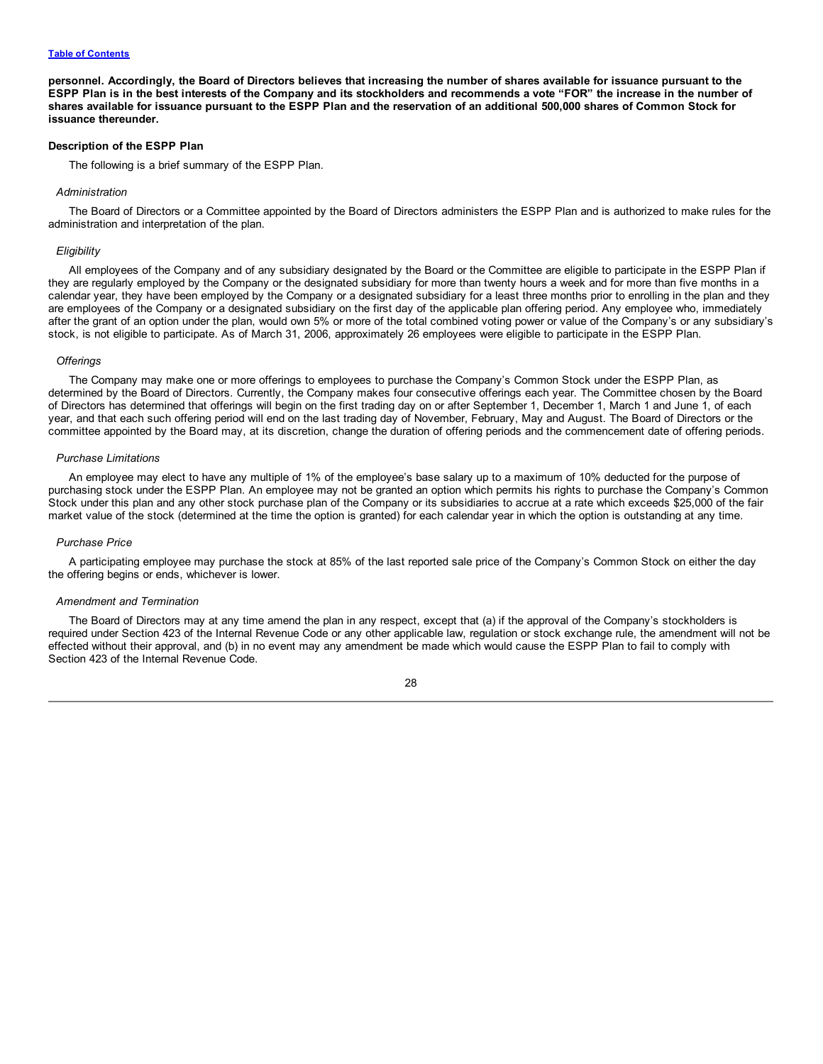**personnel. Accordingly, the Board of Directors believes that increasing the number of shares available for issuance pursuant to the ESPP Plan is in the best interests of the Company and its stockholders and recommends a vote "FOR" the increase in the number of shares available for issuance pursuant to the ESPP Plan and the reservation of an additional 500,000 shares of Common Stock for issuance thereunder.**

**Description of the ESPP Plan**

The following is a brief summary of the ESPP Plan.

*Administration*

The Board of Directors or a Committee appointed by the Board of Directors administers the ESPP Plan and is authorized to make rules for the administration and interpretation of the plan.

*Eligibility*

All employees of the Company and of any subsidiary designated by the Board or the Committee are eligible to participate in the ESPP Plan if they are regularly employed by the Company or the designated subsidiary for more than twenty hours a week and for more than five months in a calendar year, they have been employed by the Company or a designated subsidiary for a least three months prior to enrolling in the plan and they are employees of the Company or a designated subsidiary on the first day of the applicable plan offering period. Any employee who, immediately after the grant of an option under the plan, would own 5% or more of the total combined voting power or value of the Company's or any subsidiary's stock, is not eligible to participate. As of March 31, 2006, approximately 26 employees were eligible to participate in the ESPP Plan.

*Offerings*

The Company may make one or more offerings to employees to purchase the Company's Common Stock under the ESPP Plan, as determined by the Board of Directors. Currently, the Company makes four consecutive offerings each year. The Committee chosen by the Board of Directors has determined that offerings will begin on the first trading day on or after September 1, December 1, March 1 and June 1, of each year, and that each such offering period will end on the last trading day of November, February, May and August. The Board of Directors or the committee appointed by the Board may, at its discretion, change the duration of offering periods and the commencement date of offering periods.

*Purchase Limitations*

An employee may elect to have any multiple of 1% of the employee's base salary up to a maximum of 10% deducted for the purpose of purchasing stock under the ESPP Plan. An employee may not be granted an option which permits his rights to purchase the Company's Common Stock under this plan and any other stock purchase plan of the Company or its subsidiaries to accrue at a rate which exceeds $25,000 of the fair market value of the stock (determined at the time the option is granted) for each calendar year in which the option is outstanding at any time.

*Purchase Price*

A participating employee may purchase the stock at 85% of the last reported sale price of the Company's Common Stock on either the day the offering begins or ends, whichever is lower.

*Amendment and Termination*

The Board of Directors may at any time amend the plan in any respect, except that (a) if the approval of the Company's stockholders is required under Section 423 of the Internal Revenue Code or any other applicable law, regulation or stock exchange rule, the amendment will not be effected without their approval, and (b) in no event may any amendment be made which would cause the ESPP Plan to fail to comply with Section 423 of the Internal Revenue Code.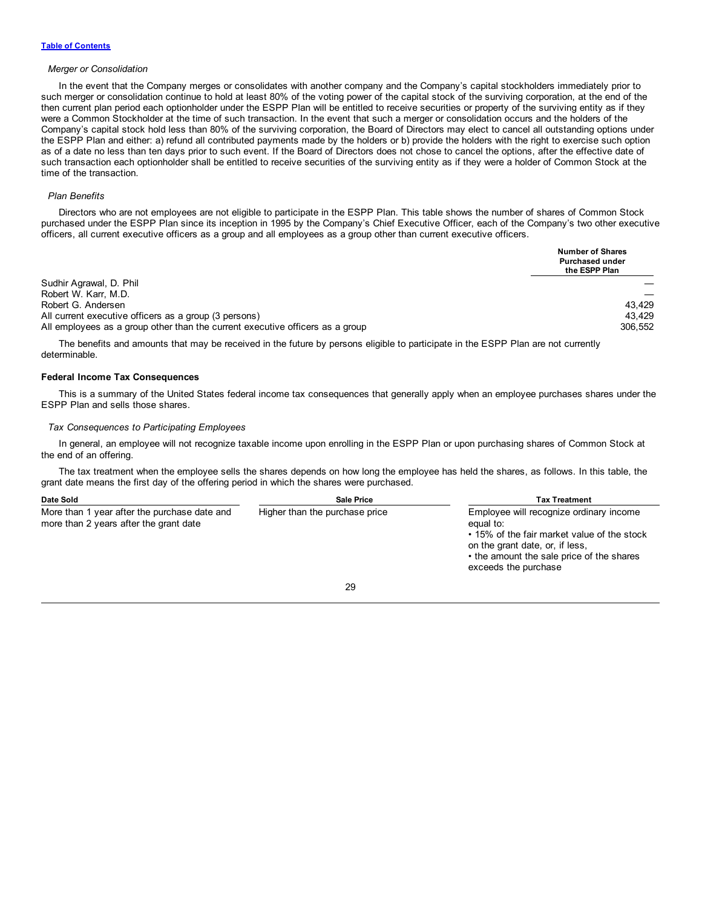[Table of Contents](#)

*Merger or Consolidation*

In the event that the Company merges or consolidates with another company and the Company's capital stockholders immediately prior to such merger or consolidation continue to hold at least 80% of the voting power of the capital stock of the surviving corporation, at the end of the then current plan period each optionholder under the ESPP Plan will be entitled to receive securities or property of the surviving entity as if they were a Common Stockholder at the time of such transaction. In the event that such a merger or consolidation occurs and the holders of the Company's capital stock hold less than 80% of the surviving corporation, the Board of Directors may elect to cancel all outstanding options under the ESPP Plan and either: a) refund all contributed payments made by the holders or b) provide the holders with the right to exercise such option as of a date no less than ten days prior to such event. If the Board of Directors does not chose to cancel the options, after the effective date of such transaction each optionholder shall be entitled to receive securities of the surviving entity as if they were a holder of Common Stock at the time of the transaction.

*Plan Benefits*

Directors who are not employees are not eligible to participate in the ESPP Plan. This table shows the number of shares of Common Stock purchased under the ESPP Plan since its inception in 1995 by the Company's Chief Executive Officer, each of the Company's two other executive officers, all current executive officers as a group and all employees as a group other than current executive officers.

| | Number of Shares Purchased under the ESPP Plan |
|---|---|
| Sudhir Agrawal, D. Phil | — |
| Robert W. Karr, M.D. | — |
| Robert G. Andersen | 43,429 |
| All current executive officers as a group (3 persons) | 43,429 |
| All employees as a group other than the current executive officers as a group | 306,552 |

The benefits and amounts that may be received in the future by persons eligible to participate in the ESPP Plan are not currently determinable.

**Federal Income Tax Consequences**

This is a summary of the United States federal income tax consequences that generally apply when an employee purchases shares under the ESPP Plan and sells those shares.

*Tax Consequences to Participating Employees*

In general, an employee will not recognize taxable income upon enrolling in the ESPP Plan or upon purchasing shares of Common Stock at the end of an offering.

The tax treatment when the employee sells the shares depends on how long the employee has held the shares, as follows. In this table, the grant date means the first day of the offering period in which the shares were purchased.

| Date Sold | Sale Price | Tax Treatment |
|---|---|---|
| More than 1 year after the purchase date and more than 2 years after the grant date | Higher than the purchase price | Employee will recognize ordinary income equal to:<br>• 15% of the fair market value of the stock on the grant date, or, if less,<br>• the amount the sale price of the shares exceeds the purchase |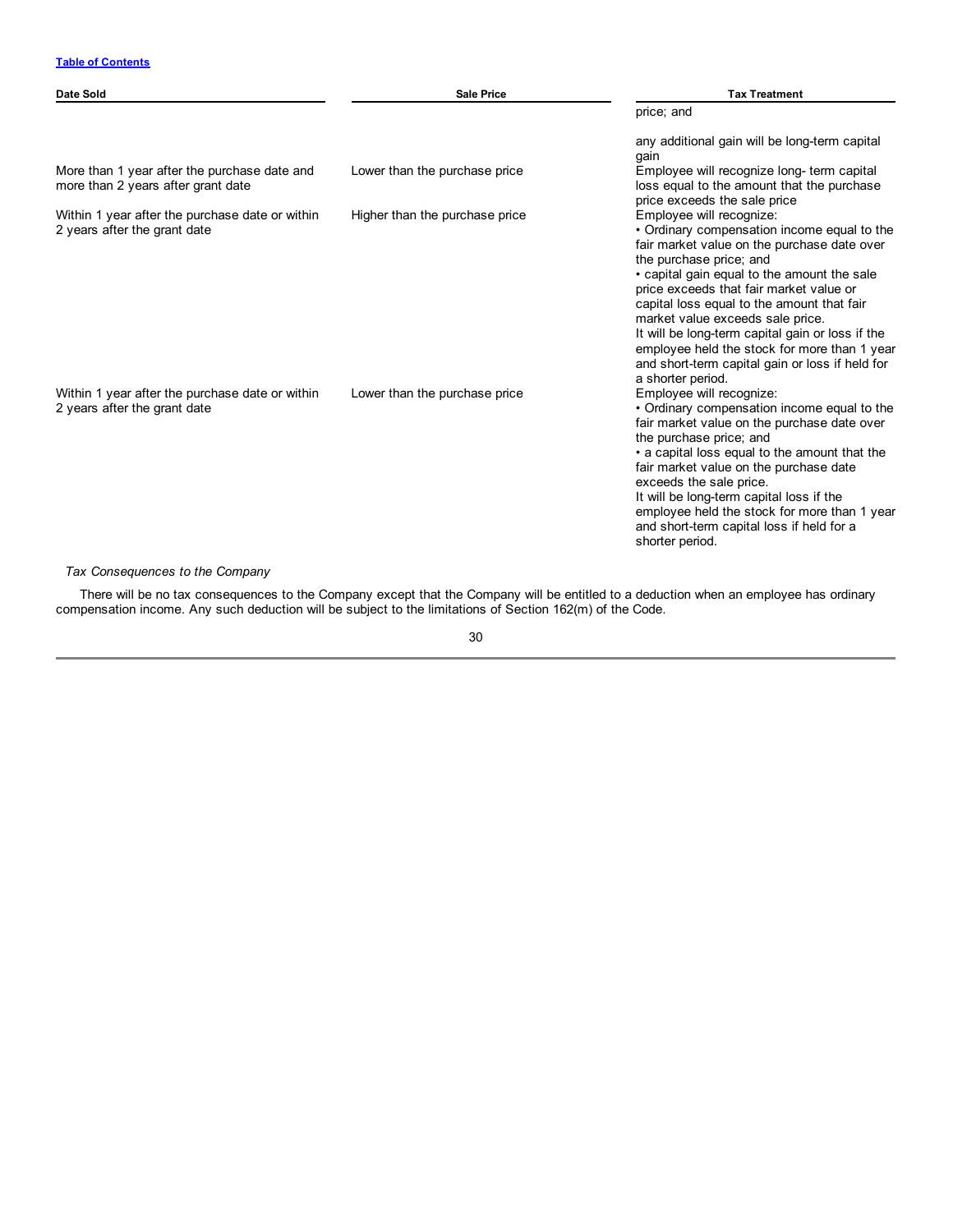| Date Sold | Sale Price | Tax Treatment |
|---|---|---|
| | | price; and<br><br>any additional gain will be long-term capital gain |
| More than 1 year after the purchase date and more than 2 years after grant date | Lower than the purchase price | Employee will recognize long- term capital loss equal to the amount that the purchase price exceeds the sale price |
| Within 1 year after the purchase date or within 2 years after the grant date | Higher than the purchase price | Employee will recognize:<br>• Ordinary compensation income equal to the fair market value on the purchase date over the purchase price; and<br>• capital gain equal to the amount the sale price exceeds that fair market value or capital loss equal to the amount that fair market value exceeds sale price.<br>It will be long-term capital gain or loss if the employee held the stock for more than 1 year and short-term capital gain or loss if held for a shorter period. |
| Within 1 year after the purchase date or within 2 years after the grant date | Lower than the purchase price | Employee will recognize:<br>• Ordinary compensation income equal to the fair market value on the purchase date over the purchase price; and<br>• a capital loss equal to the amount that the fair market value on the purchase date exceeds the sale price.<br>It will be long-term capital loss if the employee held the stock for more than 1 year and short-term capital loss if held for a shorter period. |

*Tax Consequences to the Company*

There will be no tax consequences to the Company except that the Company will be entitled to a deduction when an employee has ordinary compensation income. Any such deduction will be subject to the limitations of Section 162(m) of the Code.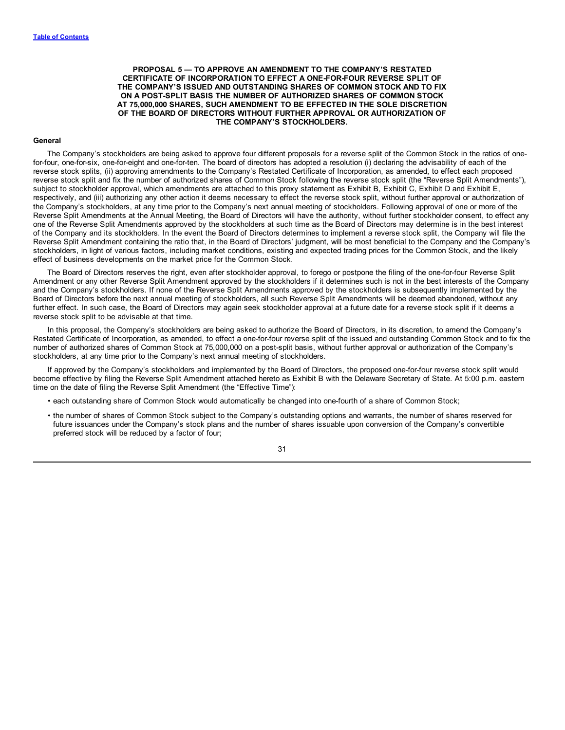## PROPOSAL 5 — TO APPROVE AN AMENDMENT TO THE COMPANY'S RESTATED CERTIFICATE OF INCORPORATION TO EFFECT A ONE-FOR-FOUR REVERSE SPLIT OF THE COMPANY'S ISSUED AND OUTSTANDING SHARES OF COMMON STOCK AND TO FIX ON A POST-SPLIT BASIS THE NUMBER OF AUTHORIZED SHARES OF COMMON STOCK AT 75,000,000 SHARES, SUCH AMENDMENT TO BE EFFECTED IN THE SOLE DISCRETION OF THE BOARD OF DIRECTORS WITHOUT FURTHER APPROVAL OR AUTHORIZATION OF THE COMPANY'S STOCKHOLDERS.

### General

The Company's stockholders are being asked to approve four different proposals for a reverse split of the Common Stock in the ratios of one-for-four, one-for-six, one-for-eight and one-for-ten. The board of directors has adopted a resolution (i) declaring the advisability of each of the reverse stock splits, (ii) approving amendments to the Company's Restated Certificate of Incorporation, as amended, to effect each proposed reverse stock split and fix the number of authorized shares of Common Stock following the reverse stock split (the "Reverse Split Amendments"), subject to stockholder approval, which amendments are attached to this proxy statement as Exhibit B, Exhibit C, Exhibit D and Exhibit E, respectively, and (iii) authorizing any other action it deems necessary to effect the reverse stock split, without further approval or authorization of the Company's stockholders, at any time prior to the Company's next annual meeting of stockholders. Following approval of one or more of the Reverse Split Amendments at the Annual Meeting, the Board of Directors will have the authority, without further stockholder consent, to effect any one of the Reverse Split Amendments approved by the stockholders at such time as the Board of Directors may determine is in the best interest of the Company and its stockholders. In the event the Board of Directors determines to implement a reverse stock split, the Company will file the Reverse Split Amendment containing the ratio that, in the Board of Directors' judgment, will be most beneficial to the Company and the Company's stockholders, in light of various factors, including market conditions, existing and expected trading prices for the Common Stock, and the likely effect of business developments on the market price for the Common Stock.

The Board of Directors reserves the right, even after stockholder approval, to forego or postpone the filing of the one-for-four Reverse Split Amendment or any other Reverse Split Amendment approved by the stockholders if it determines such is not in the best interests of the Company and the Company's stockholders. If none of the Reverse Split Amendments approved by the stockholders is subsequently implemented by the Board of Directors before the next annual meeting of stockholders, all such Reverse Split Amendments will be deemed abandoned, without any further effect. In such case, the Board of Directors may again seek stockholder approval at a future date for a reverse stock split if it deems a reverse stock split to be advisable at that time.

In this proposal, the Company's stockholders are being asked to authorize the Board of Directors, in its discretion, to amend the Company's Restated Certificate of Incorporation, as amended, to effect a one-for-four reverse split of the issued and outstanding Common Stock and to fix the number of authorized shares of Common Stock at 75,000,000 on a post-split basis, without further approval or authorization of the Company's stockholders, at any time prior to the Company's next annual meeting of stockholders.

If approved by the Company's stockholders and implemented by the Board of Directors, the proposed one-for-four reverse stock split would become effective by filing the Reverse Split Amendment attached hereto as Exhibit B with the Delaware Secretary of State. At 5:00 p.m. eastern time on the date of filing the Reverse Split Amendment (the "Effective Time"):

- each outstanding share of Common Stock would automatically be changed into one-fourth of a share of Common Stock;
- the number of shares of Common Stock subject to the Company's outstanding options and warrants, the number of shares reserved for future issuances under the Company's stock plans and the number of shares issuable upon conversion of the Company's convertible preferred stock will be reduced by a factor of four;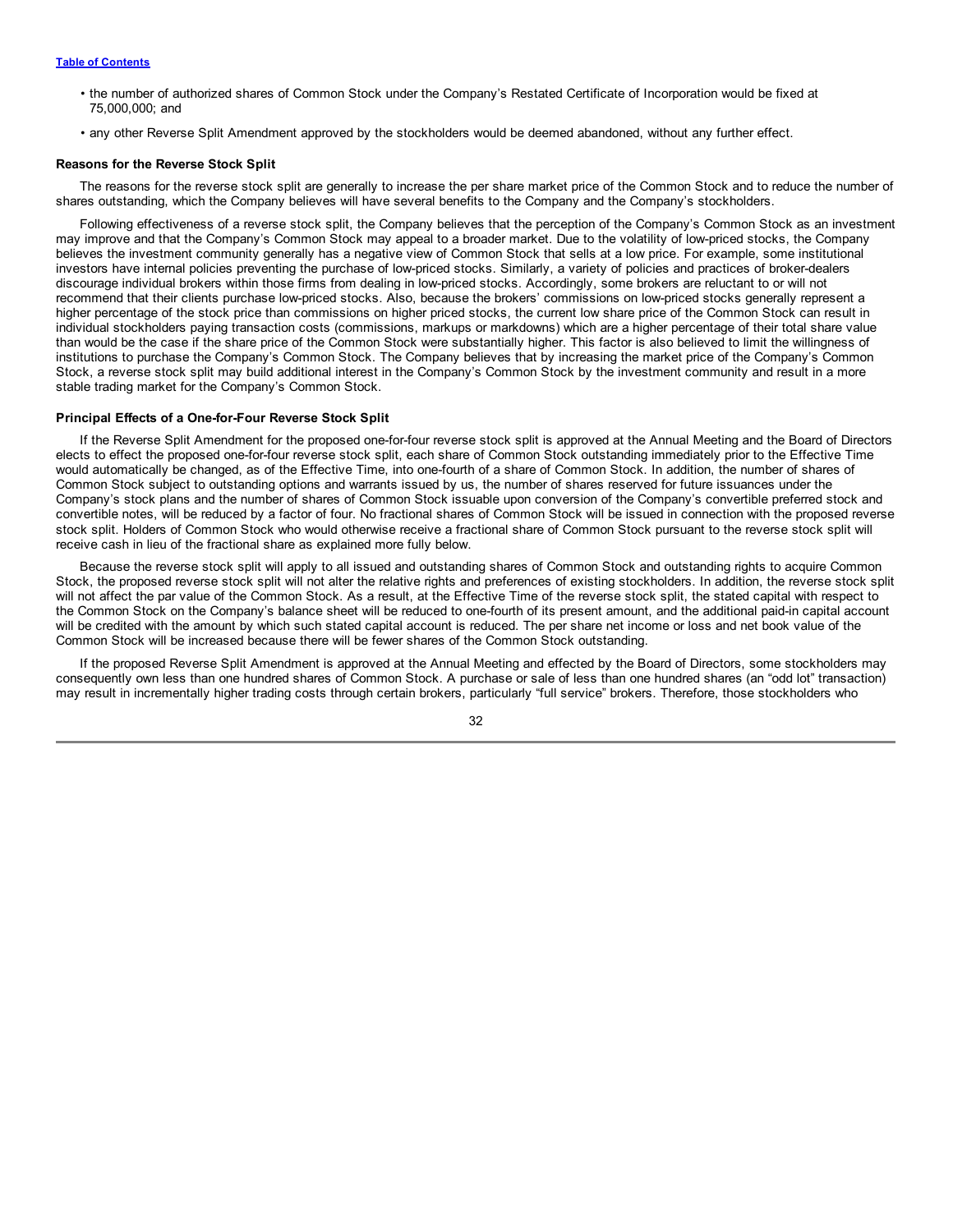- the number of authorized shares of Common Stock under the Company's Restated Certificate of Incorporation would be fixed at 75,000,000; and
- any other Reverse Split Amendment approved by the stockholders would be deemed abandoned, without any further effect.

**Reasons for the Reverse Stock Split**

The reasons for the reverse stock split are generally to increase the per share market price of the Common Stock and to reduce the number of shares outstanding, which the Company believes will have several benefits to the Company and the Company's stockholders.

Following effectiveness of a reverse stock split, the Company believes that the perception of the Company's Common Stock as an investment may improve and that the Company's Common Stock may appeal to a broader market. Due to the volatility of low-priced stocks, the Company believes the investment community generally has a negative view of Common Stock that sells at a low price. For example, some institutional investors have internal policies preventing the purchase of low-priced stocks. Similarly, a variety of policies and practices of broker-dealers discourage individual brokers within those firms from dealing in low-priced stocks. Accordingly, some brokers are reluctant to or will not recommend that their clients purchase low-priced stocks. Also, because the brokers' commissions on low-priced stocks generally represent a higher percentage of the stock price than commissions on higher priced stocks, the current low share price of the Common Stock can result in individual stockholders paying transaction costs (commissions, markups or markdowns) which are a higher percentage of their total share value than would be the case if the share price of the Common Stock were substantially higher. This factor is also believed to limit the willingness of institutions to purchase the Company's Common Stock. The Company believes that by increasing the market price of the Company's Common Stock, a reverse stock split may build additional interest in the Company's Common Stock by the investment community and result in a more stable trading market for the Company's Common Stock.

**Principal Effects of a One-for-Four Reverse Stock Split**

If the Reverse Split Amendment for the proposed one-for-four reverse stock split is approved at the Annual Meeting and the Board of Directors elects to effect the proposed one-for-four reverse stock split, each share of Common Stock outstanding immediately prior to the Effective Time would automatically be changed, as of the Effective Time, into one-fourth of a share of Common Stock. In addition, the number of shares of Common Stock subject to outstanding options and warrants issued by us, the number of shares reserved for future issuances under the Company's stock plans and the number of shares of Common Stock issuable upon conversion of the Company's convertible preferred stock and convertible notes, will be reduced by a factor of four. No fractional shares of Common Stock will be issued in connection with the proposed reverse stock split. Holders of Common Stock who would otherwise receive a fractional share of Common Stock pursuant to the reverse stock split will receive cash in lieu of the fractional share as explained more fully below.

Because the reverse stock split will apply to all issued and outstanding shares of Common Stock and outstanding rights to acquire Common Stock, the proposed reverse stock split will not alter the relative rights and preferences of existing stockholders. In addition, the reverse stock split will not affect the par value of the Common Stock. As a result, at the Effective Time of the reverse stock split, the stated capital with respect to the Common Stock on the Company's balance sheet will be reduced to one-fourth of its present amount, and the additional paid-in capital account will be credited with the amount by which such stated capital account is reduced. The per share net income or loss and net book value of the Common Stock will be increased because there will be fewer shares of the Common Stock outstanding.

If the proposed Reverse Split Amendment is approved at the Annual Meeting and effected by the Board of Directors, some stockholders may consequently own less than one hundred shares of Common Stock. A purchase or sale of less than one hundred shares (an "odd lot" transaction) may result in incrementally higher trading costs through certain brokers, particularly "full service" brokers. Therefore, those stockholders who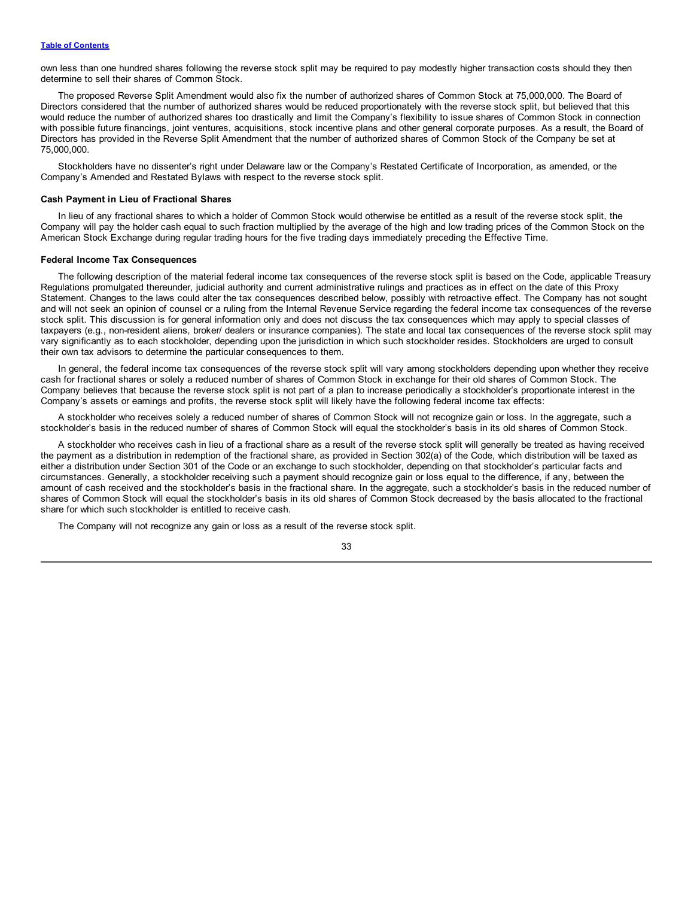own less than one hundred shares following the reverse stock split may be required to pay modestly higher transaction costs should they then determine to sell their shares of Common Stock.

The proposed Reverse Split Amendment would also fix the number of authorized shares of Common Stock at 75,000,000. The Board of Directors considered that the number of authorized shares would be reduced proportionately with the reverse stock split, but believed that this would reduce the number of authorized shares too drastically and limit the Company's flexibility to issue shares of Common Stock in connection with possible future financings, joint ventures, acquisitions, stock incentive plans and other general corporate purposes. As a result, the Board of Directors has provided in the Reverse Split Amendment that the number of authorized shares of Common Stock of the Company be set at 75,000,000.

Stockholders have no dissenter's right under Delaware law or the Company's Restated Certificate of Incorporation, as amended, or the Company's Amended and Restated Bylaws with respect to the reverse stock split.

#### Cash Payment in Lieu of Fractional Shares

In lieu of any fractional shares to which a holder of Common Stock would otherwise be entitled as a result of the reverse stock split, the Company will pay the holder cash equal to such fraction multiplied by the average of the high and low trading prices of the Common Stock on the American Stock Exchange during regular trading hours for the five trading days immediately preceding the Effective Time.

#### Federal Income Tax Consequences

The following description of the material federal income tax consequences of the reverse stock split is based on the Code, applicable Treasury Regulations promulgated thereunder, judicial authority and current administrative rulings and practices as in effect on the date of this Proxy Statement. Changes to the laws could alter the tax consequences described below, possibly with retroactive effect. The Company has not sought and will not seek an opinion of counsel or a ruling from the Internal Revenue Service regarding the federal income tax consequences of the reverse stock split. This discussion is for general information only and does not discuss the tax consequences which may apply to special classes of taxpayers (e.g., non-resident aliens, broker/ dealers or insurance companies). The state and local tax consequences of the reverse stock split may vary significantly as to each stockholder, depending upon the jurisdiction in which such stockholder resides. Stockholders are urged to consult their own tax advisors to determine the particular consequences to them.

In general, the federal income tax consequences of the reverse stock split will vary among stockholders depending upon whether they receive cash for fractional shares or solely a reduced number of shares of Common Stock in exchange for their old shares of Common Stock. The Company believes that because the reverse stock split is not part of a plan to increase periodically a stockholder's proportionate interest in the Company's assets or earnings and profits, the reverse stock split will likely have the following federal income tax effects:

A stockholder who receives solely a reduced number of shares of Common Stock will not recognize gain or loss. In the aggregate, such a stockholder's basis in the reduced number of shares of Common Stock will equal the stockholder's basis in its old shares of Common Stock.

A stockholder who receives cash in lieu of a fractional share as a result of the reverse stock split will generally be treated as having received the payment as a distribution in redemption of the fractional share, as provided in Section 302(a) of the Code, which distribution will be taxed as either a distribution under Section 301 of the Code or an exchange to such stockholder, depending on that stockholder's particular facts and circumstances. Generally, a stockholder receiving such a payment should recognize gain or loss equal to the difference, if any, between the amount of cash received and the stockholder's basis in the fractional share. In the aggregate, such a stockholder's basis in the reduced number of shares of Common Stock will equal the stockholder's basis in its old shares of Common Stock decreased by the basis allocated to the fractional share for which such stockholder is entitled to receive cash.

The Company will not recognize any gain or loss as a result of the reverse stock split.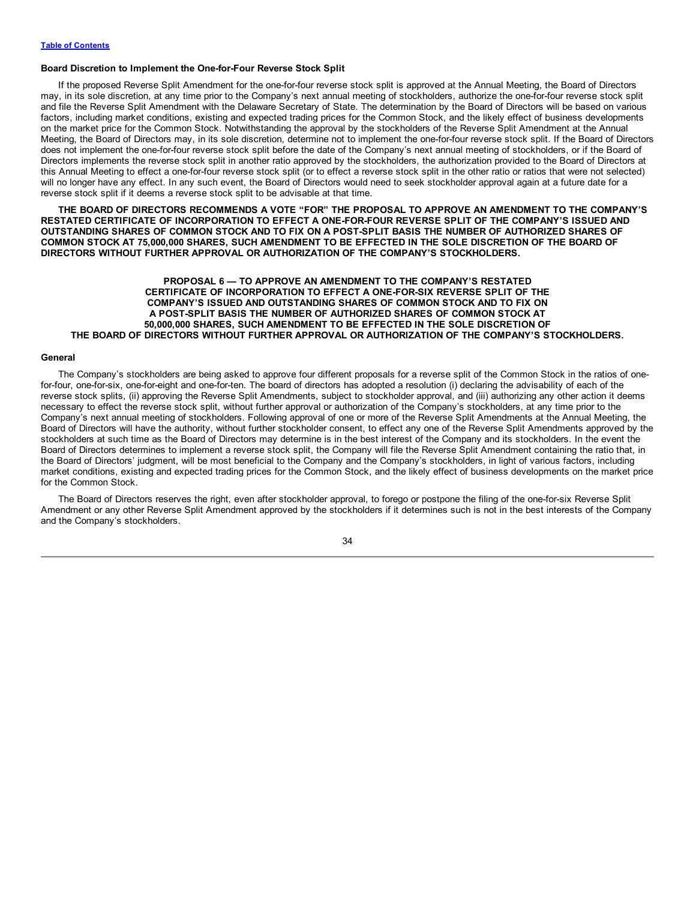### Board Discretion to Implement the One-for-Four Reverse Stock Split

If the proposed Reverse Split Amendment for the one-for-four reverse stock split is approved at the Annual Meeting, the Board of Directors may, in its sole discretion, at any time prior to the Company's next annual meeting of stockholders, authorize the one-for-four reverse stock split and file the Reverse Split Amendment with the Delaware Secretary of State. The determination by the Board of Directors will be based on various factors, including market conditions, existing and expected trading prices for the Common Stock, and the likely effect of business developments on the market price for the Common Stock. Notwithstanding the approval by the stockholders of the Reverse Split Amendment at the Annual Meeting, the Board of Directors may, in its sole discretion, determine not to implement the one-for-four reverse stock split. If the Board of Directors does not implement the one-for-four reverse stock split before the date of the Company's next annual meeting of stockholders, or if the Board of Directors implements the reverse stock split in another ratio approved by the stockholders, the authorization provided to the Board of Directors at this Annual Meeting to effect a one-for-four reverse stock split (or to effect a reverse stock split in the other ratio or ratios that were not selected) will no longer have any effect. In any such event, the Board of Directors would need to seek stockholder approval again at a future date for a reverse stock split if it deems a reverse stock split to be advisable at that time.

**THE BOARD OF DIRECTORS RECOMMENDS A VOTE "FOR" THE PROPOSAL TO APPROVE AN AMENDMENT TO THE COMPANY'S RESTATED CERTIFICATE OF INCORPORATION TO EFFECT A ONE-FOR-FOUR REVERSE SPLIT OF THE COMPANY'S ISSUED AND OUTSTANDING SHARES OF COMMON STOCK AND TO FIX ON A POST-SPLIT BASIS THE NUMBER OF AUTHORIZED SHARES OF COMMON STOCK AT 75,000,000 SHARES, SUCH AMENDMENT TO BE EFFECTED IN THE SOLE DISCRETION OF THE BOARD OF DIRECTORS WITHOUT FURTHER APPROVAL OR AUTHORIZATION OF THE COMPANY'S STOCKHOLDERS.**

## PROPOSAL 6 — TO APPROVE AN AMENDMENT TO THE COMPANY'S RESTATED CERTIFICATE OF INCORPORATION TO EFFECT A ONE-FOR-SIX REVERSE SPLIT OF THE COMPANY'S ISSUED AND OUTSTANDING SHARES OF COMMON STOCK AND TO FIX ON A POST-SPLIT BASIS THE NUMBER OF AUTHORIZED SHARES OF COMMON STOCK AT 50,000,000 SHARES, SUCH AMENDMENT TO BE EFFECTED IN THE SOLE DISCRETION OF THE BOARD OF DIRECTORS WITHOUT FURTHER APPROVAL OR AUTHORIZATION OF THE COMPANY'S STOCKHOLDERS.

### General

The Company's stockholders are being asked to approve four different proposals for a reverse split of the Common Stock in the ratios of one-for-four, one-for-six, one-for-eight and one-for-ten. The board of directors has adopted a resolution (i) declaring the advisability of each of the reverse stock splits, (ii) approving the Reverse Split Amendments, subject to stockholder approval, and (iii) authorizing any other action it deems necessary to effect the reverse stock split, without further approval or authorization of the Company's stockholders, at any time prior to the Company's next annual meeting of stockholders. Following approval of one or more of the Reverse Split Amendments at the Annual Meeting, the Board of Directors will have the authority, without further stockholder consent, to effect any one of the Reverse Split Amendments approved by the stockholders at such time as the Board of Directors may determine is in the best interest of the Company and its stockholders. In the event the Board of Directors determines to implement a reverse stock split, the Company will file the Reverse Split Amendment containing the ratio that, in the Board of Directors' judgment, will be most beneficial to the Company and the Company's stockholders, in light of various factors, including market conditions, existing and expected trading prices for the Common Stock, and the likely effect of business developments on the market price for the Common Stock.

The Board of Directors reserves the right, even after stockholder approval, to forego or postpone the filing of the one-for-six Reverse Split Amendment or any other Reverse Split Amendment approved by the stockholders if it determines such is not in the best interests of the Company and the Company's stockholders.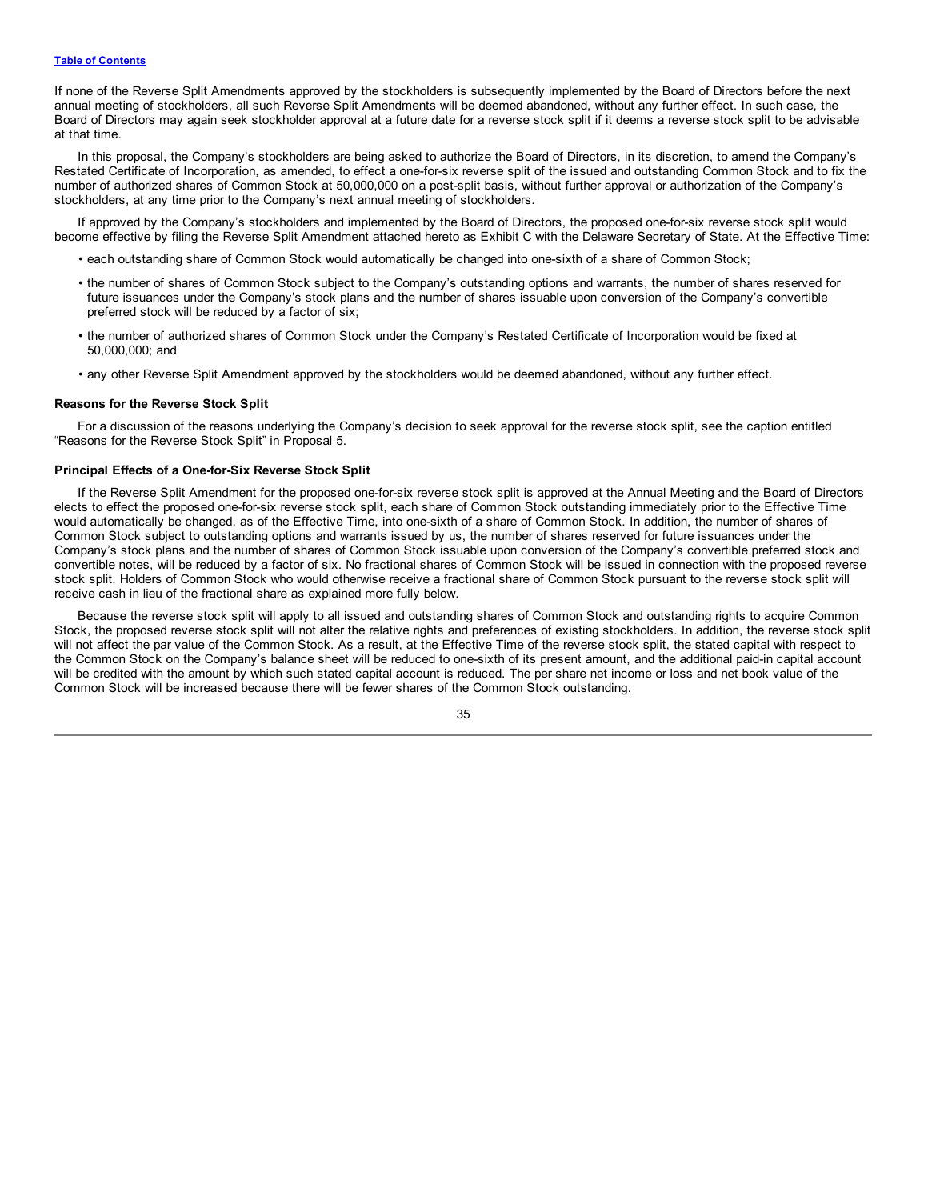If none of the Reverse Split Amendments approved by the stockholders is subsequently implemented by the Board of Directors before the next annual meeting of stockholders, all such Reverse Split Amendments will be deemed abandoned, without any further effect. In such case, the Board of Directors may again seek stockholder approval at a future date for a reverse stock split if it deems a reverse stock split to be advisable at that time.

In this proposal, the Company's stockholders are being asked to authorize the Board of Directors, in its discretion, to amend the Company's Restated Certificate of Incorporation, as amended, to effect a one-for-six reverse split of the issued and outstanding Common Stock and to fix the number of authorized shares of Common Stock at 50,000,000 on a post-split basis, without further approval or authorization of the Company's stockholders, at any time prior to the Company's next annual meeting of stockholders.

If approved by the Company's stockholders and implemented by the Board of Directors, the proposed one-for-six reverse stock split would become effective by filing the Reverse Split Amendment attached hereto as Exhibit C with the Delaware Secretary of State. At the Effective Time:

- each outstanding share of Common Stock would automatically be changed into one-sixth of a share of Common Stock;
- the number of shares of Common Stock subject to the Company's outstanding options and warrants, the number of shares reserved for future issuances under the Company's stock plans and the number of shares issuable upon conversion of the Company's convertible preferred stock will be reduced by a factor of six;
- the number of authorized shares of Common Stock under the Company's Restated Certificate of Incorporation would be fixed at 50,000,000; and
- any other Reverse Split Amendment approved by the stockholders would be deemed abandoned, without any further effect.

**Reasons for the Reverse Stock Split**

For a discussion of the reasons underlying the Company's decision to seek approval for the reverse stock split, see the caption entitled "Reasons for the Reverse Stock Split" in Proposal 5.

**Principal Effects of a One-for-Six Reverse Stock Split**

If the Reverse Split Amendment for the proposed one-for-six reverse stock split is approved at the Annual Meeting and the Board of Directors elects to effect the proposed one-for-six reverse stock split, each share of Common Stock outstanding immediately prior to the Effective Time would automatically be changed, as of the Effective Time, into one-sixth of a share of Common Stock. In addition, the number of shares of Common Stock subject to outstanding options and warrants issued by us, the number of shares reserved for future issuances under the Company's stock plans and the number of shares of Common Stock issuable upon conversion of the Company's convertible preferred stock and convertible notes, will be reduced by a factor of six. No fractional shares of Common Stock will be issued in connection with the proposed reverse stock split. Holders of Common Stock who would otherwise receive a fractional share of Common Stock pursuant to the reverse stock split will receive cash in lieu of the fractional share as explained more fully below.

Because the reverse stock split will apply to all issued and outstanding shares of Common Stock and outstanding rights to acquire Common Stock, the proposed reverse stock split will not alter the relative rights and preferences of existing stockholders. In addition, the reverse stock split will not affect the par value of the Common Stock. As a result, at the Effective Time of the reverse stock split, the stated capital with respect to the Common Stock on the Company's balance sheet will be reduced to one-sixth of its present amount, and the additional paid-in capital account will be credited with the amount by which such stated capital account is reduced. The per share net income or loss and net book value of the Common Stock will be increased because there will be fewer shares of the Common Stock outstanding.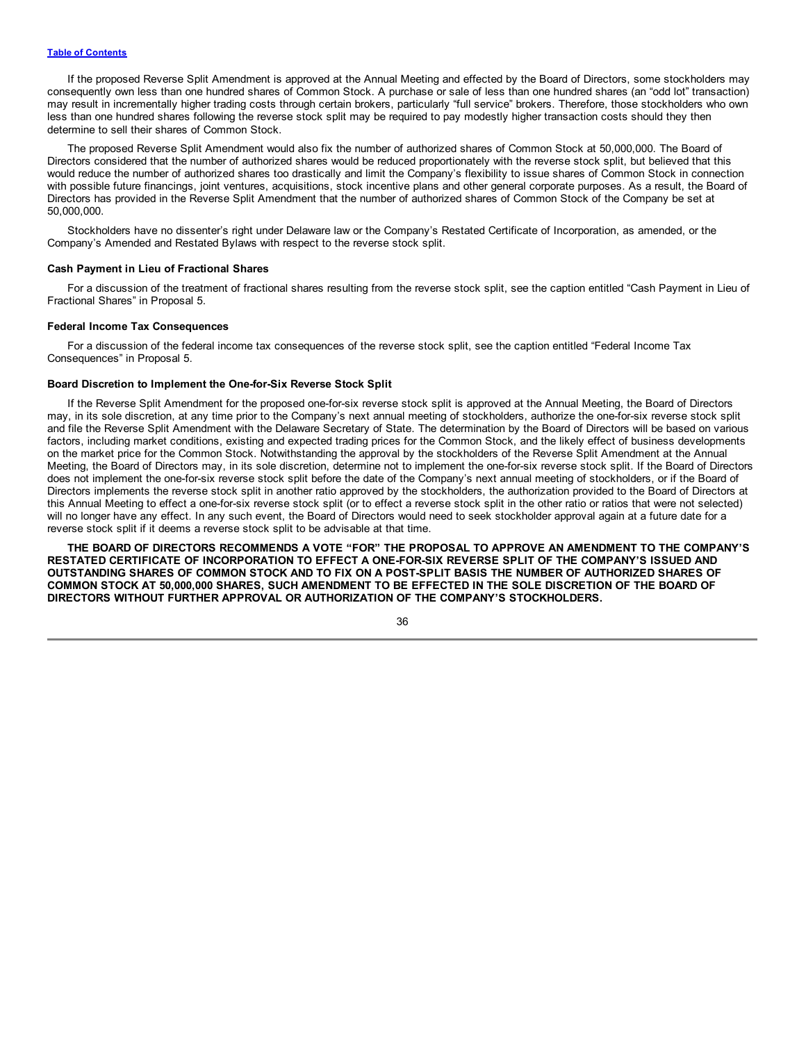If the proposed Reverse Split Amendment is approved at the Annual Meeting and effected by the Board of Directors, some stockholders may consequently own less than one hundred shares of Common Stock. A purchase or sale of less than one hundred shares (an "odd lot" transaction) may result in incrementally higher trading costs through certain brokers, particularly "full service" brokers. Therefore, those stockholders who own less than one hundred shares following the reverse stock split may be required to pay modestly higher transaction costs should they then determine to sell their shares of Common Stock.

The proposed Reverse Split Amendment would also fix the number of authorized shares of Common Stock at 50,000,000. The Board of Directors considered that the number of authorized shares would be reduced proportionately with the reverse stock split, but believed that this would reduce the number of authorized shares too drastically and limit the Company's flexibility to issue shares of Common Stock in connection with possible future financings, joint ventures, acquisitions, stock incentive plans and other general corporate purposes. As a result, the Board of Directors has provided in the Reverse Split Amendment that the number of authorized shares of Common Stock of the Company be set at 50,000,000.

Stockholders have no dissenter's right under Delaware law or the Company's Restated Certificate of Incorporation, as amended, or the Company's Amended and Restated Bylaws with respect to the reverse stock split.

#### Cash Payment in Lieu of Fractional Shares

For a discussion of the treatment of fractional shares resulting from the reverse stock split, see the caption entitled "Cash Payment in Lieu of Fractional Shares" in Proposal 5.

#### Federal Income Tax Consequences

For a discussion of the federal income tax consequences of the reverse stock split, see the caption entitled "Federal Income Tax Consequences" in Proposal 5.

#### Board Discretion to Implement the One-for-Six Reverse Stock Split

If the Reverse Split Amendment for the proposed one-for-six reverse stock split is approved at the Annual Meeting, the Board of Directors may, in its sole discretion, at any time prior to the Company's next annual meeting of stockholders, authorize the one-for-six reverse stock split and file the Reverse Split Amendment with the Delaware Secretary of State. The determination by the Board of Directors will be based on various factors, including market conditions, existing and expected trading prices for the Common Stock, and the likely effect of business developments on the market price for the Common Stock. Notwithstanding the approval by the stockholders of the Reverse Split Amendment at the Annual Meeting, the Board of Directors may, in its sole discretion, determine not to implement the one-for-six reverse stock split. If the Board of Directors does not implement the one-for-six reverse stock split before the date of the Company's next annual meeting of stockholders, or if the Board of Directors implements the reverse stock split in another ratio approved by the stockholders, the authorization provided to the Board of Directors at this Annual Meeting to effect a one-for-six reverse stock split (or to effect a reverse stock split in the other ratio or ratios that were not selected) will no longer have any effect. In any such event, the Board of Directors would need to seek stockholder approval again at a future date for a reverse stock split if it deems a reverse stock split to be advisable at that time.

**THE BOARD OF DIRECTORS RECOMMENDS A VOTE "FOR" THE PROPOSAL TO APPROVE AN AMENDMENT TO THE COMPANY'S RESTATED CERTIFICATE OF INCORPORATION TO EFFECT A ONE-FOR-SIX REVERSE SPLIT OF THE COMPANY'S ISSUED AND OUTSTANDING SHARES OF COMMON STOCK AND TO FIX ON A POST-SPLIT BASIS THE NUMBER OF AUTHORIZED SHARES OF COMMON STOCK AT 50,000,000 SHARES, SUCH AMENDMENT TO BE EFFECTED IN THE SOLE DISCRETION OF THE BOARD OF DIRECTORS WITHOUT FURTHER APPROVAL OR AUTHORIZATION OF THE COMPANY'S STOCKHOLDERS.**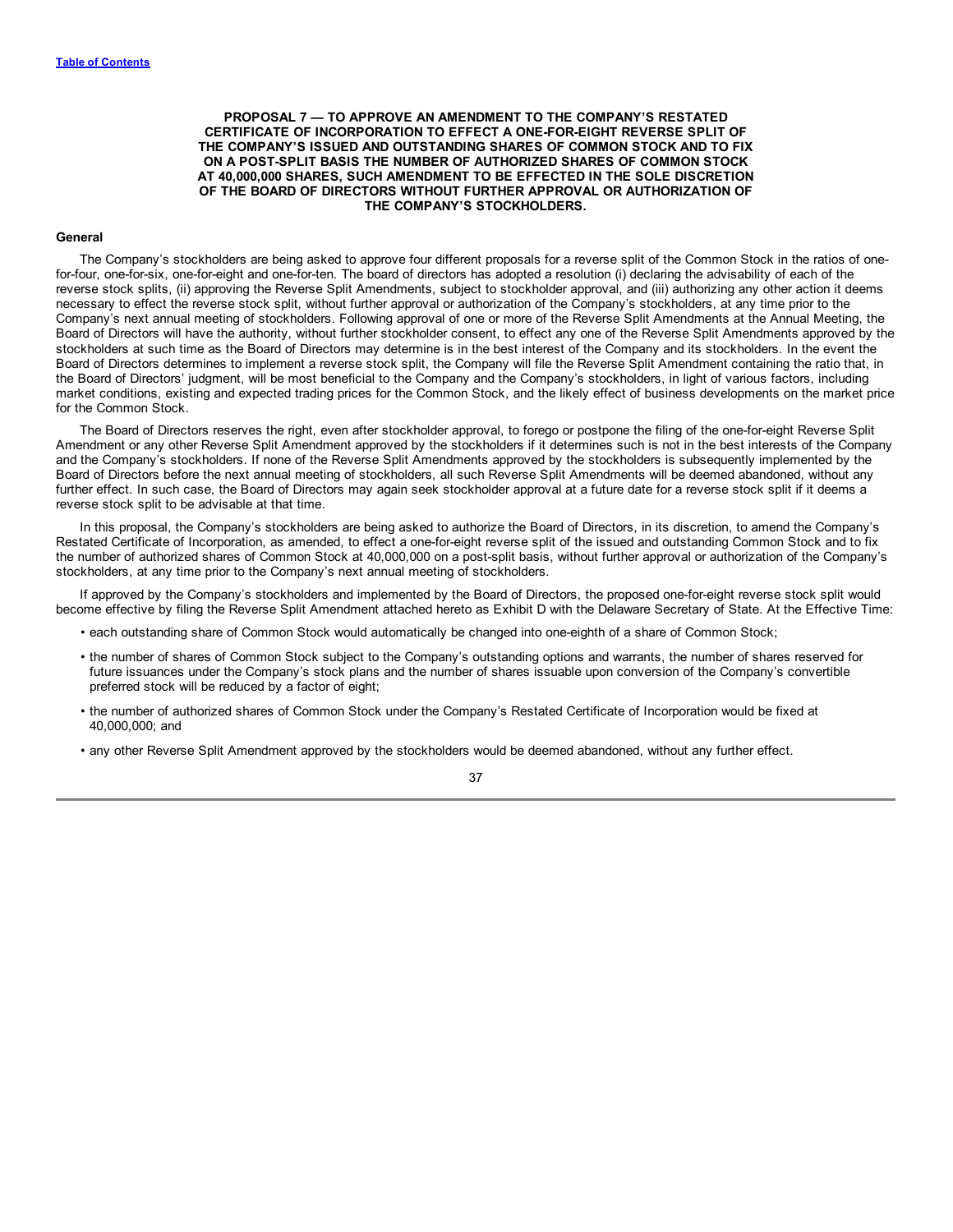## PROPOSAL 7 — TO APPROVE AN AMENDMENT TO THE COMPANY'S RESTATED CERTIFICATE OF INCORPORATION TO EFFECT A ONE-FOR-EIGHT REVERSE SPLIT OF THE COMPANY'S ISSUED AND OUTSTANDING SHARES OF COMMON STOCK AND TO FIX ON A POST-SPLIT BASIS THE NUMBER OF AUTHORIZED SHARES OF COMMON STOCK AT 40,000,000 SHARES, SUCH AMENDMENT TO BE EFFECTED IN THE SOLE DISCRETION OF THE BOARD OF DIRECTORS WITHOUT FURTHER APPROVAL OR AUTHORIZATION OF THE COMPANY'S STOCKHOLDERS.

### General

The Company's stockholders are being asked to approve four different proposals for a reverse split of the Common Stock in the ratios of one-for-four, one-for-six, one-for-eight and one-for-ten. The board of directors has adopted a resolution (i) declaring the advisability of each of the reverse stock splits, (ii) approving the Reverse Split Amendments, subject to stockholder approval, and (iii) authorizing any other action it deems necessary to effect the reverse stock split, without further approval or authorization of the Company's stockholders, at any time prior to the Company's next annual meeting of stockholders. Following approval of one or more of the Reverse Split Amendments at the Annual Meeting, the Board of Directors will have the authority, without further stockholder consent, to effect any one of the Reverse Split Amendments approved by the stockholders at such time as the Board of Directors may determine is in the best interest of the Company and its stockholders. In the event the Board of Directors determines to implement a reverse stock split, the Company will file the Reverse Split Amendment containing the ratio that, in the Board of Directors' judgment, will be most beneficial to the Company and the Company's stockholders, in light of various factors, including market conditions, existing and expected trading prices for the Common Stock, and the likely effect of business developments on the market price for the Common Stock.

The Board of Directors reserves the right, even after stockholder approval, to forego or postpone the filing of the one-for-eight Reverse Split Amendment or any other Reverse Split Amendment approved by the stockholders if it determines such is not in the best interests of the Company and the Company's stockholders. If none of the Reverse Split Amendments approved by the stockholders is subsequently implemented by the Board of Directors before the next annual meeting of stockholders, all such Reverse Split Amendments will be deemed abandoned, without any further effect. In such case, the Board of Directors may again seek stockholder approval at a future date for a reverse stock split if it deems a reverse stock split to be advisable at that time.

In this proposal, the Company's stockholders are being asked to authorize the Board of Directors, in its discretion, to amend the Company's Restated Certificate of Incorporation, as amended, to effect a one-for-eight reverse split of the issued and outstanding Common Stock and to fix the number of authorized shares of Common Stock at 40,000,000 on a post-split basis, without further approval or authorization of the Company's stockholders, at any time prior to the Company's next annual meeting of stockholders.

If approved by the Company's stockholders and implemented by the Board of Directors, the proposed one-for-eight reverse stock split would become effective by filing the Reverse Split Amendment attached hereto as Exhibit D with the Delaware Secretary of State. At the Effective Time:

- each outstanding share of Common Stock would automatically be changed into one-eighth of a share of Common Stock;
- the number of shares of Common Stock subject to the Company's outstanding options and warrants, the number of shares reserved for future issuances under the Company's stock plans and the number of shares issuable upon conversion of the Company's convertible preferred stock will be reduced by a factor of eight;
- the number of authorized shares of Common Stock under the Company's Restated Certificate of Incorporation would be fixed at 40,000,000; and
- any other Reverse Split Amendment approved by the stockholders would be deemed abandoned, without any further effect.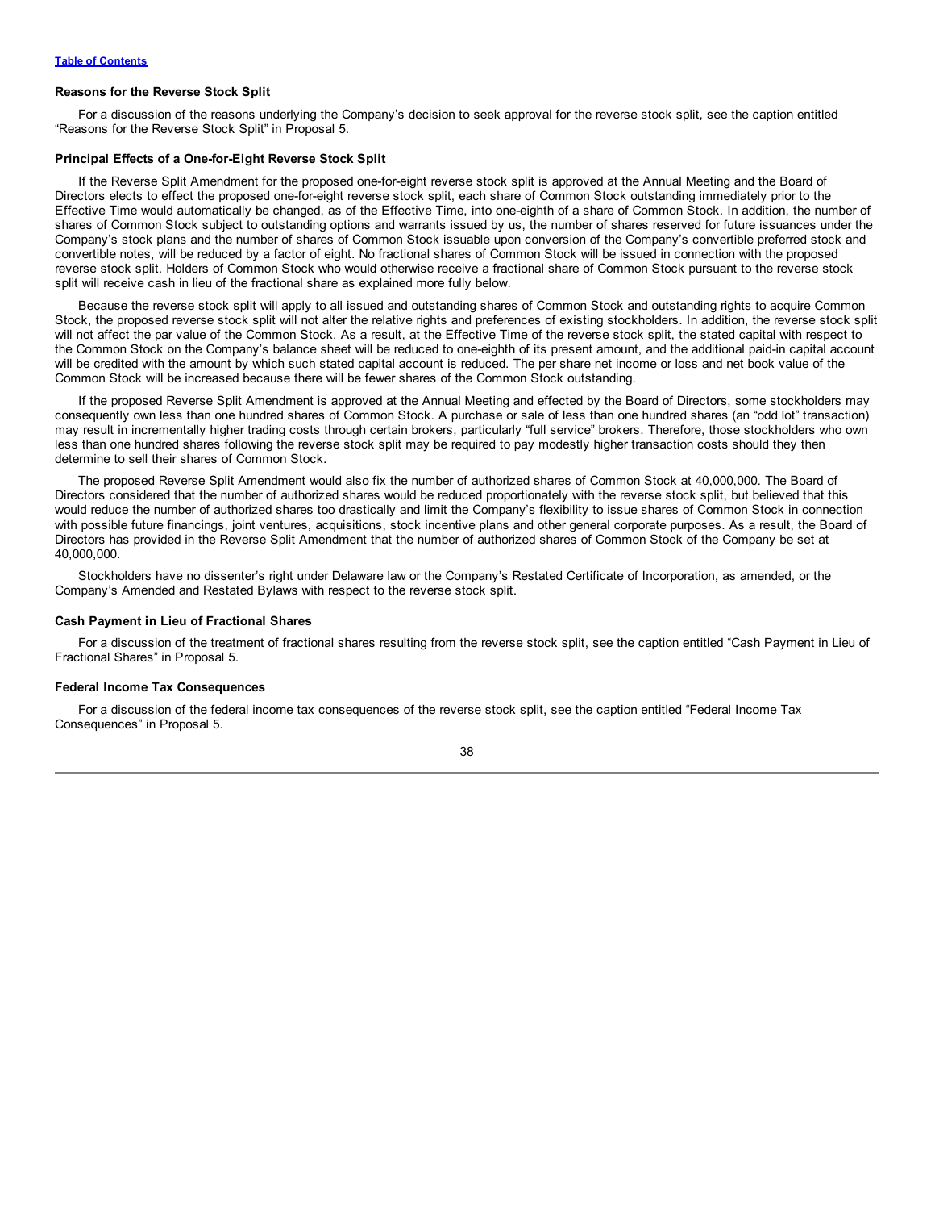### Reasons for the Reverse Stock Split

For a discussion of the reasons underlying the Company's decision to seek approval for the reverse stock split, see the caption entitled "Reasons for the Reverse Stock Split" in Proposal 5.

### Principal Effects of a One-for-Eight Reverse Stock Split

If the Reverse Split Amendment for the proposed one-for-eight reverse stock split is approved at the Annual Meeting and the Board of Directors elects to effect the proposed one-for-eight reverse stock split, each share of Common Stock outstanding immediately prior to the Effective Time would automatically be changed, as of the Effective Time, into one-eighth of a share of Common Stock. In addition, the number of shares of Common Stock subject to outstanding options and warrants issued by us, the number of shares reserved for future issuances under the Company's stock plans and the number of shares of Common Stock issuable upon conversion of the Company's convertible preferred stock and convertible notes, will be reduced by a factor of eight. No fractional shares of Common Stock will be issued in connection with the proposed reverse stock split. Holders of Common Stock who would otherwise receive a fractional share of Common Stock pursuant to the reverse stock split will receive cash in lieu of the fractional share as explained more fully below.

Because the reverse stock split will apply to all issued and outstanding shares of Common Stock and outstanding rights to acquire Common Stock, the proposed reverse stock split will not alter the relative rights and preferences of existing stockholders. In addition, the reverse stock split will not affect the par value of the Common Stock. As a result, at the Effective Time of the reverse stock split, the stated capital with respect to the Common Stock on the Company's balance sheet will be reduced to one-eighth of its present amount, and the additional paid-in capital account will be credited with the amount by which such stated capital account is reduced. The per share net income or loss and net book value of the Common Stock will be increased because there will be fewer shares of the Common Stock outstanding.

If the proposed Reverse Split Amendment is approved at the Annual Meeting and effected by the Board of Directors, some stockholders may consequently own less than one hundred shares of Common Stock. A purchase or sale of less than one hundred shares (an "odd lot" transaction) may result in incrementally higher trading costs through certain brokers, particularly "full service" brokers. Therefore, those stockholders who own less than one hundred shares following the reverse stock split may be required to pay modestly higher transaction costs should they then determine to sell their shares of Common Stock.

The proposed Reverse Split Amendment would also fix the number of authorized shares of Common Stock at 40,000,000. The Board of Directors considered that the number of authorized shares would be reduced proportionately with the reverse stock split, but believed that this would reduce the number of authorized shares too drastically and limit the Company's flexibility to issue shares of Common Stock in connection with possible future financings, joint ventures, acquisitions, stock incentive plans and other general corporate purposes. As a result, the Board of Directors has provided in the Reverse Split Amendment that the number of authorized shares of Common Stock of the Company be set at 40,000,000.

Stockholders have no dissenter's right under Delaware law or the Company's Restated Certificate of Incorporation, as amended, or the Company's Amended and Restated Bylaws with respect to the reverse stock split.

### Cash Payment in Lieu of Fractional Shares

For a discussion of the treatment of fractional shares resulting from the reverse stock split, see the caption entitled "Cash Payment in Lieu of Fractional Shares" in Proposal 5.

### Federal Income Tax Consequences

For a discussion of the federal income tax consequences of the reverse stock split, see the caption entitled "Federal Income Tax Consequences" in Proposal 5.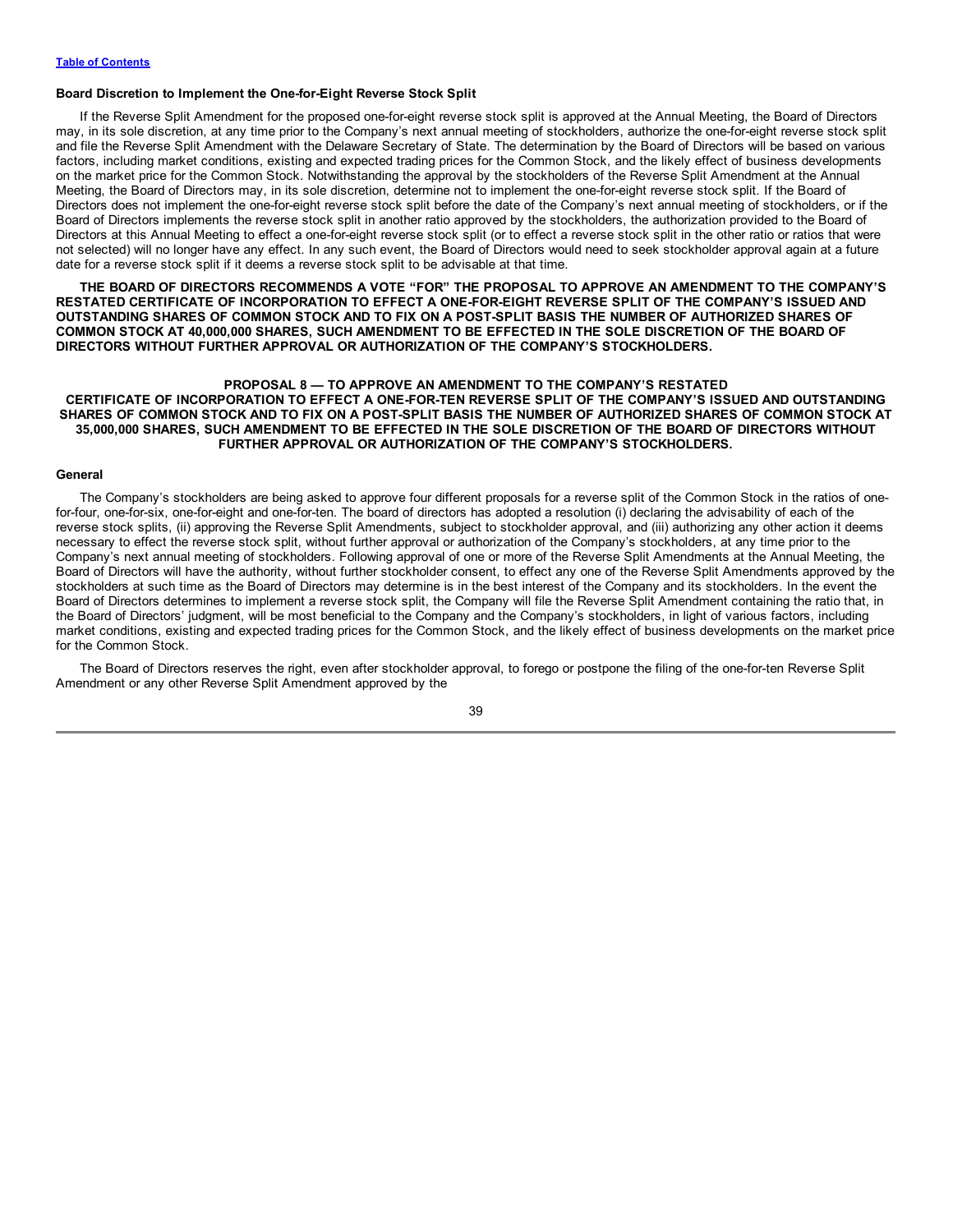### Board Discretion to Implement the One-for-Eight Reverse Stock Split

If the Reverse Split Amendment for the proposed one-for-eight reverse stock split is approved at the Annual Meeting, the Board of Directors may, in its sole discretion, at any time prior to the Company's next annual meeting of stockholders, authorize the one-for-eight reverse stock split and file the Reverse Split Amendment with the Delaware Secretary of State. The determination by the Board of Directors will be based on various factors, including market conditions, existing and expected trading prices for the Common Stock, and the likely effect of business developments on the market price for the Common Stock. Notwithstanding the approval by the stockholders of the Reverse Split Amendment at the Annual Meeting, the Board of Directors may, in its sole discretion, determine not to implement the one-for-eight reverse stock split. If the Board of Directors does not implement the one-for-eight reverse stock split before the date of the Company's next annual meeting of stockholders, or if the Board of Directors implements the reverse stock split in another ratio approved by the stockholders, the authorization provided to the Board of Directors at this Annual Meeting to effect a one-for-eight reverse stock split (or to effect a reverse stock split in the other ratio or ratios that were not selected) will no longer have any effect. In any such event, the Board of Directors would need to seek stockholder approval again at a future date for a reverse stock split if it deems a reverse stock split to be advisable at that time.

**THE BOARD OF DIRECTORS RECOMMENDS A VOTE "FOR" THE PROPOSAL TO APPROVE AN AMENDMENT TO THE COMPANY'S RESTATED CERTIFICATE OF INCORPORATION TO EFFECT A ONE-FOR-EIGHT REVERSE SPLIT OF THE COMPANY'S ISSUED AND OUTSTANDING SHARES OF COMMON STOCK AND TO FIX ON A POST-SPLIT BASIS THE NUMBER OF AUTHORIZED SHARES OF COMMON STOCK AT 40,000,000 SHARES, SUCH AMENDMENT TO BE EFFECTED IN THE SOLE DISCRETION OF THE BOARD OF DIRECTORS WITHOUT FURTHER APPROVAL OR AUTHORIZATION OF THE COMPANY'S STOCKHOLDERS.**

## PROPOSAL 8 — TO APPROVE AN AMENDMENT TO THE COMPANY'S RESTATED CERTIFICATE OF INCORPORATION TO EFFECT A ONE-FOR-TEN REVERSE SPLIT OF THE COMPANY'S ISSUED AND OUTSTANDING SHARES OF COMMON STOCK AND TO FIX ON A POST-SPLIT BASIS THE NUMBER OF AUTHORIZED SHARES OF COMMON STOCK AT 35,000,000 SHARES, SUCH AMENDMENT TO BE EFFECTED IN THE SOLE DISCRETION OF THE BOARD OF DIRECTORS WITHOUT FURTHER APPROVAL OR AUTHORIZATION OF THE COMPANY'S STOCKHOLDERS.

### General

The Company's stockholders are being asked to approve four different proposals for a reverse split of the Common Stock in the ratios of one-for-four, one-for-six, one-for-eight and one-for-ten. The board of directors has adopted a resolution (i) declaring the advisability of each of the reverse stock splits, (ii) approving the Reverse Split Amendments, subject to stockholder approval, and (iii) authorizing any other action it deems necessary to effect the reverse stock split, without further approval or authorization of the Company's stockholders, at any time prior to the Company's next annual meeting of stockholders. Following approval of one or more of the Reverse Split Amendments at the Annual Meeting, the Board of Directors will have the authority, without further stockholder consent, to effect any one of the Reverse Split Amendments approved by the stockholders at such time as the Board of Directors may determine is in the best interest of the Company and its stockholders. In the event the Board of Directors determines to implement a reverse stock split, the Company will file the Reverse Split Amendment containing the ratio that, in the Board of Directors' judgment, will be most beneficial to the Company and the Company's stockholders, in light of various factors, including market conditions, existing and expected trading prices for the Common Stock, and the likely effect of business developments on the market price for the Common Stock.

The Board of Directors reserves the right, even after stockholder approval, to forego or postpone the filing of the one-for-ten Reverse Split Amendment or any other Reverse Split Amendment approved by the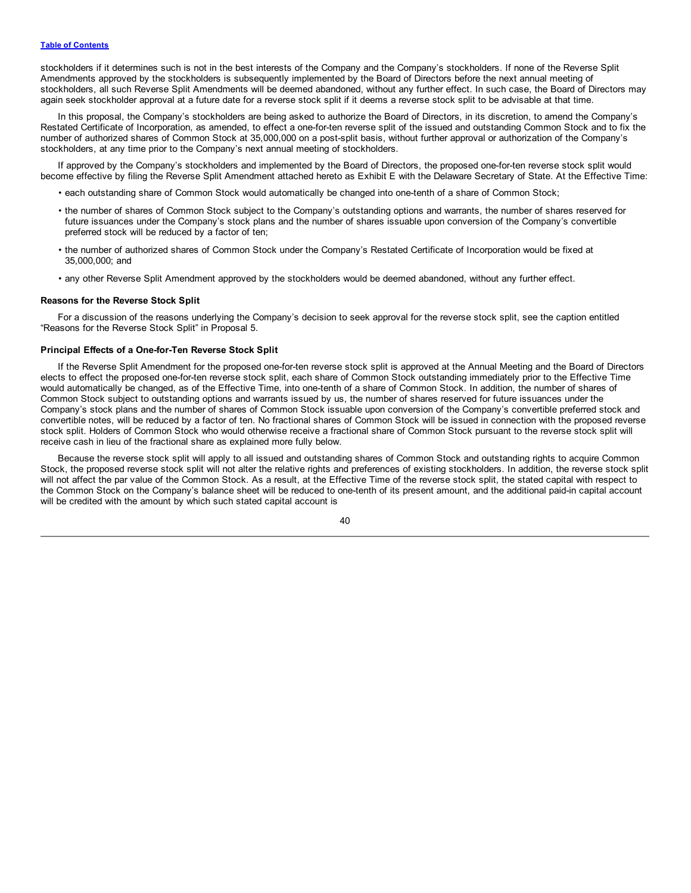stockholders if it determines such is not in the best interests of the Company and the Company's stockholders. If none of the Reverse Split Amendments approved by the stockholders is subsequently implemented by the Board of Directors before the next annual meeting of stockholders, all such Reverse Split Amendments will be deemed abandoned, without any further effect. In such case, the Board of Directors may again seek stockholder approval at a future date for a reverse stock split if it deems a reverse stock split to be advisable at that time.

In this proposal, the Company's stockholders are being asked to authorize the Board of Directors, in its discretion, to amend the Company's Restated Certificate of Incorporation, as amended, to effect a one-for-ten reverse split of the issued and outstanding Common Stock and to fix the number of authorized shares of Common Stock at 35,000,000 on a post-split basis, without further approval or authorization of the Company's stockholders, at any time prior to the Company's next annual meeting of stockholders.

If approved by the Company's stockholders and implemented by the Board of Directors, the proposed one-for-ten reverse stock split would become effective by filing the Reverse Split Amendment attached hereto as Exhibit E with the Delaware Secretary of State. At the Effective Time:

- each outstanding share of Common Stock would automatically be changed into one-tenth of a share of Common Stock;
- the number of shares of Common Stock subject to the Company's outstanding options and warrants, the number of shares reserved for future issuances under the Company's stock plans and the number of shares issuable upon conversion of the Company's convertible preferred stock will be reduced by a factor of ten;
- the number of authorized shares of Common Stock under the Company's Restated Certificate of Incorporation would be fixed at 35,000,000; and
- any other Reverse Split Amendment approved by the stockholders would be deemed abandoned, without any further effect.

### Reasons for the Reverse Stock Split

For a discussion of the reasons underlying the Company's decision to seek approval for the reverse stock split, see the caption entitled "Reasons for the Reverse Stock Split" in Proposal 5.

### Principal Effects of a One-for-Ten Reverse Stock Split

If the Reverse Split Amendment for the proposed one-for-ten reverse stock split is approved at the Annual Meeting and the Board of Directors elects to effect the proposed one-for-ten reverse stock split, each share of Common Stock outstanding immediately prior to the Effective Time would automatically be changed, as of the Effective Time, into one-tenth of a share of Common Stock. In addition, the number of shares of Common Stock subject to outstanding options and warrants issued by us, the number of shares reserved for future issuances under the Company's stock plans and the number of shares of Common Stock issuable upon conversion of the Company's convertible preferred stock and convertible notes, will be reduced by a factor of ten. No fractional shares of Common Stock will be issued in connection with the proposed reverse stock split. Holders of Common Stock who would otherwise receive a fractional share of Common Stock pursuant to the reverse stock split will receive cash in lieu of the fractional share as explained more fully below.

Because the reverse stock split will apply to all issued and outstanding shares of Common Stock and outstanding rights to acquire Common Stock, the proposed reverse stock split will not alter the relative rights and preferences of existing stockholders. In addition, the reverse stock split will not affect the par value of the Common Stock. As a result, at the Effective Time of the reverse stock split, the stated capital with respect to the Common Stock on the Company's balance sheet will be reduced to one-tenth of its present amount, and the additional paid-in capital account will be credited with the amount by which such stated capital account is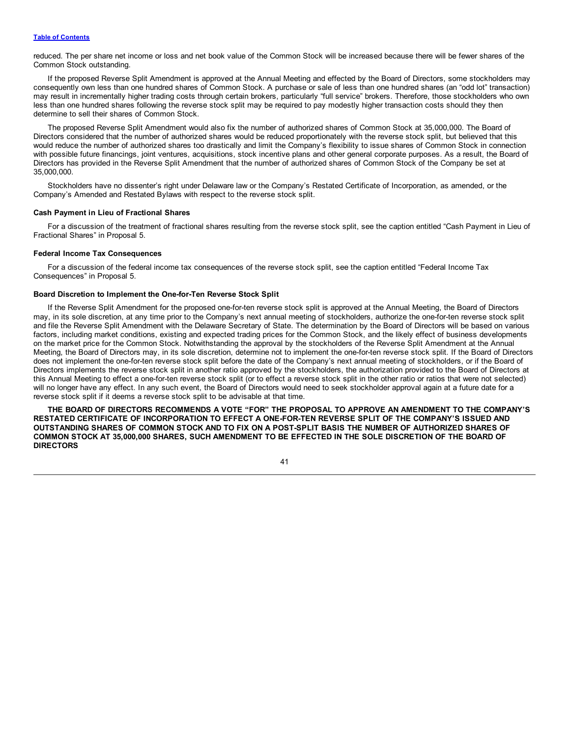reduced. The per share net income or loss and net book value of the Common Stock will be increased because there will be fewer shares of the Common Stock outstanding.

If the proposed Reverse Split Amendment is approved at the Annual Meeting and effected by the Board of Directors, some stockholders may consequently own less than one hundred shares of Common Stock. A purchase or sale of less than one hundred shares (an "odd lot" transaction) may result in incrementally higher trading costs through certain brokers, particularly "full service" brokers. Therefore, those stockholders who own less than one hundred shares following the reverse stock split may be required to pay modestly higher transaction costs should they then determine to sell their shares of Common Stock.

The proposed Reverse Split Amendment would also fix the number of authorized shares of Common Stock at 35,000,000. The Board of Directors considered that the number of authorized shares would be reduced proportionately with the reverse stock split, but believed that this would reduce the number of authorized shares too drastically and limit the Company's flexibility to issue shares of Common Stock in connection with possible future financings, joint ventures, acquisitions, stock incentive plans and other general corporate purposes. As a result, the Board of Directors has provided in the Reverse Split Amendment that the number of authorized shares of Common Stock of the Company be set at 35,000,000.

Stockholders have no dissenter's right under Delaware law or the Company's Restated Certificate of Incorporation, as amended, or the Company's Amended and Restated Bylaws with respect to the reverse stock split.

#### Cash Payment in Lieu of Fractional Shares

For a discussion of the treatment of fractional shares resulting from the reverse stock split, see the caption entitled "Cash Payment in Lieu of Fractional Shares" in Proposal 5.

#### Federal Income Tax Consequences

For a discussion of the federal income tax consequences of the reverse stock split, see the caption entitled "Federal Income Tax Consequences" in Proposal 5.

#### Board Discretion to Implement the One-for-Ten Reverse Stock Split

If the Reverse Split Amendment for the proposed one-for-ten reverse stock split is approved at the Annual Meeting, the Board of Directors may, in its sole discretion, at any time prior to the Company's next annual meeting of stockholders, authorize the one-for-ten reverse stock split and file the Reverse Split Amendment with the Delaware Secretary of State. The determination by the Board of Directors will be based on various factors, including market conditions, existing and expected trading prices for the Common Stock, and the likely effect of business developments on the market price for the Common Stock. Notwithstanding the approval by the stockholders of the Reverse Split Amendment at the Annual Meeting, the Board of Directors may, in its sole discretion, determine not to implement the one-for-ten reverse stock split. If the Board of Directors does not implement the one-for-ten reverse stock split before the date of the Company's next annual meeting of stockholders, or if the Board of Directors implements the reverse stock split in another ratio approved by the stockholders, the authorization provided to the Board of Directors at this Annual Meeting to effect a one-for-ten reverse stock split (or to effect a reverse stock split in the other ratio or ratios that were not selected) will no longer have any effect. In any such event, the Board of Directors would need to seek stockholder approval again at a future date for a reverse stock split if it deems a reverse stock split to be advisable at that time.

**THE BOARD OF DIRECTORS RECOMMENDS A VOTE "FOR" THE PROPOSAL TO APPROVE AN AMENDMENT TO THE COMPANY'S RESTATED CERTIFICATE OF INCORPORATION TO EFFECT A ONE-FOR-TEN REVERSE SPLIT OF THE COMPANY'S ISSUED AND OUTSTANDING SHARES OF COMMON STOCK AND TO FIX ON A POST-SPLIT BASIS THE NUMBER OF AUTHORIZED SHARES OF COMMON STOCK AT 35,000,000 SHARES, SUCH AMENDMENT TO BE EFFECTED IN THE SOLE DISCRETION OF THE BOARD OF DIRECTORS**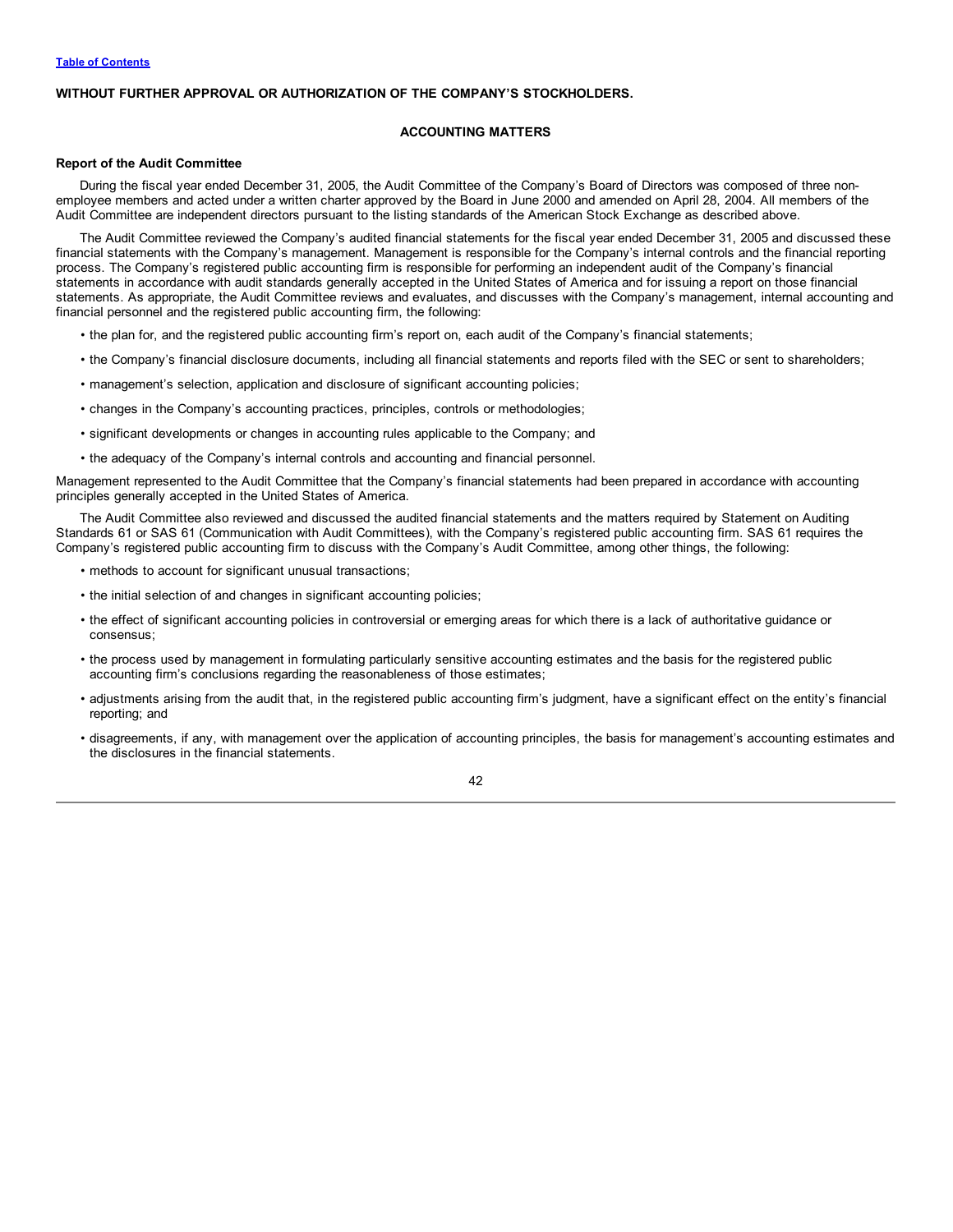**WITHOUT FURTHER APPROVAL OR AUTHORIZATION OF THE COMPANY'S STOCKHOLDERS.**

## ACCOUNTING MATTERS

### Report of the Audit Committee

During the fiscal year ended December 31, 2005, the Audit Committee of the Company's Board of Directors was composed of three non-employee members and acted under a written charter approved by the Board in June 2000 and amended on April 28, 2004. All members of the Audit Committee are independent directors pursuant to the listing standards of the American Stock Exchange as described above.

The Audit Committee reviewed the Company's audited financial statements for the fiscal year ended December 31, 2005 and discussed these financial statements with the Company's management. Management is responsible for the Company's internal controls and the financial reporting process. The Company's registered public accounting firm is responsible for performing an independent audit of the Company's financial statements in accordance with audit standards generally accepted in the United States of America and for issuing a report on those financial statements. As appropriate, the Audit Committee reviews and evaluates, and discusses with the Company's management, internal accounting and financial personnel and the registered public accounting firm, the following:

- the plan for, and the registered public accounting firm's report on, each audit of the Company's financial statements;
- the Company's financial disclosure documents, including all financial statements and reports filed with the SEC or sent to shareholders;
- management's selection, application and disclosure of significant accounting policies;
- changes in the Company's accounting practices, principles, controls or methodologies;
- significant developments or changes in accounting rules applicable to the Company; and
- the adequacy of the Company's internal controls and accounting and financial personnel.

Management represented to the Audit Committee that the Company's financial statements had been prepared in accordance with accounting principles generally accepted in the United States of America.

The Audit Committee also reviewed and discussed the audited financial statements and the matters required by Statement on Auditing Standards 61 or SAS 61 (Communication with Audit Committees), with the Company's registered public accounting firm. SAS 61 requires the Company's registered public accounting firm to discuss with the Company's Audit Committee, among other things, the following:

- methods to account for significant unusual transactions;
- the initial selection of and changes in significant accounting policies;
- the effect of significant accounting policies in controversial or emerging areas for which there is a lack of authoritative guidance or consensus;
- the process used by management in formulating particularly sensitive accounting estimates and the basis for the registered public accounting firm's conclusions regarding the reasonableness of those estimates;
- adjustments arising from the audit that, in the registered public accounting firm's judgment, have a significant effect on the entity's financial reporting; and
- disagreements, if any, with management over the application of accounting principles, the basis for management's accounting estimates and the disclosures in the financial statements.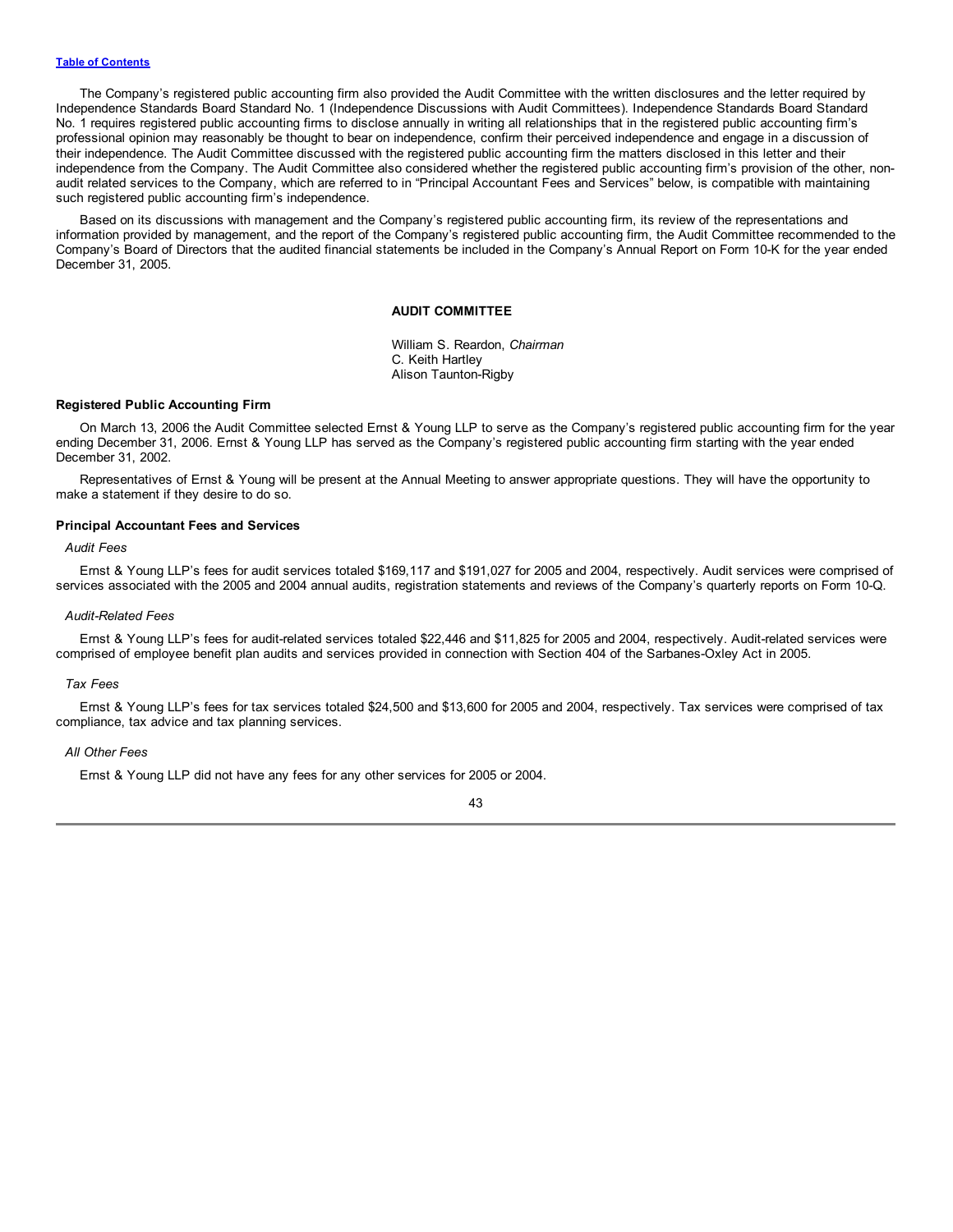The Company's registered public accounting firm also provided the Audit Committee with the written disclosures and the letter required by Independence Standards Board Standard No. 1 (Independence Discussions with Audit Committees). Independence Standards Board Standard No. 1 requires registered public accounting firms to disclose annually in writing all relationships that in the registered public accounting firm's professional opinion may reasonably be thought to bear on independence, confirm their perceived independence and engage in a discussion of their independence. The Audit Committee discussed with the registered public accounting firm the matters disclosed in this letter and their independence from the Company. The Audit Committee also considered whether the registered public accounting firm's provision of the other, non-audit related services to the Company, which are referred to in "Principal Accountant Fees and Services" below, is compatible with maintaining such registered public accounting firm's independence.

Based on its discussions with management and the Company's registered public accounting firm, its review of the representations and information provided by management, and the report of the Company's registered public accounting firm, the Audit Committee recommended to the Company's Board of Directors that the audited financial statements be included in the Company's Annual Report on Form 10-K for the year ended December 31, 2005.

**AUDIT COMMITTEE**

William S. Reardon, *Chairman*
C. Keith Hartley
Alison Taunton-Rigby

### Registered Public Accounting Firm

On March 13, 2006 the Audit Committee selected Ernst & Young LLP to serve as the Company's registered public accounting firm for the year ending December 31, 2006. Ernst & Young LLP has served as the Company's registered public accounting firm starting with the year ended December 31, 2002.

Representatives of Ernst & Young will be present at the Annual Meeting to answer appropriate questions. They will have the opportunity to make a statement if they desire to do so.

### Principal Accountant Fees and Services

*Audit Fees*

Ernst & Young LLP's fees for audit services totaled $169,117 and $191,027 for 2005 and 2004, respectively. Audit services were comprised of services associated with the 2005 and 2004 annual audits, registration statements and reviews of the Company's quarterly reports on Form 10-Q.

*Audit-Related Fees*

Ernst & Young LLP's fees for audit-related services totaled $22,446 and $11,825 for 2005 and 2004, respectively. Audit-related services were comprised of employee benefit plan audits and services provided in connection with Section 404 of the Sarbanes-Oxley Act in 2005.

*Tax Fees*

Ernst & Young LLP's fees for tax services totaled $24,500 and $13,600 for 2005 and 2004, respectively. Tax services were comprised of tax compliance, tax advice and tax planning services.

*All Other Fees*

Ernst & Young LLP did not have any fees for any other services for 2005 or 2004.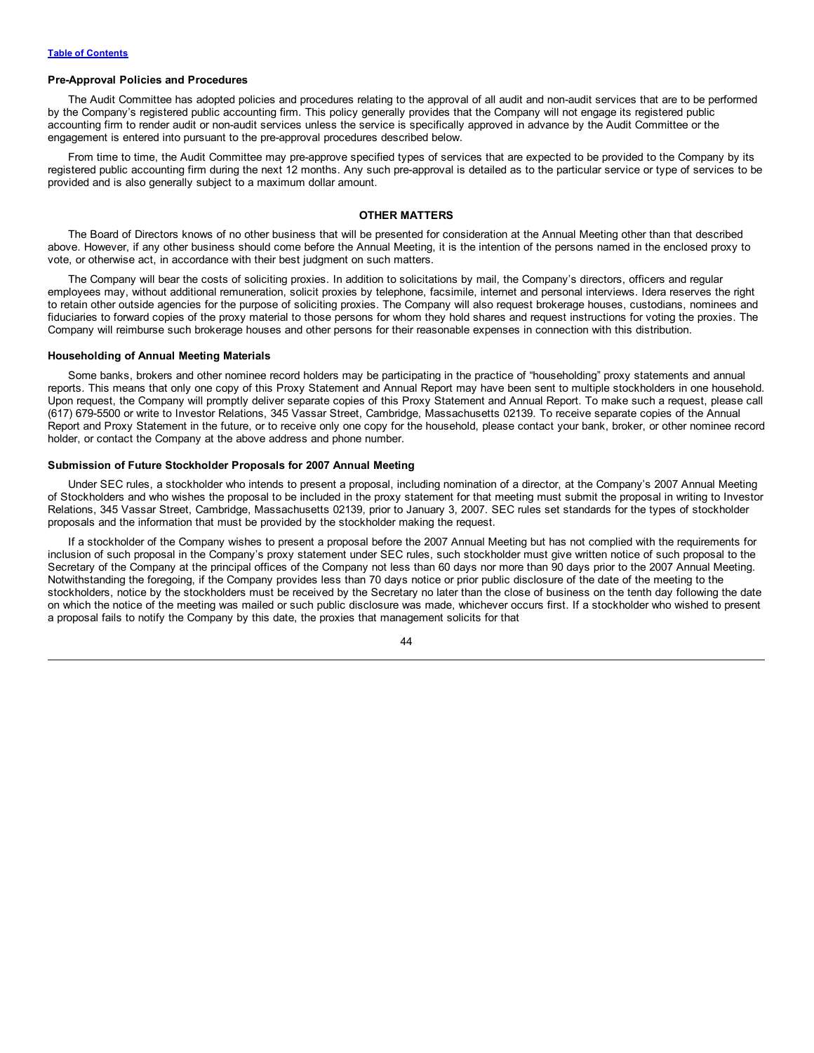### Pre-Approval Policies and Procedures

The Audit Committee has adopted policies and procedures relating to the approval of all audit and non-audit services that are to be performed by the Company's registered public accounting firm. This policy generally provides that the Company will not engage its registered public accounting firm to render audit or non-audit services unless the service is specifically approved in advance by the Audit Committee or the engagement is entered into pursuant to the pre-approval procedures described below.

From time to time, the Audit Committee may pre-approve specified types of services that are expected to be provided to the Company by its registered public accounting firm during the next 12 months. Any such pre-approval is detailed as to the particular service or type of services to be provided and is also generally subject to a maximum dollar amount.

## OTHER MATTERS

The Board of Directors knows of no other business that will be presented for consideration at the Annual Meeting other than that described above. However, if any other business should come before the Annual Meeting, it is the intention of the persons named in the enclosed proxy to vote, or otherwise act, in accordance with their best judgment on such matters.

The Company will bear the costs of soliciting proxies. In addition to solicitations by mail, the Company's directors, officers and regular employees may, without additional remuneration, solicit proxies by telephone, facsimile, internet and personal interviews. Idera reserves the right to retain other outside agencies for the purpose of soliciting proxies. The Company will also request brokerage houses, custodians, nominees and fiduciaries to forward copies of the proxy material to those persons for whom they hold shares and request instructions for voting the proxies. The Company will reimburse such brokerage houses and other persons for their reasonable expenses in connection with this distribution.

### Householding of Annual Meeting Materials

Some banks, brokers and other nominee record holders may be participating in the practice of "householding" proxy statements and annual reports. This means that only one copy of this Proxy Statement and Annual Report may have been sent to multiple stockholders in one household. Upon request, the Company will promptly deliver separate copies of this Proxy Statement and Annual Report. To make such a request, please call (617) 679-5500 or write to Investor Relations, 345 Vassar Street, Cambridge, Massachusetts 02139. To receive separate copies of the Annual Report and Proxy Statement in the future, or to receive only one copy for the household, please contact your bank, broker, or other nominee record holder, or contact the Company at the above address and phone number.

### Submission of Future Stockholder Proposals for 2007 Annual Meeting

Under SEC rules, a stockholder who intends to present a proposal, including nomination of a director, at the Company's 2007 Annual Meeting of Stockholders and who wishes the proposal to be included in the proxy statement for that meeting must submit the proposal in writing to Investor Relations, 345 Vassar Street, Cambridge, Massachusetts 02139, prior to January 3, 2007. SEC rules set standards for the types of stockholder proposals and the information that must be provided by the stockholder making the request.

If a stockholder of the Company wishes to present a proposal before the 2007 Annual Meeting but has not complied with the requirements for inclusion of such proposal in the Company's proxy statement under SEC rules, such stockholder must give written notice of such proposal to the Secretary of the Company at the principal offices of the Company not less than 60 days nor more than 90 days prior to the 2007 Annual Meeting. Notwithstanding the foregoing, if the Company provides less than 70 days notice or prior public disclosure of the date of the meeting to the stockholders, notice by the stockholders must be received by the Secretary no later than the close of business on the tenth day following the date on which the notice of the meeting was mailed or such public disclosure was made, whichever occurs first. If a stockholder who wished to present a proposal fails to notify the Company by this date, the proxies that management solicits for that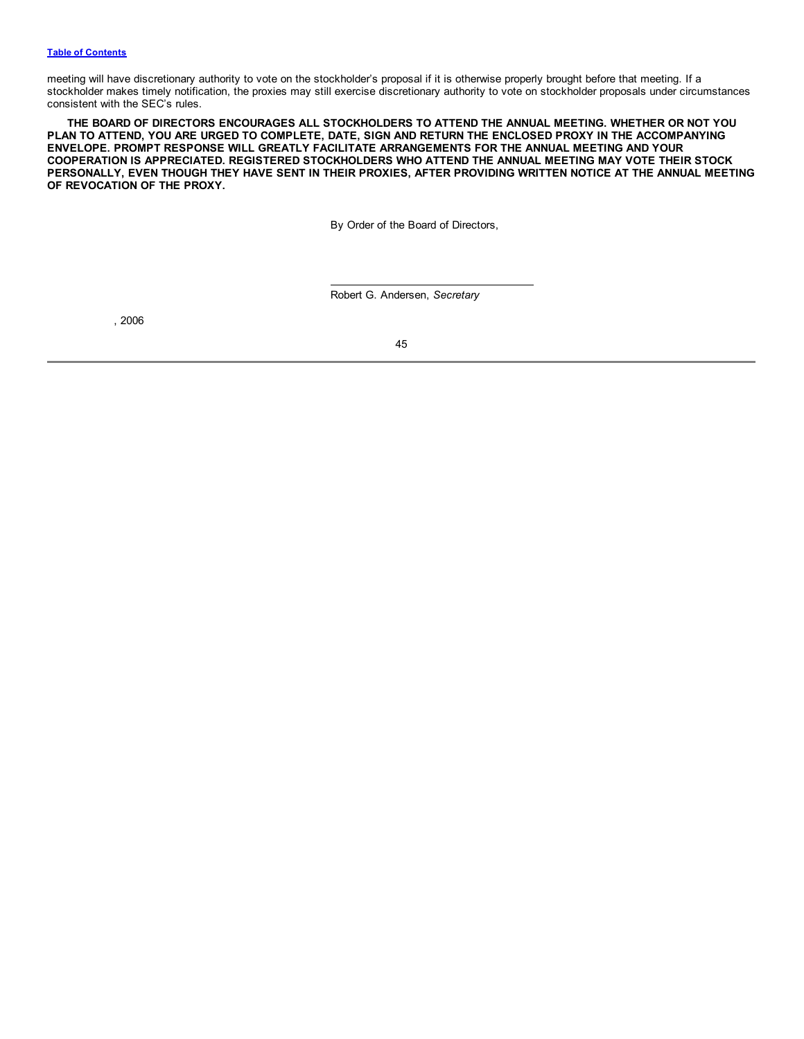meeting will have discretionary authority to vote on the stockholder's proposal if it is otherwise properly brought before that meeting. If a stockholder makes timely notification, the proxies may still exercise discretionary authority to vote on stockholder proposals under circumstances consistent with the SEC's rules.

**THE BOARD OF DIRECTORS ENCOURAGES ALL STOCKHOLDERS TO ATTEND THE ANNUAL MEETING. WHETHER OR NOT YOU PLAN TO ATTEND, YOU ARE URGED TO COMPLETE, DATE, SIGN AND RETURN THE ENCLOSED PROXY IN THE ACCOMPANYING ENVELOPE. PROMPT RESPONSE WILL GREATLY FACILITATE ARRANGEMENTS FOR THE ANNUAL MEETING AND YOUR COOPERATION IS APPRECIATED. REGISTERED STOCKHOLDERS WHO ATTEND THE ANNUAL MEETING MAY VOTE THEIR STOCK PERSONALLY, EVEN THOUGH THEY HAVE SENT IN THEIR PROXIES, AFTER PROVIDING WRITTEN NOTICE AT THE ANNUAL MEETING OF REVOCATION OF THE PROXY.**

By Order of the Board of Directors,

Robert G. Andersen, *Secretary*

, 2006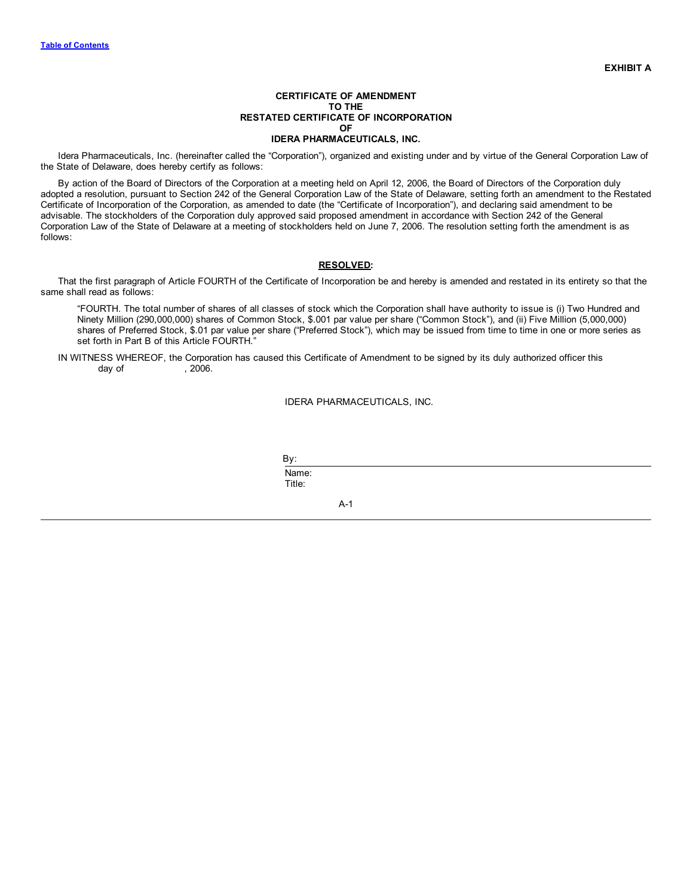**EXHIBIT A**

**CERTIFICATE OF AMENDMENT
TO THE
RESTATED CERTIFICATE OF INCORPORATION
OF
IDERA PHARMACEUTICALS, INC.**

Idera Pharmaceuticals, Inc. (hereinafter called the "Corporation"), organized and existing under and by virtue of the General Corporation Law of the State of Delaware, does hereby certify as follows:

By action of the Board of Directors of the Corporation at a meeting held on April 12, 2006, the Board of Directors of the Corporation duly adopted a resolution, pursuant to Section 242 of the General Corporation Law of the State of Delaware, setting forth an amendment to the Restated Certificate of Incorporation of the Corporation, as amended to date (the "Certificate of Incorporation"), and declaring said amendment to be advisable. The stockholders of the Corporation duly approved said proposed amendment in accordance with Section 242 of the General Corporation Law of the State of Delaware at a meeting of stockholders held on June 7, 2006. The resolution setting forth the amendment is as follows:

**RESOLVED:**

That the first paragraph of Article FOURTH of the Certificate of Incorporation be and hereby is amended and restated in its entirety so that the same shall read as follows:

> "FOURTH. The total number of shares of all classes of stock which the Corporation shall have authority to issue is (i) Two Hundred and Ninety Million (290,000,000) shares of Common Stock, $.001 par value per share ("Common Stock"), and (ii) Five Million (5,000,000) shares of Preferred Stock, $.01 par value per share ("Preferred Stock"), which may be issued from time to time in one or more series as set forth in Part B of this Article FOURTH."

IN WITNESS WHEREOF, the Corporation has caused this Certificate of Amendment to be signed by its duly authorized officer this ______ day of ____________, 2006.

IDERA PHARMACEUTICALS, INC.

By: ______________________________

Name:

Title: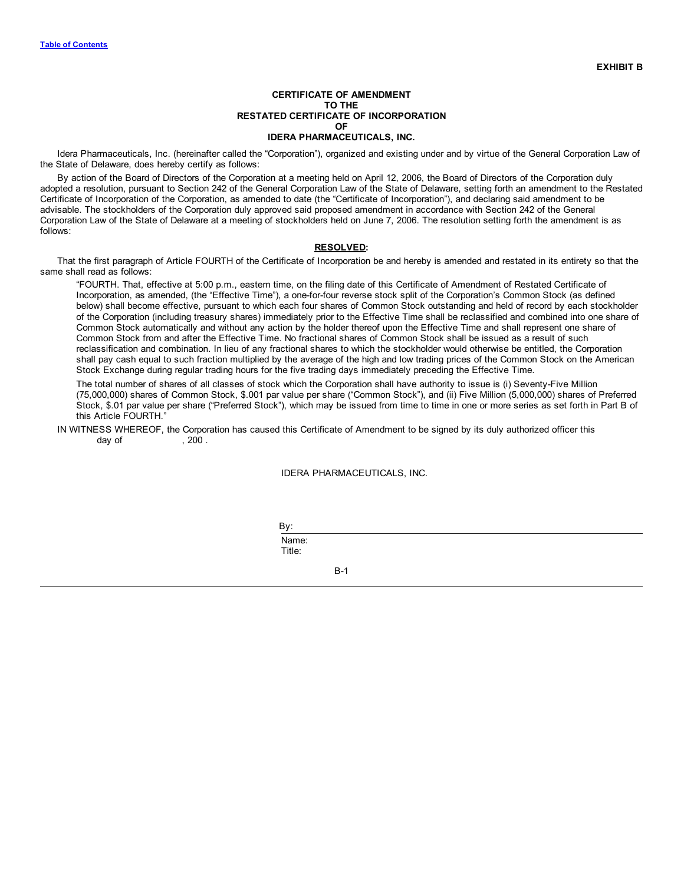**EXHIBIT B**

**CERTIFICATE OF AMENDMENT
TO THE
RESTATED CERTIFICATE OF INCORPORATION
OF
IDERA PHARMACEUTICALS, INC.**

Idera Pharmaceuticals, Inc. (hereinafter called the "Corporation"), organized and existing under and by virtue of the General Corporation Law of the State of Delaware, does hereby certify as follows:

By action of the Board of Directors of the Corporation at a meeting held on April 12, 2006, the Board of Directors of the Corporation duly adopted a resolution, pursuant to Section 242 of the General Corporation Law of the State of Delaware, setting forth an amendment to the Restated Certificate of Incorporation of the Corporation, as amended to date (the "Certificate of Incorporation"), and declaring said amendment to be advisable. The stockholders of the Corporation duly approved said proposed amendment in accordance with Section 242 of the General Corporation Law of the State of Delaware at a meeting of stockholders held on June 7, 2006. The resolution setting forth the amendment is as follows:

**RESOLVED:**

That the first paragraph of Article FOURTH of the Certificate of Incorporation be and hereby is amended and restated in its entirety so that the same shall read as follows:

> "FOURTH. That, effective at 5:00 p.m., eastern time, on the filing date of this Certificate of Amendment of Restated Certificate of Incorporation, as amended, (the "Effective Time"), a one-for-four reverse stock split of the Corporation's Common Stock (as defined below) shall become effective, pursuant to which each four shares of Common Stock outstanding and held of record by each stockholder of the Corporation (including treasury shares) immediately prior to the Effective Time shall be reclassified and combined into one share of Common Stock automatically and without any action by the holder thereof upon the Effective Time and shall represent one share of Common Stock from and after the Effective Time. No fractional shares of Common Stock shall be issued as a result of such reclassification and combination. In lieu of any fractional shares to which the stockholder would otherwise be entitled, the Corporation shall pay cash equal to such fraction multiplied by the average of the high and low trading prices of the Common Stock on the American Stock Exchange during regular trading hours for the five trading days immediately preceding the Effective Time.
>
> The total number of shares of all classes of stock which the Corporation shall have authority to issue is (i) Seventy-Five Million (75,000,000) shares of Common Stock, $.001 par value per share ("Common Stock"), and (ii) Five Million (5,000,000) shares of Preferred Stock, $.01 par value per share ("Preferred Stock"), which may be issued from time to time in one or more series as set forth in Part B of this Article FOURTH."

IN WITNESS WHEREOF, the Corporation has caused this Certificate of Amendment to be signed by its duly authorized officer this ______ day of ____________, 200 .

IDERA PHARMACEUTICALS, INC.

By: ______________________________
Name:
Title: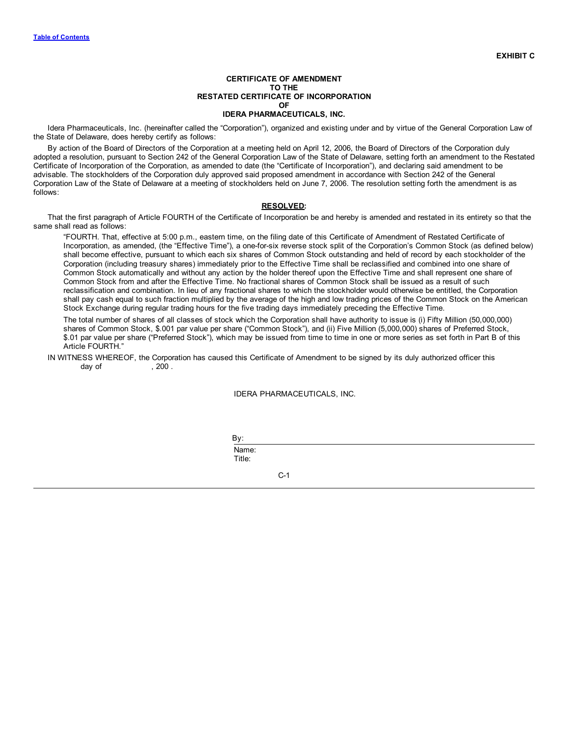**EXHIBIT C**

**CERTIFICATE OF AMENDMENT
TO THE
RESTATED CERTIFICATE OF INCORPORATION
OF
IDERA PHARMACEUTICALS, INC.**

Idera Pharmaceuticals, Inc. (hereinafter called the "Corporation"), organized and existing under and by virtue of the General Corporation Law of the State of Delaware, does hereby certify as follows:

By action of the Board of Directors of the Corporation at a meeting held on April 12, 2006, the Board of Directors of the Corporation duly adopted a resolution, pursuant to Section 242 of the General Corporation Law of the State of Delaware, setting forth an amendment to the Restated Certificate of Incorporation of the Corporation, as amended to date (the "Certificate of Incorporation"), and declaring said amendment to be advisable. The stockholders of the Corporation duly approved said proposed amendment in accordance with Section 242 of the General Corporation Law of the State of Delaware at a meeting of stockholders held on June 7, 2006. The resolution setting forth the amendment is as follows:

**<u>RESOLVED</u>:**

That the first paragraph of Article FOURTH of the Certificate of Incorporation be and hereby is amended and restated in its entirety so that the same shall read as follows:

> "FOURTH. That, effective at 5:00 p.m., eastern time, on the filing date of this Certificate of Amendment of Restated Certificate of Incorporation, as amended, (the "Effective Time"), a one-for-six reverse stock split of the Corporation's Common Stock (as defined below) shall become effective, pursuant to which each six shares of Common Stock outstanding and held of record by each stockholder of the Corporation (including treasury shares) immediately prior to the Effective Time shall be reclassified and combined into one share of Common Stock automatically and without any action by the holder thereof upon the Effective Time and shall represent one share of Common Stock from and after the Effective Time. No fractional shares of Common Stock shall be issued as a result of such reclassification and combination. In lieu of any fractional shares to which the stockholder would otherwise be entitled, the Corporation shall pay cash equal to such fraction multiplied by the average of the high and low trading prices of the Common Stock on the American Stock Exchange during regular trading hours for the five trading days immediately preceding the Effective Time.
>
> The total number of shares of all classes of stock which the Corporation shall have authority to issue is (i) Fifty Million (50,000,000) shares of Common Stock, $.001 par value per share ("Common Stock"), and (ii) Five Million (5,000,000) shares of Preferred Stock, $.01 par value per share ("Preferred Stock"), which may be issued from time to time in one or more series as set forth in Part B of this Article FOURTH."

IN WITNESS WHEREOF, the Corporation has caused this Certificate of Amendment to be signed by its duly authorized officer this \_\_\_\_ day of \_\_\_\_\_\_\_\_\_\_, 200 .

IDERA PHARMACEUTICALS, INC.

By: \_\_\_\_\_\_\_\_\_\_\_\_\_\_\_\_\_\_\_\_\_\_\_\_\_\_\_\_

Name:

Title: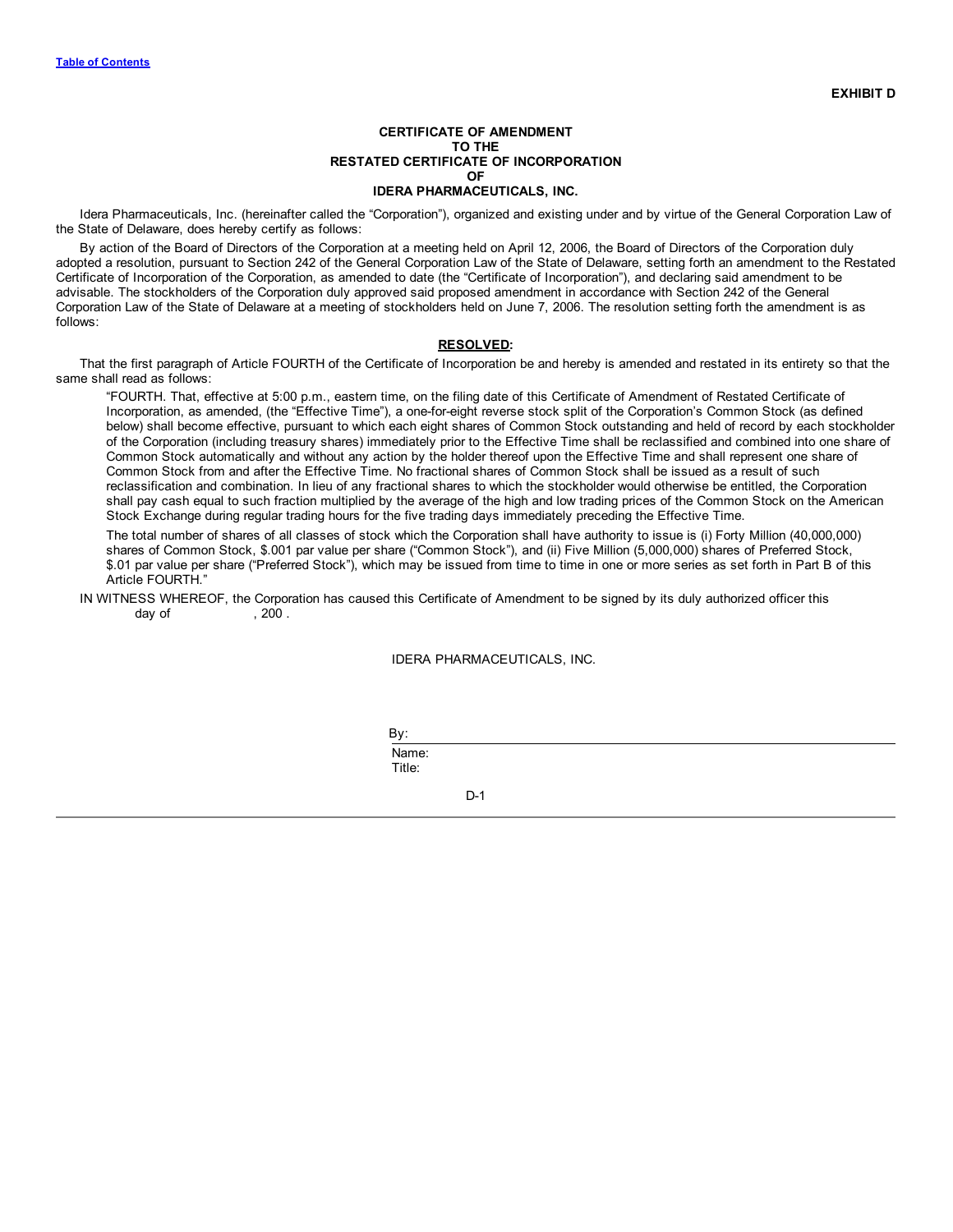**EXHIBIT D**

**CERTIFICATE OF AMENDMENT**
**TO THE**
**RESTATED CERTIFICATE OF INCORPORATION**
**OF**
**IDERA PHARMACEUTICALS, INC.**

Idera Pharmaceuticals, Inc. (hereinafter called the "Corporation"), organized and existing under and by virtue of the General Corporation Law of the State of Delaware, does hereby certify as follows:

By action of the Board of Directors of the Corporation at a meeting held on April 12, 2006, the Board of Directors of the Corporation duly adopted a resolution, pursuant to Section 242 of the General Corporation Law of the State of Delaware, setting forth an amendment to the Restated Certificate of Incorporation of the Corporation, as amended to date (the "Certificate of Incorporation"), and declaring said amendment to be advisable. The stockholders of the Corporation duly approved said proposed amendment in accordance with Section 242 of the General Corporation Law of the State of Delaware at a meeting of stockholders held on June 7, 2006. The resolution setting forth the amendment is as follows:

**RESOLVED:**

That the first paragraph of Article FOURTH of the Certificate of Incorporation be and hereby is amended and restated in its entirety so that the same shall read as follows:

> "FOURTH. That, effective at 5:00 p.m., eastern time, on the filing date of this Certificate of Amendment of Restated Certificate of Incorporation, as amended, (the "Effective Time"), a one-for-eight reverse stock split of the Corporation's Common Stock (as defined below) shall become effective, pursuant to which each eight shares of Common Stock outstanding and held of record by each stockholder of the Corporation (including treasury shares) immediately prior to the Effective Time shall be reclassified and combined into one share of Common Stock automatically and without any action by the holder thereof upon the Effective Time and shall represent one share of Common Stock from and after the Effective Time. No fractional shares of Common Stock shall be issued as a result of such reclassification and combination. In lieu of any fractional shares to which the stockholder would otherwise be entitled, the Corporation shall pay cash equal to such fraction multiplied by the average of the high and low trading prices of the Common Stock on the American Stock Exchange during regular trading hours for the five trading days immediately preceding the Effective Time.
>
> The total number of shares of all classes of stock which the Corporation shall have authority to issue is (i) Forty Million (40,000,000) shares of Common Stock, $.001 par value per share ("Common Stock"), and (ii) Five Million (5,000,000) shares of Preferred Stock, $.01 par value per share ("Preferred Stock"), which may be issued from time to time in one or more series as set forth in Part B of this Article FOURTH."

IN WITNESS WHEREOF, the Corporation has caused this Certificate of Amendment to be signed by its duly authorized officer this \_\_\_\_ day of \_\_\_\_\_\_\_\_, 200 .

IDERA PHARMACEUTICALS, INC.

By: \_\_\_\_\_\_\_\_\_\_\_\_\_\_\_\_\_\_\_\_\_\_\_\_
Name:
Title: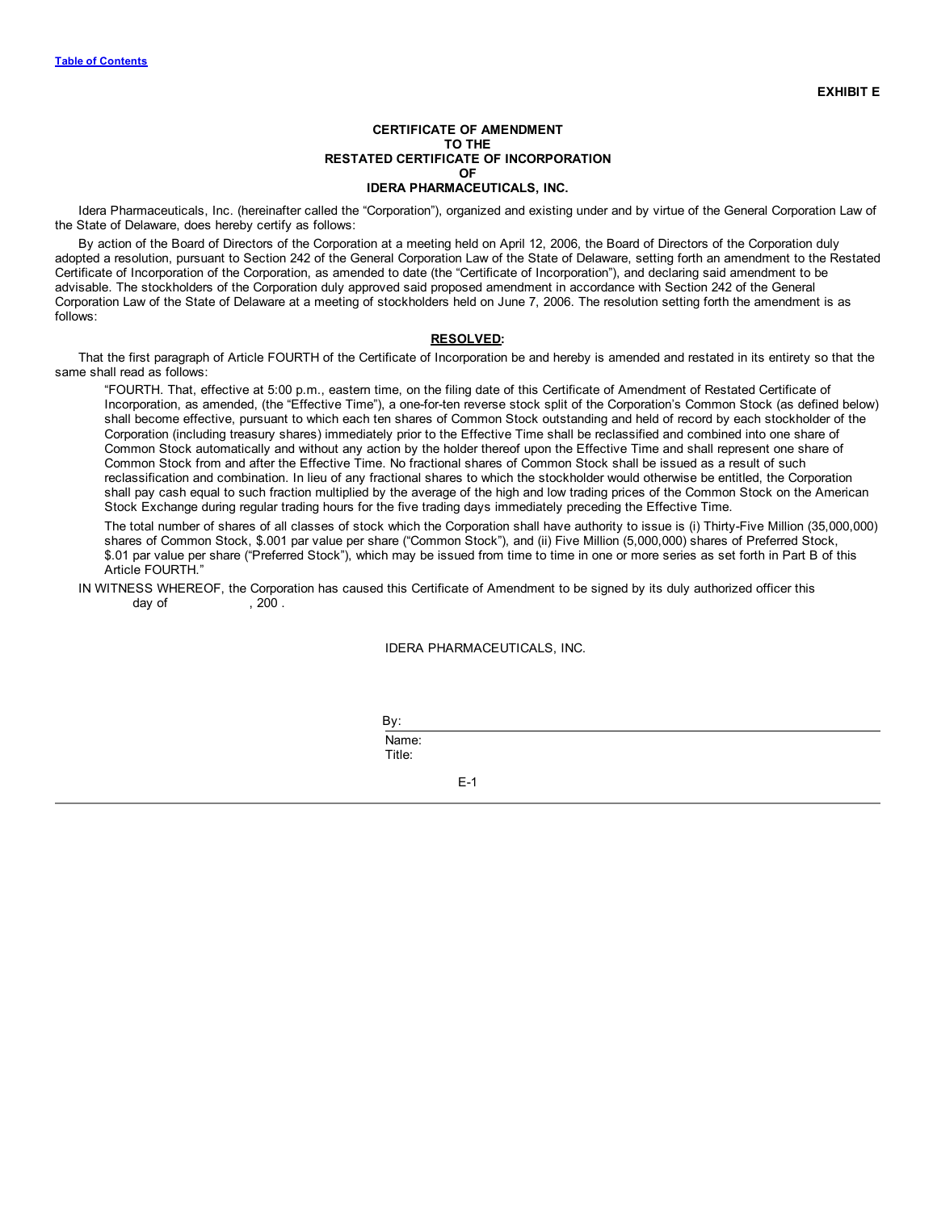**EXHIBIT E**

# CERTIFICATE OF AMENDMENT
# TO THE
# RESTATED CERTIFICATE OF INCORPORATION
# OF
# IDERA PHARMACEUTICALS, INC.

Idera Pharmaceuticals, Inc. (hereinafter called the "Corporation"), organized and existing under and by virtue of the General Corporation Law of the State of Delaware, does hereby certify as follows:

By action of the Board of Directors of the Corporation at a meeting held on April 12, 2006, the Board of Directors of the Corporation duly adopted a resolution, pursuant to Section 242 of the General Corporation Law of the State of Delaware, setting forth an amendment to the Restated Certificate of Incorporation of the Corporation, as amended to date (the "Certificate of Incorporation"), and declaring said amendment to be advisable. The stockholders of the Corporation duly approved said proposed amendment in accordance with Section 242 of the General Corporation Law of the State of Delaware at a meeting of stockholders held on June 7, 2006. The resolution setting forth the amendment is as follows:

**RESOLVED:**

That the first paragraph of Article FOURTH of the Certificate of Incorporation be and hereby is amended and restated in its entirety so that the same shall read as follows:

> "FOURTH. That, effective at 5:00 p.m., eastern time, on the filing date of this Certificate of Amendment of Restated Certificate of Incorporation, as amended, (the "Effective Time"), a one-for-ten reverse stock split of the Corporation's Common Stock (as defined below) shall become effective, pursuant to which each ten shares of Common Stock outstanding and held of record by each stockholder of the Corporation (including treasury shares) immediately prior to the Effective Time shall be reclassified and combined into one share of Common Stock automatically and without any action by the holder thereof upon the Effective Time and shall represent one share of Common Stock from and after the Effective Time. No fractional shares of Common Stock shall be issued as a result of such reclassification and combination. In lieu of any fractional shares to which the stockholder would otherwise be entitled, the Corporation shall pay cash equal to such fraction multiplied by the average of the high and low trading prices of the Common Stock on the American Stock Exchange during regular trading hours for the five trading days immediately preceding the Effective Time.
>
> The total number of shares of all classes of stock which the Corporation shall have authority to issue is (i) Thirty-Five Million (35,000,000) shares of Common Stock, $.001 par value per share ("Common Stock"), and (ii) Five Million (5,000,000) shares of Preferred Stock, $.01 par value per share ("Preferred Stock"), which may be issued from time to time in one or more series as set forth in Part B of this Article FOURTH."

IN WITNESS WHEREOF, the Corporation has caused this Certificate of Amendment to be signed by its duly authorized officer this day of , 200 .

IDERA PHARMACEUTICALS, INC.

By: \_\_\_\_\_\_\_\_\_\_\_\_\_\_\_\_\_\_\_\_\_\_\_\_\_\_\_\_
Name:
Title: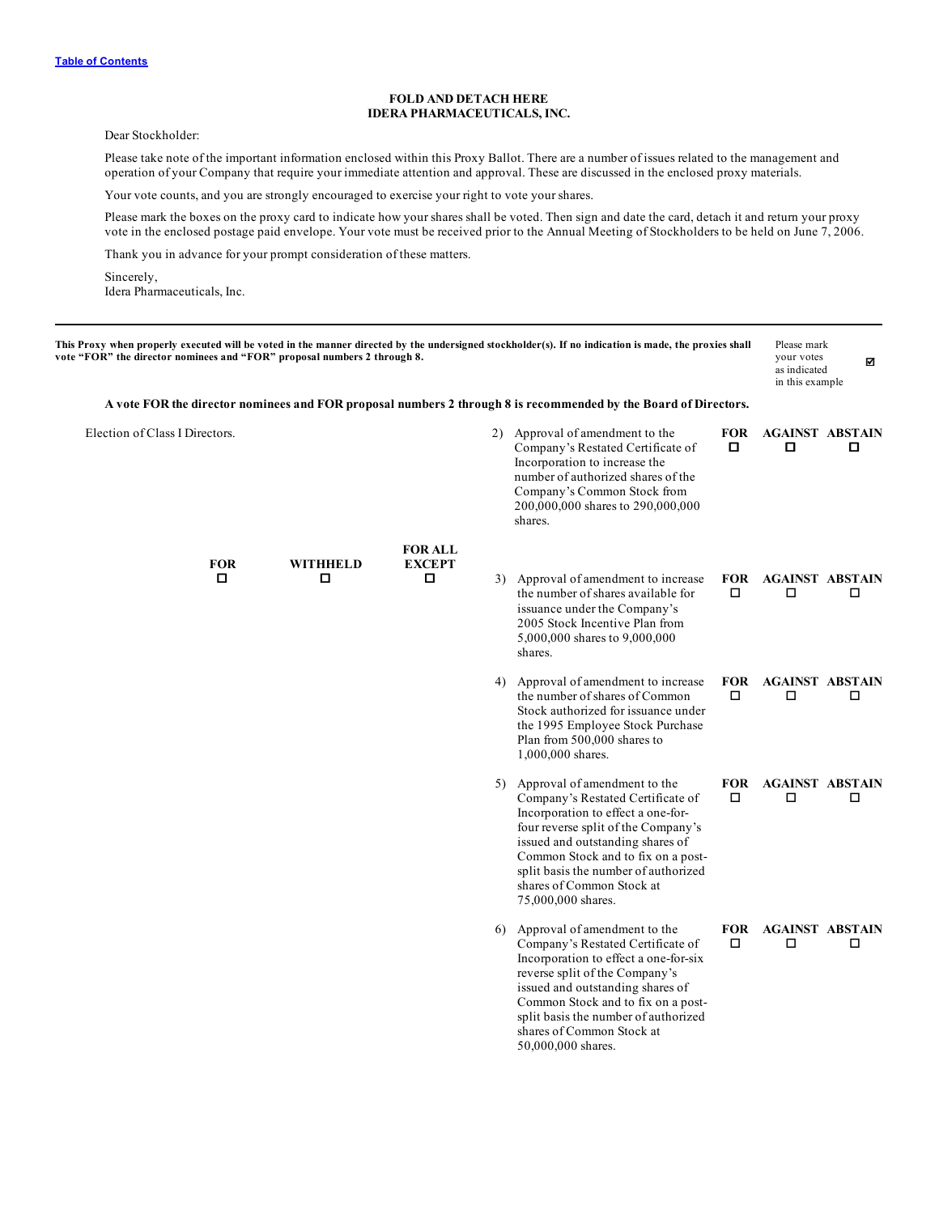Table of Contents

**FOLD AND DETACH HERE**
**IDERA PHARMACEUTICALS, INC.**

Dear Stockholder:

Please take note of the important information enclosed within this Proxy Ballot. There are a number of issues related to the management and operation of your Company that require your immediate attention and approval. These are discussed in the enclosed proxy materials.

Your vote counts, and you are strongly encouraged to exercise your right to vote your shares.

Please mark the boxes on the proxy card to indicate how your shares shall be voted. Then sign and date the card, detach it and return your proxy vote in the enclosed postage paid envelope. Your vote must be received prior to the Annual Meeting of Stockholders to be held on June 7, 2006.

Thank you in advance for your prompt consideration of these matters.

Sincerely,
Idera Pharmaceuticals, Inc.

---

**This Proxy when properly executed will be voted in the manner directed by the undersigned stockholder(s). If no indication is made, the proxies shall vote "FOR" the director nominees and "FOR" proposal numbers 2 through 8.**

Please mark your votes as indicated in this example ☑

**A vote FOR the director nominees and FOR proposal numbers 2 through 8 is recommended by the Board of Directors.**

Election of Class I Directors.

| FOR | WITHHELD | FOR ALL EXCEPT |
|---|---|---|
| ☐ | ☐ | ☐ |

| Proposal | FOR | AGAINST | ABSTAIN |
|---|---|---|---|
| 2) Approval of amendment to the Company's Restated Certificate of Incorporation to increase the number of authorized shares of the Company's Common Stock from 200,000,000 shares to 290,000,000 shares. | ☐ | ☐ | ☐ |
| 3) Approval of amendment to increase the number of shares available for issuance under the Company's 2005 Stock Incentive Plan from 5,000,000 shares to 9,000,000 shares. | ☐ | ☐ | ☐ |
| 4) Approval of amendment to increase the number of shares of Common Stock authorized for issuance under the 1995 Employee Stock Purchase Plan from 500,000 shares to 1,000,000 shares. | ☐ | ☐ | ☐ |
| 5) Approval of amendment to the Company's Restated Certificate of Incorporation to effect a one-for-four reverse split of the Company's issued and outstanding shares of Common Stock and to fix on a post-split basis the number of authorized shares of Common Stock at 75,000,000 shares. | ☐ | ☐ | ☐ |
| 6) Approval of amendment to the Company's Restated Certificate of Incorporation to effect a one-for-six reverse split of the Company's issued and outstanding shares of Common Stock and to fix on a post-split basis the number of authorized shares of Common Stock at 50,000,000 shares. | ☐ | ☐ | ☐ |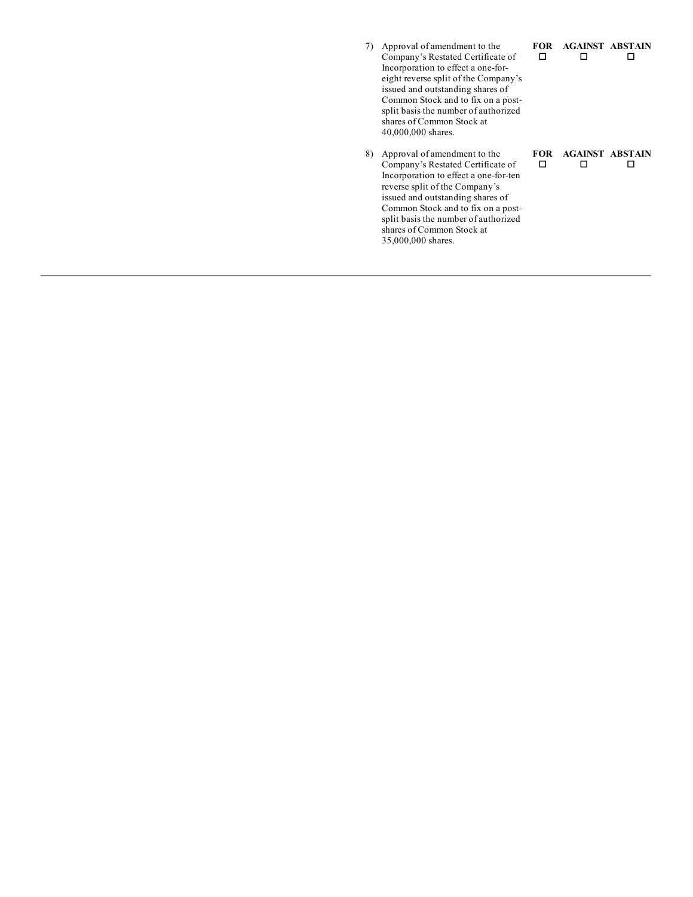7) Approval of amendment to the Company's Restated Certificate of Incorporation to effect a one-for-eight reverse split of the Company's issued and outstanding shares of Common Stock and to fix on a post-split basis the number of authorized shares of Common Stock at 40,000,000 shares.

| **FOR** | **AGAINST** | **ABSTAIN** |
|---|---|---|
| ☐ | ☐ | ☐ |

8) Approval of amendment to the Company's Restated Certificate of Incorporation to effect a one-for-ten reverse split of the Company's issued and outstanding shares of Common Stock and to fix on a post-split basis the number of authorized shares of Common Stock at 35,000,000 shares.

| **FOR** | **AGAINST** | **ABSTAIN** |
|---|---|---|
| ☐ | ☐ | ☐ |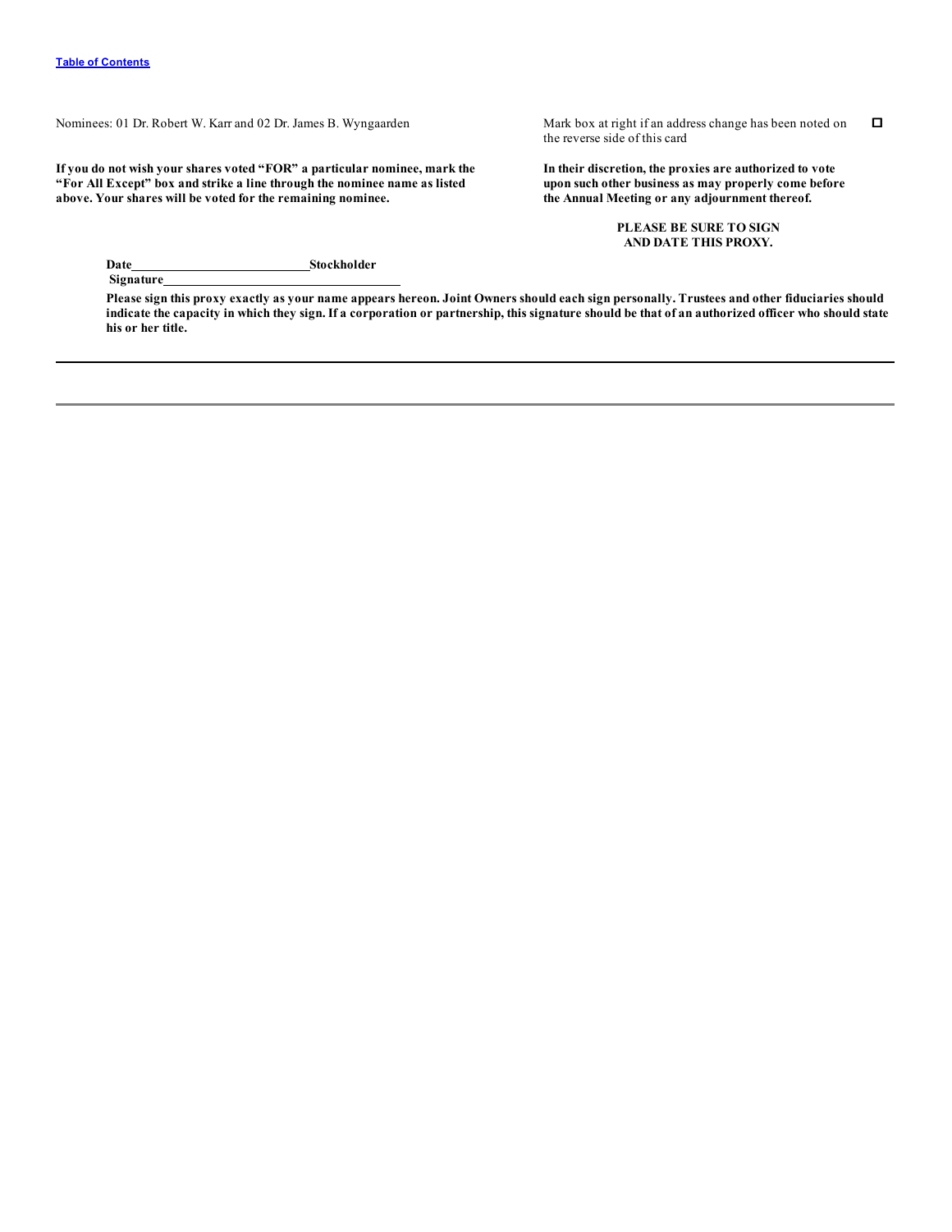Nominees: 01 Dr. Robert W. Karr and 02 Dr. James B. Wyngaarden

Mark box at right if an address change has been noted on the reverse side of this card ☐

**If you do not wish your shares voted "FOR" a particular nominee, mark the "For All Except" box and strike a line through the nominee name as listed above. Your shares will be voted for the remaining nominee.**

**In their discretion, the proxies are authorized to vote upon such other business as may properly come before the Annual Meeting or any adjournment thereof.**

**PLEASE BE SURE TO SIGN AND DATE THIS PROXY.**

**Date**\_\_\_\_\_\_\_\_\_\_\_\_\_\_\_\_\_\_\_\_\_\_\_\_\_\_ **Stockholder Signature**\_\_\_\_\_\_\_\_\_\_\_\_\_\_\_\_\_\_\_\_\_\_\_\_\_\_\_\_\_\_\_\_\_\_\_\_

**Please sign this proxy exactly as your name appears hereon. Joint Owners should each sign personally. Trustees and other fiduciaries should indicate the capacity in which they sign. If a corporation or partnership, this signature should be that of an authorized officer who should state his or her title.**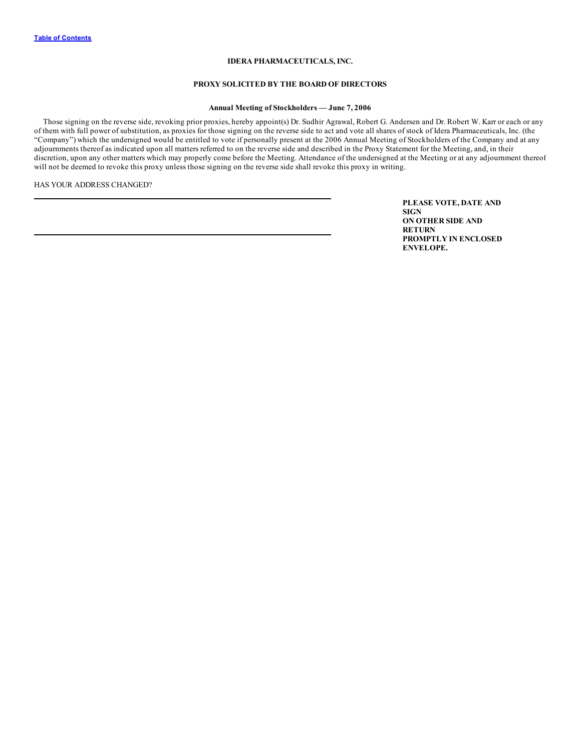Table of Contents

**IDERA PHARMACEUTICALS, INC.**

**PROXY SOLICITED BY THE BOARD OF DIRECTORS**

**Annual Meeting of Stockholders — June 7, 2006**

Those signing on the reverse side, revoking prior proxies, hereby appoint(s) Dr. Sudhir Agrawal, Robert G. Andersen and Dr. Robert W. Karr or each or any of them with full power of substitution, as proxies for those signing on the reverse side to act and vote all shares of stock of Idera Pharmaceuticals, Inc. (the "Company") which the undersigned would be entitled to vote if personally present at the 2006 Annual Meeting of Stockholders of the Company and at any adjournments thereof as indicated upon all matters referred to on the reverse side and described in the Proxy Statement for the Meeting, and, in their discretion, upon any other matters which may properly come before the Meeting. Attendance of the undersigned at the Meeting or at any adjournment thereof will not be deemed to revoke this proxy unless those signing on the reverse side shall revoke this proxy in writing.

HAS YOUR ADDRESS CHANGED?

\_\_\_\_\_\_\_\_\_\_\_\_\_\_\_\_\_\_\_\_\_\_\_\_\_\_\_\_\_\_\_\_\_\_\_\_\_\_\_\_

\_\_\_\_\_\_\_\_\_\_\_\_\_\_\_\_\_\_\_\_\_\_\_\_\_\_\_\_\_\_\_\_\_\_\_\_\_\_\_\_

**PLEASE VOTE, DATE AND SIGN ON OTHER SIDE AND RETURN PROMPTLY IN ENCLOSED ENVELOPE.**